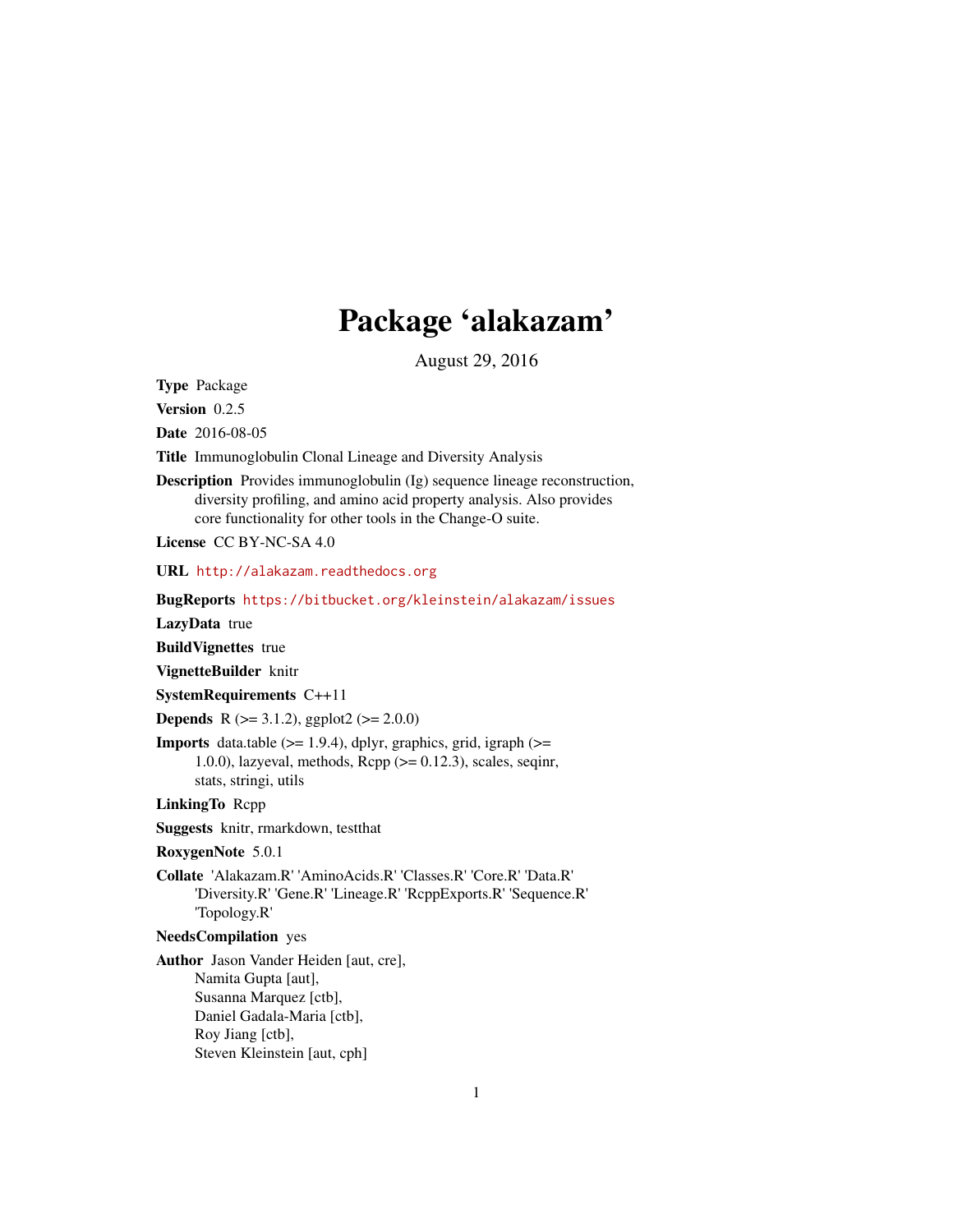# Package 'alakazam'

August 29, 2016

**Type** Package

**Version** 0.2.5

**Date** 2016-08-05

**Title** Immunoglobulin Clonal Lineage and Diversity Analysis

**Description** Provides immunoglobulin (Ig) sequence lineage reconstruction, diversity profiling, and amino acid property analysis. Also provides core functionality for other tools in the Change-O suite.

**License** CC BY-NC-SA 4.0

**URL** http://alakazam.readthedocs.org

**BugReports** https://bitbucket.org/kleinstein/alakazam/issues

**LazyData** true

**BuildVignettes** true

**VignetteBuilder** knitr

**SystemRequirements** C++11

**Depends** R (>= 3.1.2), ggplot2 (>= 2.0.0)

**Imports** data.table (>= 1.9.4), dplyr, graphics, grid, igraph (>= 1.0.0), lazyeval, methods, Rcpp (>= 0.12.3), scales, seqinr, stats, stringi, utils

**LinkingTo** Rcpp

**Suggests** knitr, rmarkdown, testthat

**RoxygenNote** 5.0.1

**Collate** 'Alakazam.R' 'AminoAcids.R' 'Classes.R' 'Core.R' 'Data.R' 'Diversity.R' 'Gene.R' 'Lineage.R' 'RcppExports.R' 'Sequence.R' 'Topology.R'

**NeedsCompilation** yes

**Author** Jason Vander Heiden [aut, cre],
Namita Gupta [aut],
Susanna Marquez [ctb],
Daniel Gadala-Maria [ctb],
Roy Jiang [ctb],
Steven Kleinstein [aut, cph]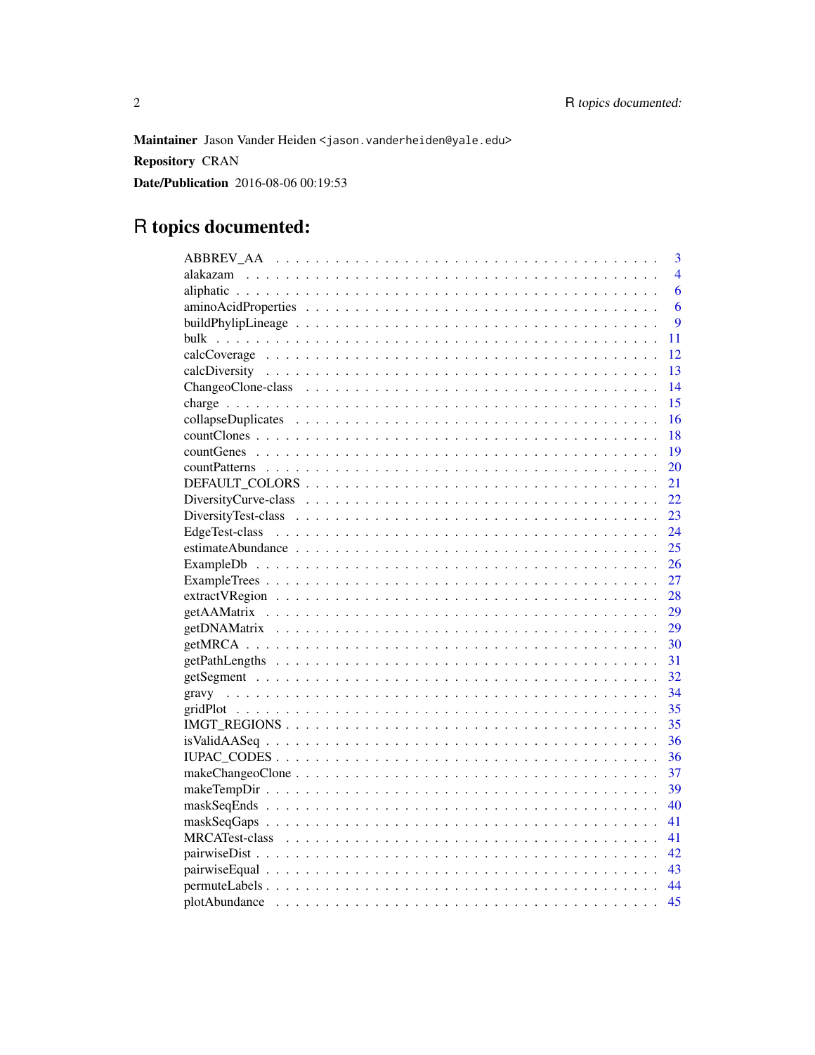**Maintainer** Jason Vander Heiden <jason.vanderheiden@yale.edu>

**Repository** CRAN

**Date/Publication** 2016-08-06 00:19:53

# R topics documented:

| | |
|---|---|
| ABBREV_AA | 3 |
| alakazam | 4 |
| aliphatic | 6 |
| aminoAcidProperties | 6 |
| buildPhylipLineage | 9 |
| bulk | 11 |
| calcCoverage | 12 |
| calcDiversity | 13 |
| ChangeoClone-class | 14 |
| charge | 15 |
| collapseDuplicates | 16 |
| countClones | 18 |
| countGenes | 19 |
| countPatterns | 20 |
| DEFAULT_COLORS | 21 |
| DiversityCurve-class | 22 |
| DiversityTest-class | 23 |
| EdgeTest-class | 24 |
| estimateAbundance | 25 |
| ExampleDb | 26 |
| ExampleTrees | 27 |
| extractVRegion | 28 |
| getAAMatrix | 29 |
| getDNAMatrix | 29 |
| getMRCA | 30 |
| getPathLengths | 31 |
| getSegment | 32 |
| gravy | 34 |
| gridPlot | 35 |
| IMGT_REGIONS | 35 |
| isValidAASeq | 36 |
| IUPAC_CODES | 36 |
| makeChangeoClone | 37 |
| makeTempDir | 39 |
| maskSeqEnds | 40 |
| maskSeqGaps | 41 |
| MRCATest-class | 41 |
| pairwiseDist | 42 |
| pairwiseEqual | 43 |
| permuteLabels | 44 |
| plotAbundance | 45 |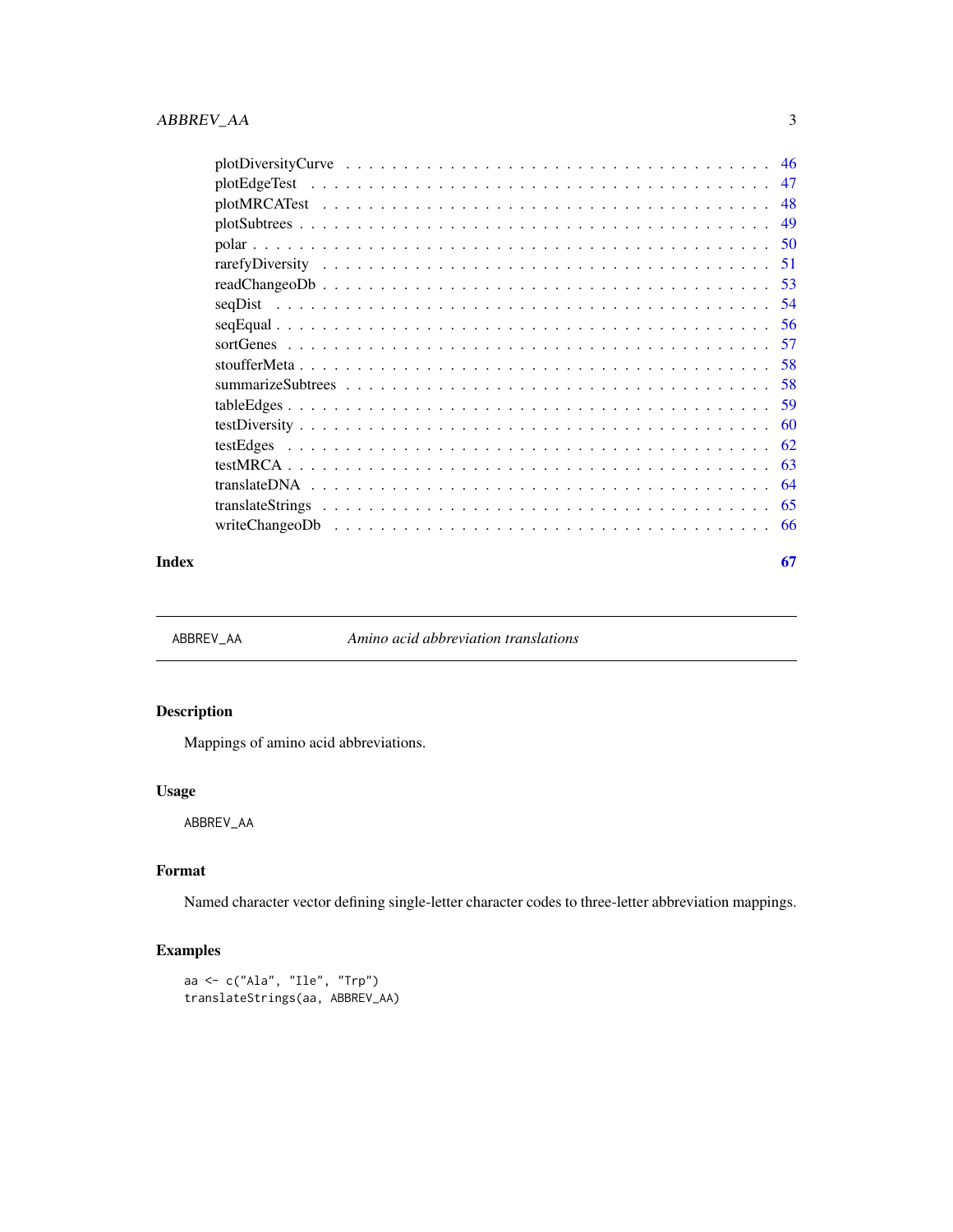plotDiversityCurve . . . . . . . . . . . . . . . . . . . . . . . . . . . . . . . . . . 46
plotEdgeTest . . . . . . . . . . . . . . . . . . . . . . . . . . . . . . . . . . . . . 47
plotMRCATest . . . . . . . . . . . . . . . . . . . . . . . . . . . . . . . . . . . . . 48
plotSubtrees . . . . . . . . . . . . . . . . . . . . . . . . . . . . . . . . . . . . . 49
polar . . . . . . . . . . . . . . . . . . . . . . . . . . . . . . . . . . . . . . . . 50
rarefyDiversity . . . . . . . . . . . . . . . . . . . . . . . . . . . . . . . . . . . 51
readChangeoDb . . . . . . . . . . . . . . . . . . . . . . . . . . . . . . . . . . . . 53
seqDist . . . . . . . . . . . . . . . . . . . . . . . . . . . . . . . . . . . . . . . 54
seqEqual . . . . . . . . . . . . . . . . . . . . . . . . . . . . . . . . . . . . . . 56
sortGenes . . . . . . . . . . . . . . . . . . . . . . . . . . . . . . . . . . . . . . 57
stoufferMeta . . . . . . . . . . . . . . . . . . . . . . . . . . . . . . . . . . . . . 58
summarizeSubtrees . . . . . . . . . . . . . . . . . . . . . . . . . . . . . . . . . . 58
tableEdges . . . . . . . . . . . . . . . . . . . . . . . . . . . . . . . . . . . . . . 59
testDiversity . . . . . . . . . . . . . . . . . . . . . . . . . . . . . . . . . . . . 60
testEdges . . . . . . . . . . . . . . . . . . . . . . . . . . . . . . . . . . . . . . 62
testMRCA . . . . . . . . . . . . . . . . . . . . . . . . . . . . . . . . . . . . . . . 63
translateDNA . . . . . . . . . . . . . . . . . . . . . . . . . . . . . . . . . . . . . 64
translateStrings . . . . . . . . . . . . . . . . . . . . . . . . . . . . . . . . . . . 65
writeChangeoDb . . . . . . . . . . . . . . . . . . . . . . . . . . . . . . . . . . . . 66

**Index** **67**

---

`ABBREV_AA` *Amino acid abbreviation translations*

---

## Description

Mappings of amino acid abbreviations.

## Usage

```
ABBREV_AA
```

## Format

Named character vector defining single-letter character codes to three-letter abbreviation mappings.

## Examples

```
aa <- c("Ala", "Ile", "Trp")
translateStrings(aa, ABBREV_AA)
```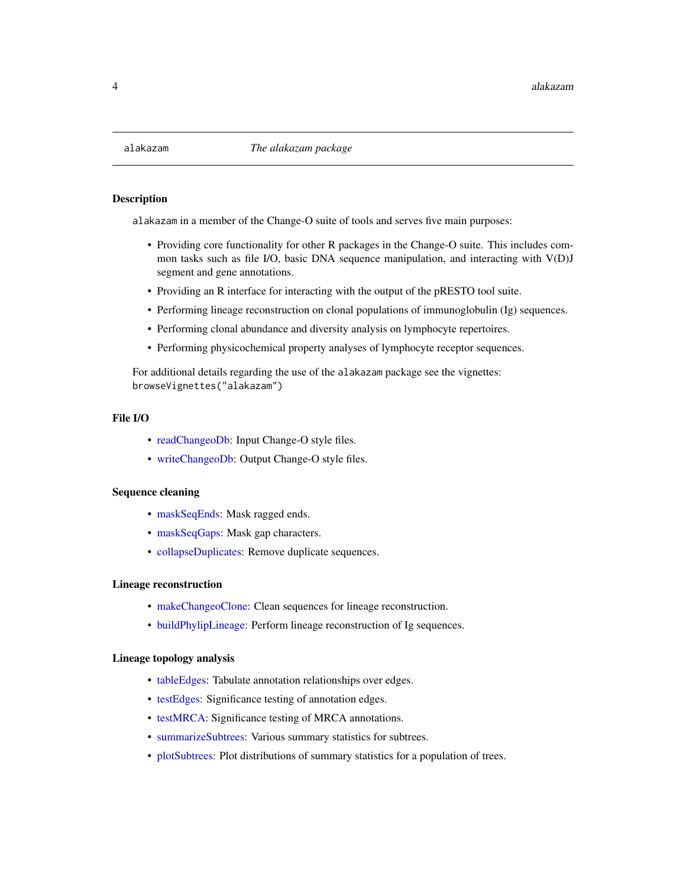## alakazam — *The alakazam package*

### Description

`alakazam` in a member of the Change-O suite of tools and serves five main purposes:

- Providing core functionality for other R packages in the Change-O suite. This includes common tasks such as file I/O, basic DNA sequence manipulation, and interacting with V(D)J segment and gene annotations.
- Providing an R interface for interacting with the output of the pRESTO tool suite.
- Performing lineage reconstruction on clonal populations of immunoglobulin (Ig) sequences.
- Performing clonal abundance and diversity analysis on lymphocyte repertoires.
- Performing physicochemical property analyses of lymphocyte receptor sequences.

For additional details regarding the use of the `alakazam` package see the vignettes:
`browseVignettes("alakazam")`

### File I/O

- readChangeoDb: Input Change-O style files.
- writeChangeoDb: Output Change-O style files.

### Sequence cleaning

- maskSeqEnds: Mask ragged ends.
- maskSeqGaps: Mask gap characters.
- collapseDuplicates: Remove duplicate sequences.

### Lineage reconstruction

- makeChangeoClone: Clean sequences for lineage reconstruction.
- buildPhylipLineage: Perform lineage reconstruction of Ig sequences.

### Lineage topology analysis

- tableEdges: Tabulate annotation relationships over edges.
- testEdges: Significance testing of annotation edges.
- testMRCA: Significance testing of MRCA annotations.
- summarizeSubtrees: Various summary statistics for subtrees.
- plotSubtrees: Plot distributions of summary statistics for a population of trees.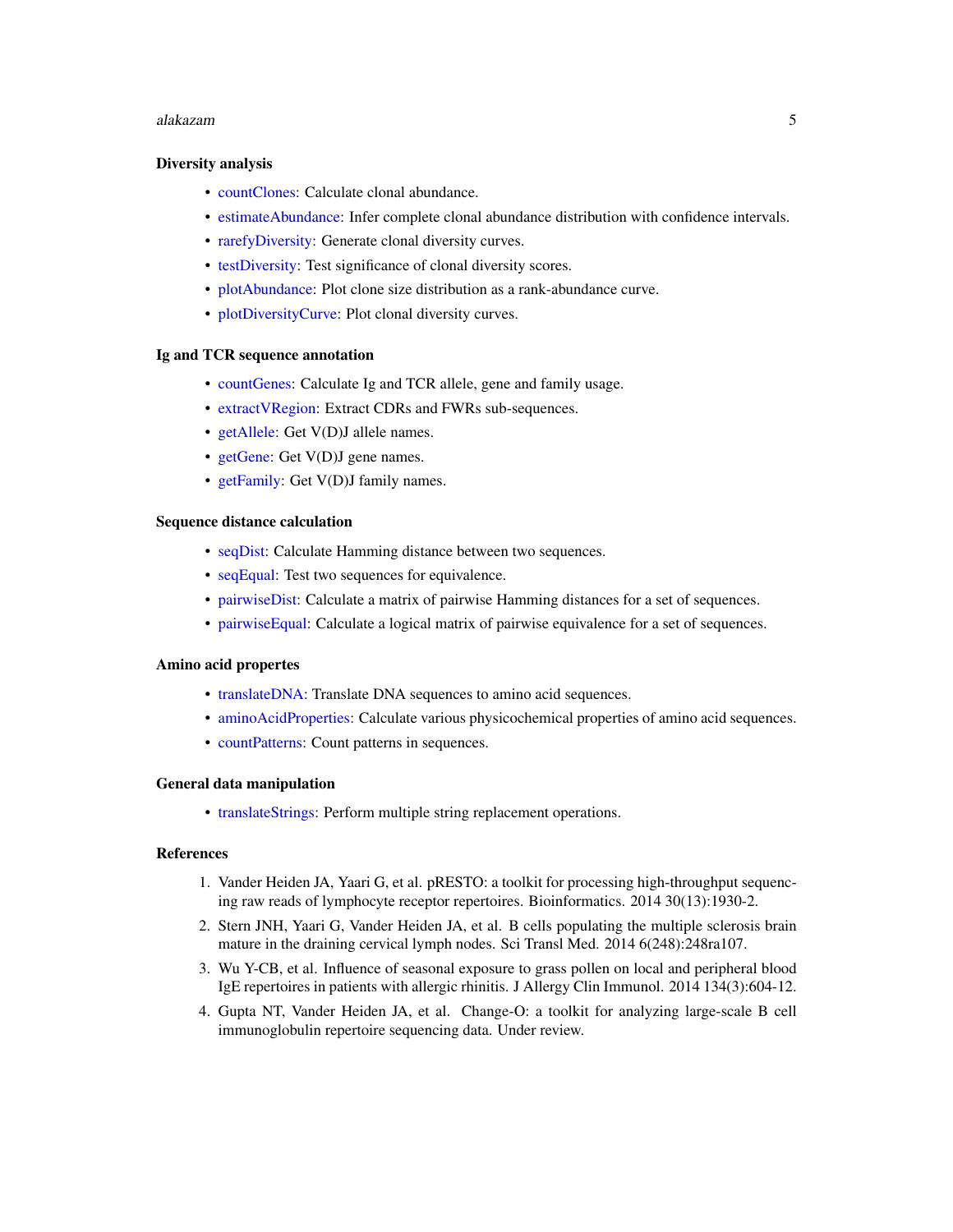### Diversity analysis

- countClones: Calculate clonal abundance.
- estimateAbundance: Infer complete clonal abundance distribution with confidence intervals.
- rarefyDiversity: Generate clonal diversity curves.
- testDiversity: Test significance of clonal diversity scores.
- plotAbundance: Plot clone size distribution as a rank-abundance curve.
- plotDiversityCurve: Plot clonal diversity curves.

### Ig and TCR sequence annotation

- countGenes: Calculate Ig and TCR allele, gene and family usage.
- extractVRegion: Extract CDRs and FWRs sub-sequences.
- getAllele: Get V(D)J allele names.
- getGene: Get V(D)J gene names.
- getFamily: Get V(D)J family names.

### Sequence distance calculation

- seqDist: Calculate Hamming distance between two sequences.
- seqEqual: Test two sequences for equivalence.
- pairwiseDist: Calculate a matrix of pairwise Hamming distances for a set of sequences.
- pairwiseEqual: Calculate a logical matrix of pairwise equivalence for a set of sequences.

### Amino acid propertes

- translateDNA: Translate DNA sequences to amino acid sequences.
- aminoAcidProperties: Calculate various physicochemical properties of amino acid sequences.
- countPatterns: Count patterns in sequences.

### General data manipulation

- translateStrings: Perform multiple string replacement operations.

### References

1. Vander Heiden JA, Yaari G, et al. pRESTO: a toolkit for processing high-throughput sequencing raw reads of lymphocyte receptor repertoires. Bioinformatics. 2014 30(13):1930-2.
2. Stern JNH, Yaari G, Vander Heiden JA, et al. B cells populating the multiple sclerosis brain mature in the draining cervical lymph nodes. Sci Transl Med. 2014 6(248):248ra107.
3. Wu Y-CB, et al. Influence of seasonal exposure to grass pollen on local and peripheral blood IgE repertoires in patients with allergic rhinitis. J Allergy Clin Immunol. 2014 134(3):604-12.
4. Gupta NT, Vander Heiden JA, et al. Change-O: a toolkit for analyzing large-scale B cell immunoglobulin repertoire sequencing data. Under review.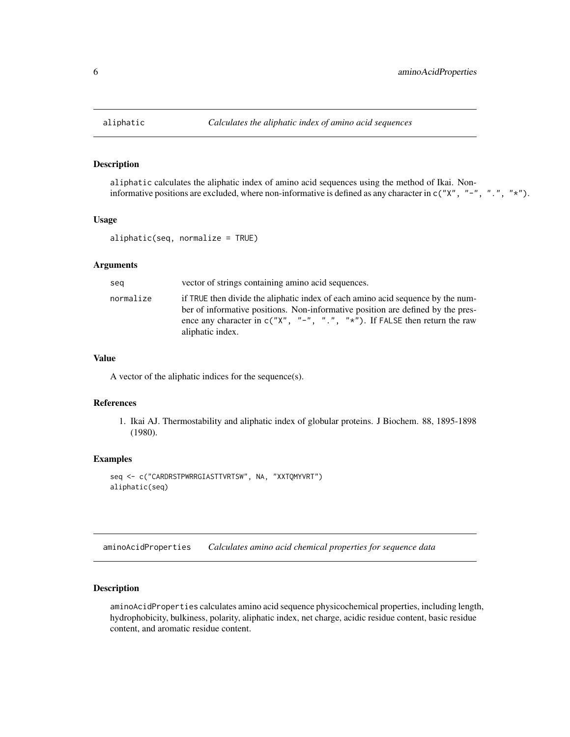## aliphatic — *Calculates the aliphatic index of amino acid sequences*

### Description

`aliphatic` calculates the aliphatic index of amino acid sequences using the method of Ikai. Non-informative positions are excluded, where non-informative is defined as any character in `c("X", "-", ".", "*")`.

### Usage

```
aliphatic(seq, normalize = TRUE)
```

### Arguments

| | |
|---|---|
| `seq` | vector of strings containing amino acid sequences. |
| `normalize` | if `TRUE` then divide the aliphatic index of each amino acid sequence by the number of informative positions. Non-informative position are defined by the presence any character in `c("X", "-", ".", "*")`. If `FALSE` then return the raw aliphatic index. |

### Value

A vector of the aliphatic indices for the sequence(s).

### References

1. Ikai AJ. Thermostability and aliphatic index of globular proteins. J Biochem. 88, 1895-1898 (1980).

### Examples

```
seq <- c("CARDRSTPWRRGIASTTVRTSW", NA, "XXTQMYVRT")
aliphatic(seq)
```

## aminoAcidProperties — *Calculates amino acid chemical properties for sequence data*

### Description

`aminoAcidProperties` calculates amino acid sequence physicochemical properties, including length, hydrophobicity, bulkiness, polarity, aliphatic index, net charge, acidic residue content, basic residue content, and aromatic residue content.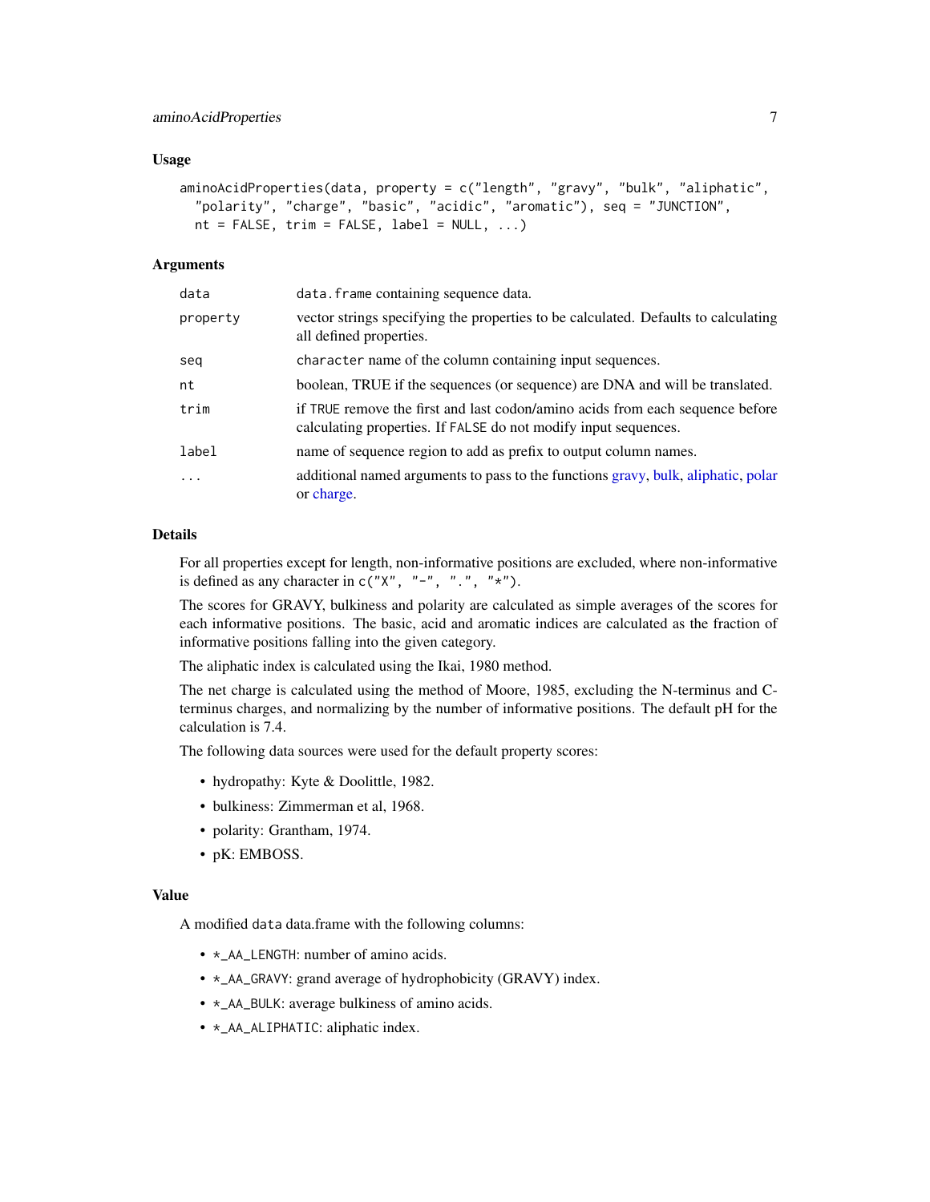### Usage

```
aminoAcidProperties(data, property = c("length", "gravy", "bulk", "aliphatic",
  "polarity", "charge", "basic", "acidic", "aromatic"), seq = "JUNCTION",
  nt = FALSE, trim = FALSE, label = NULL, ...)
```

### Arguments

| | |
|---|---|
| `data` | `data.frame` containing sequence data. |
| `property` | vector strings specifying the properties to be calculated. Defaults to calculating all defined properties. |
| `seq` | `character` name of the column containing input sequences. |
| `nt` | boolean, TRUE if the sequences (or sequence) are DNA and will be translated. |
| `trim` | if `TRUE` remove the first and last codon/amino acids from each sequence before calculating properties. If `FALSE` do not modify input sequences. |
| `label` | name of sequence region to add as prefix to output column names. |
| `...` | additional named arguments to pass to the functions gravy, bulk, aliphatic, polar or charge. |

### Details

For all properties except for length, non-informative positions are excluded, where non-informative is defined as any character in `c("X", "-", ".", "*")`.

The scores for GRAVY, bulkiness and polarity are calculated as simple averages of the scores for each informative positions. The basic, acid and aromatic indices are calculated as the fraction of informative positions falling into the given category.

The aliphatic index is calculated using the Ikai, 1980 method.

The net charge is calculated using the method of Moore, 1985, excluding the N-terminus and C-terminus charges, and normalizing by the number of informative positions. The default pH for the calculation is 7.4.

The following data sources were used for the default property scores:

- hydropathy: Kyte & Doolittle, 1982.
- bulkiness: Zimmerman et al, 1968.
- polarity: Grantham, 1974.
- pK: EMBOSS.

### Value

A modified `data` data.frame with the following columns:

- `*_AA_LENGTH`: number of amino acids.
- `*_AA_GRAVY`: grand average of hydrophobicity (GRAVY) index.
- `*_AA_BULK`: average bulkiness of amino acids.
- `*_AA_ALIPHATIC`: aliphatic index.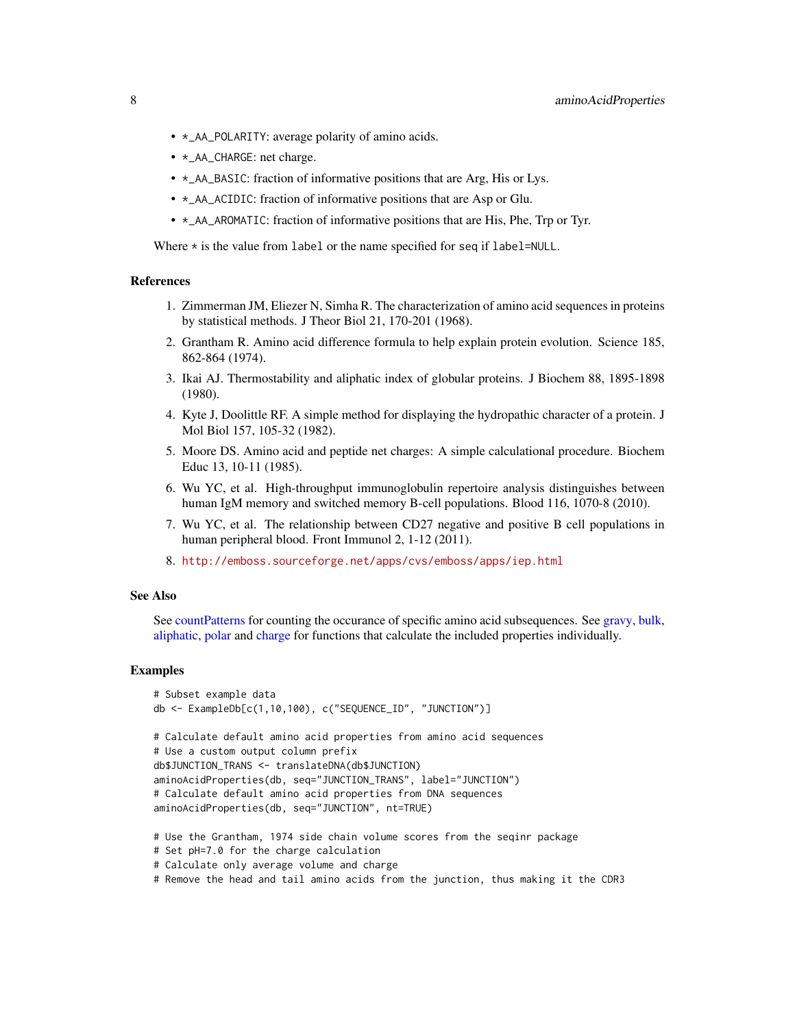- `*_AA_POLARITY`: average polarity of amino acids.
- `*_AA_CHARGE`: net charge.
- `*_AA_BASIC`: fraction of informative positions that are Arg, His or Lys.
- `*_AA_ACIDIC`: fraction of informative positions that are Asp or Glu.
- `*_AA_AROMATIC`: fraction of informative positions that are His, Phe, Trp or Tyr.

Where `*` is the value from `label` or the name specified for `seq` if `label=NULL`.

### References

1. Zimmerman JM, Eliezer N, Simha R. The characterization of amino acid sequences in proteins by statistical methods. J Theor Biol 21, 170-201 (1968).
2. Grantham R. Amino acid difference formula to help explain protein evolution. Science 185, 862-864 (1974).
3. Ikai AJ. Thermostability and aliphatic index of globular proteins. J Biochem 88, 1895-1898 (1980).
4. Kyte J, Doolittle RF. A simple method for displaying the hydropathic character of a protein. J Mol Biol 157, 105-32 (1982).
5. Moore DS. Amino acid and peptide net charges: A simple calculational procedure. Biochem Educ 13, 10-11 (1985).
6. Wu YC, et al. High-throughput immunoglobulin repertoire analysis distinguishes between human IgM memory and switched memory B-cell populations. Blood 116, 1070-8 (2010).
7. Wu YC, et al. The relationship between CD27 negative and positive B cell populations in human peripheral blood. Front Immunol 2, 1-12 (2011).
8. http://emboss.sourceforge.net/apps/cvs/emboss/apps/iep.html

### See Also

See countPatterns for counting the occurance of specific amino acid subsequences. See gravy, bulk, aliphatic, polar and charge for functions that calculate the included properties individually.

### Examples

```
# Subset example data
db <- ExampleDb[c(1,10,100), c("SEQUENCE_ID", "JUNCTION")]

# Calculate default amino acid properties from amino acid sequences
# Use a custom output column prefix
db$JUNCTION_TRANS <- translateDNA(db$JUNCTION)
aminoAcidProperties(db, seq="JUNCTION_TRANS", label="JUNCTION")
# Calculate default amino acid properties from DNA sequences
aminoAcidProperties(db, seq="JUNCTION", nt=TRUE)

# Use the Grantham, 1974 side chain volume scores from the seqinr package
# Set pH=7.0 for the charge calculation
# Calculate only average volume and charge
# Remove the head and tail amino acids from the junction, thus making it the CDR3
```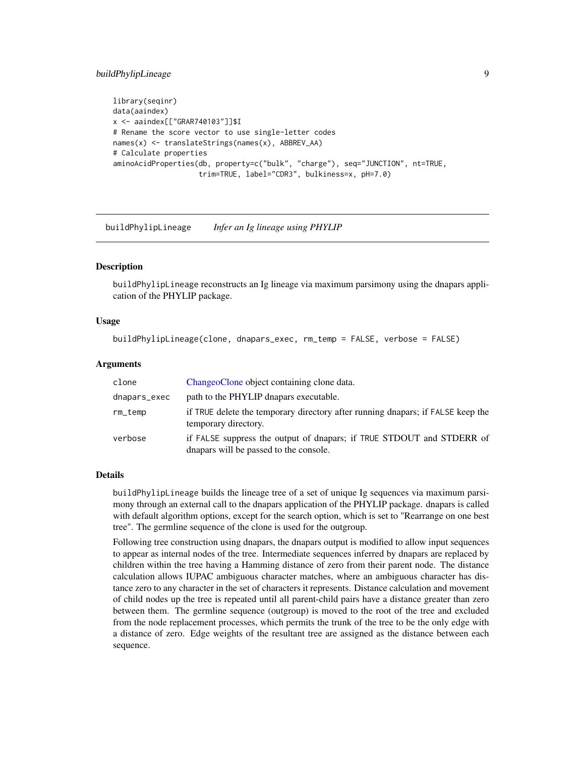```
library(seqinr)
data(aaindex)
x <- aaindex[["GRAR740103"]]$I
# Rename the score vector to use single-letter codes
names(x) <- translateStrings(names(x), ABBREV_AA)
# Calculate properties
aminoAcidProperties(db, property=c("bulk", "charge"), seq="JUNCTION", nt=TRUE,
                    trim=TRUE, label="CDR3", bulkiness=x, pH=7.0)
```

---

## buildPhylipLineage    *Infer an Ig lineage using PHYLIP*

### Description

buildPhylipLineage reconstructs an Ig lineage via maximum parsimony using the dnapars application of the PHYLIP package.

### Usage

```
buildPhylipLineage(clone, dnapars_exec, rm_temp = FALSE, verbose = FALSE)
```

### Arguments

| | |
|---|---|
| clone | ChangeoClone object containing clone data. |
| dnapars_exec | path to the PHYLIP dnapars executable. |
| rm_temp | if TRUE delete the temporary directory after running dnapars; if FALSE keep the temporary directory. |
| verbose | if FALSE suppress the output of dnapars; if TRUE STDOUT and STDERR of dnapars will be passed to the console. |

### Details

buildPhylipLineage builds the lineage tree of a set of unique Ig sequences via maximum parsimony through an external call to the dnapars application of the PHYLIP package. dnapars is called with default algorithm options, except for the search option, which is set to "Rearrange on one best tree". The germline sequence of the clone is used for the outgroup.

Following tree construction using dnapars, the dnapars output is modified to allow input sequences to appear as internal nodes of the tree. Intermediate sequences inferred by dnapars are replaced by children within the tree having a Hamming distance of zero from their parent node. The distance calculation allows IUPAC ambiguous character matches, where an ambiguous character has distance zero to any character in the set of characters it represents. Distance calculation and movement of child nodes up the tree is repeated until all parent-child pairs have a distance greater than zero between them. The germline sequence (outgroup) is moved to the root of the tree and excluded from the node replacement processes, which permits the trunk of the tree to be the only edge with a distance of zero. Edge weights of the resultant tree are assigned as the distance between each sequence.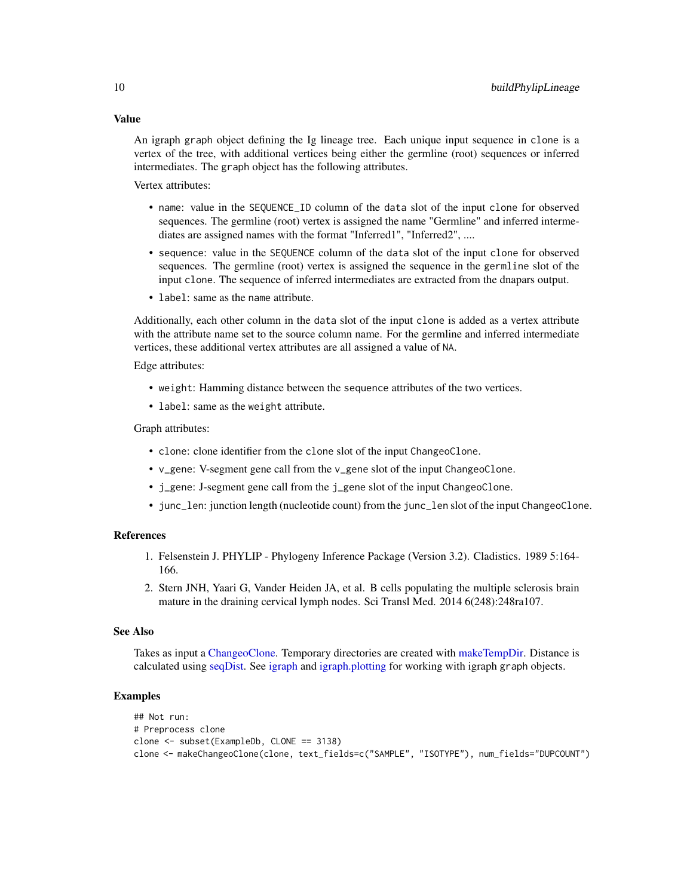### Value

An igraph `graph` object defining the Ig lineage tree. Each unique input sequence in `clone` is a vertex of the tree, with additional vertices being either the germline (root) sequences or inferred intermediates. The `graph` object has the following attributes.

Vertex attributes:

- `name`: value in the `SEQUENCE_ID` column of the `data` slot of the input `clone` for observed sequences. The germline (root) vertex is assigned the name "Germline" and inferred intermediates are assigned names with the format "Inferred1", "Inferred2", ....
- `sequence`: value in the `SEQUENCE` column of the `data` slot of the input `clone` for observed sequences. The germline (root) vertex is assigned the sequence in the `germline` slot of the input `clone`. The sequence of inferred intermediates are extracted from the dnapars output.
- `label`: same as the `name` attribute.

Additionally, each other column in the `data` slot of the input `clone` is added as a vertex attribute with the attribute name set to the source column name. For the germline and inferred intermediate vertices, these additional vertex attributes are all assigned a value of `NA`.

Edge attributes:

- `weight`: Hamming distance between the `sequence` attributes of the two vertices.
- `label`: same as the `weight` attribute.

Graph attributes:

- `clone`: clone identifier from the `clone` slot of the input `ChangeoClone`.
- `v_gene`: V-segment gene call from the `v_gene` slot of the input `ChangeoClone`.
- `j_gene`: J-segment gene call from the `j_gene` slot of the input `ChangeoClone`.
- `junc_len`: junction length (nucleotide count) from the `junc_len` slot of the input `ChangeoClone`.

### References

1. Felsenstein J. PHYLIP - Phylogeny Inference Package (Version 3.2). Cladistics. 1989 5:164-166.
2. Stern JNH, Yaari G, Vander Heiden JA, et al. B cells populating the multiple sclerosis brain mature in the draining cervical lymph nodes. Sci Transl Med. 2014 6(248):248ra107.

### See Also

Takes as input a ChangeoClone. Temporary directories are created with makeTempDir. Distance is calculated using seqDist. See igraph and igraph.plotting for working with igraph `graph` objects.

### Examples

```
## Not run:
# Preprocess clone
clone <- subset(ExampleDb, CLONE == 3138)
clone <- makeChangeoClone(clone, text_fields=c("SAMPLE", "ISOTYPE"), num_fields="DUPCOUNT")
```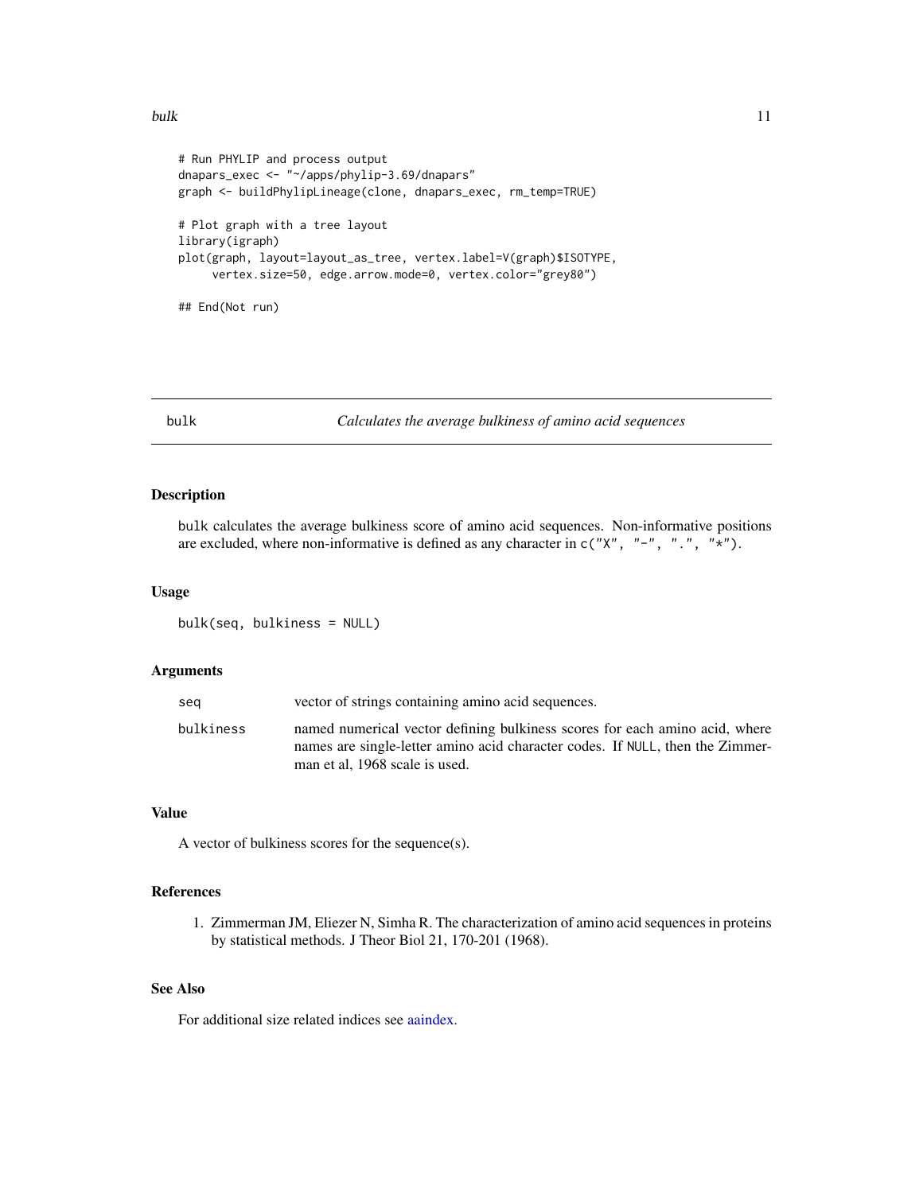```
# Run PHYLIP and process output
dnapars_exec <- "~/apps/phylip-3.69/dnapars"
graph <- buildPhylipLineage(clone, dnapars_exec, rm_temp=TRUE)

# Plot graph with a tree layout
library(igraph)
plot(graph, layout=layout_as_tree, vertex.label=V(graph)$ISOTYPE,
     vertex.size=50, edge.arrow.mode=0, vertex.color="grey80")

## End(Not run)
```

---

## bulk — *Calculates the average bulkiness of amino acid sequences*

---

### Description

bulk calculates the average bulkiness score of amino acid sequences. Non-informative positions are excluded, where non-informative is defined as any character in `c("X", "-", ".", "*")`.

### Usage

```
bulk(seq, bulkiness = NULL)
```

### Arguments

| | |
|---|---|
| seq | vector of strings containing amino acid sequences. |
| bulkiness | named numerical vector defining bulkiness scores for each amino acid, where names are single-letter amino acid character codes. If `NULL`, then the Zimmerman et al, 1968 scale is used. |

### Value

A vector of bulkiness scores for the sequence(s).

### References

1. Zimmerman JM, Eliezer N, Simha R. The characterization of amino acid sequences in proteins by statistical methods. J Theor Biol 21, 170-201 (1968).

### See Also

For additional size related indices see aaindex.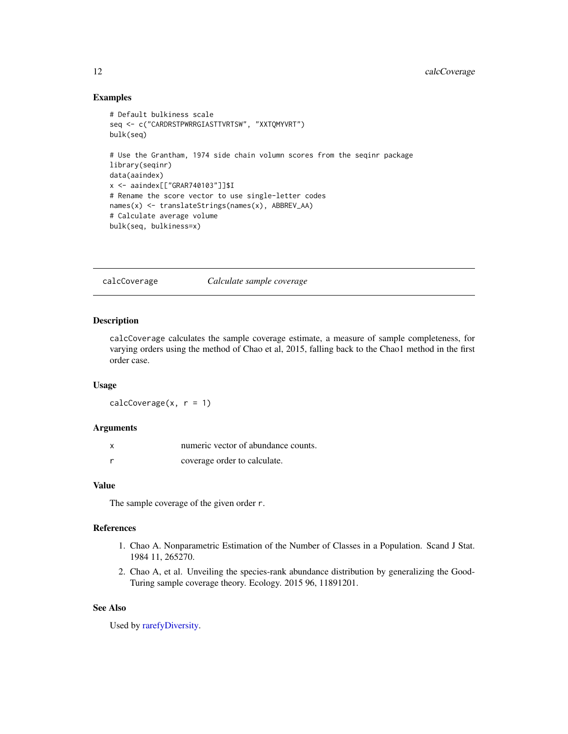## Examples

```
# Default bulkiness scale
seq <- c("CARDRSTPWRRGIASTTVRTSW", "XXTQMYVRT")
bulk(seq)

# Use the Grantham, 1974 side chain volumn scores from the seqinr package
library(seqinr)
data(aaindex)
x <- aaindex[["GRAR740103"]]$I
# Rename the score vector to use single-letter codes
names(x) <- translateStrings(names(x), ABBREV_AA)
# Calculate average volume
bulk(seq, bulkiness=x)
```

---

# calcCoverage *Calculate sample coverage*

---

## Description

calcCoverage calculates the sample coverage estimate, a measure of sample completeness, for varying orders using the method of Chao et al, 2015, falling back to the Chao1 method in the first order case.

## Usage

```
calcCoverage(x, r = 1)
```

## Arguments

| | |
|---|---|
| x | numeric vector of abundance counts. |
| r | coverage order to calculate. |

## Value

The sample coverage of the given order r.

## References

1. Chao A. Nonparametric Estimation of the Number of Classes in a Population. Scand J Stat. 1984 11, 265270.
2. Chao A, et al. Unveiling the species-rank abundance distribution by generalizing the Good-Turing sample coverage theory. Ecology. 2015 96, 11891201.

## See Also

Used by rarefyDiversity.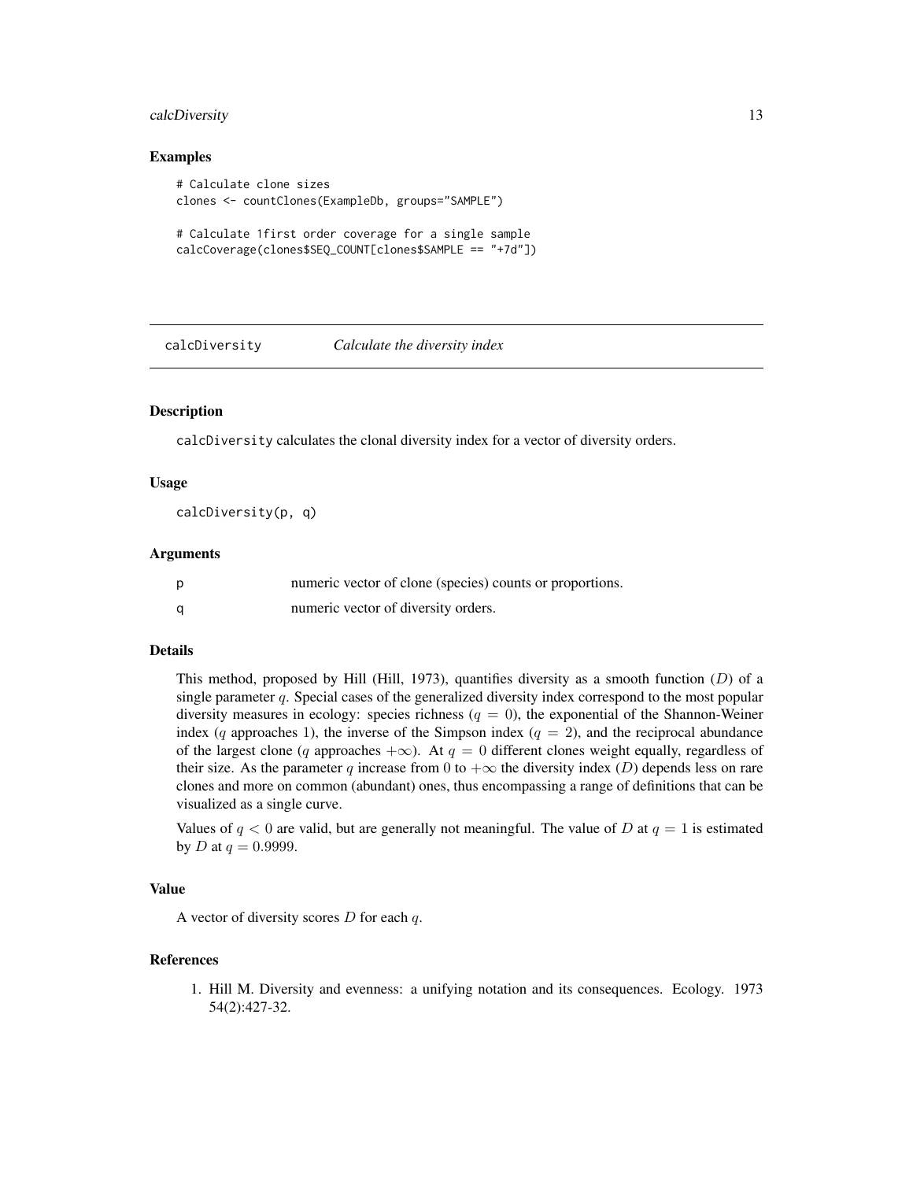### Examples

```
# Calculate clone sizes
clones <- countClones(ExampleDb, groups="SAMPLE")

# Calculate 1first order coverage for a single sample
calcCoverage(clones$SEQ_COUNT[clones$SAMPLE == "+7d"])
```

---

## calcDiversity — *Calculate the diversity index*

---

### Description

calcDiversity calculates the clonal diversity index for a vector of diversity orders.

### Usage

```
calcDiversity(p, q)
```

### Arguments

| | |
|---|---|
| p | numeric vector of clone (species) counts or proportions. |
| q | numeric vector of diversity orders. |

### Details

This method, proposed by Hill (Hill, 1973), quantifies diversity as a smooth function ($D$) of a single parameter $q$. Special cases of the generalized diversity index correspond to the most popular diversity measures in ecology: species richness ($q = 0$), the exponential of the Shannon-Weiner index ($q$ approaches 1), the inverse of the Simpson index ($q = 2$), and the reciprocal abundance of the largest clone ($q$ approaches $+\infty$). At $q = 0$ different clones weight equally, regardless of their size. As the parameter $q$ increase from 0 to $+\infty$ the diversity index ($D$) depends less on rare clones and more on common (abundant) ones, thus encompassing a range of definitions that can be visualized as a single curve.

Values of $q < 0$ are valid, but are generally not meaningful. The value of $D$ at $q = 1$ is estimated by $D$ at $q = 0.9999$.

### Value

A vector of diversity scores $D$ for each $q$.

### References

1. Hill M. Diversity and evenness: a unifying notation and its consequences. Ecology. 1973 54(2):427-32.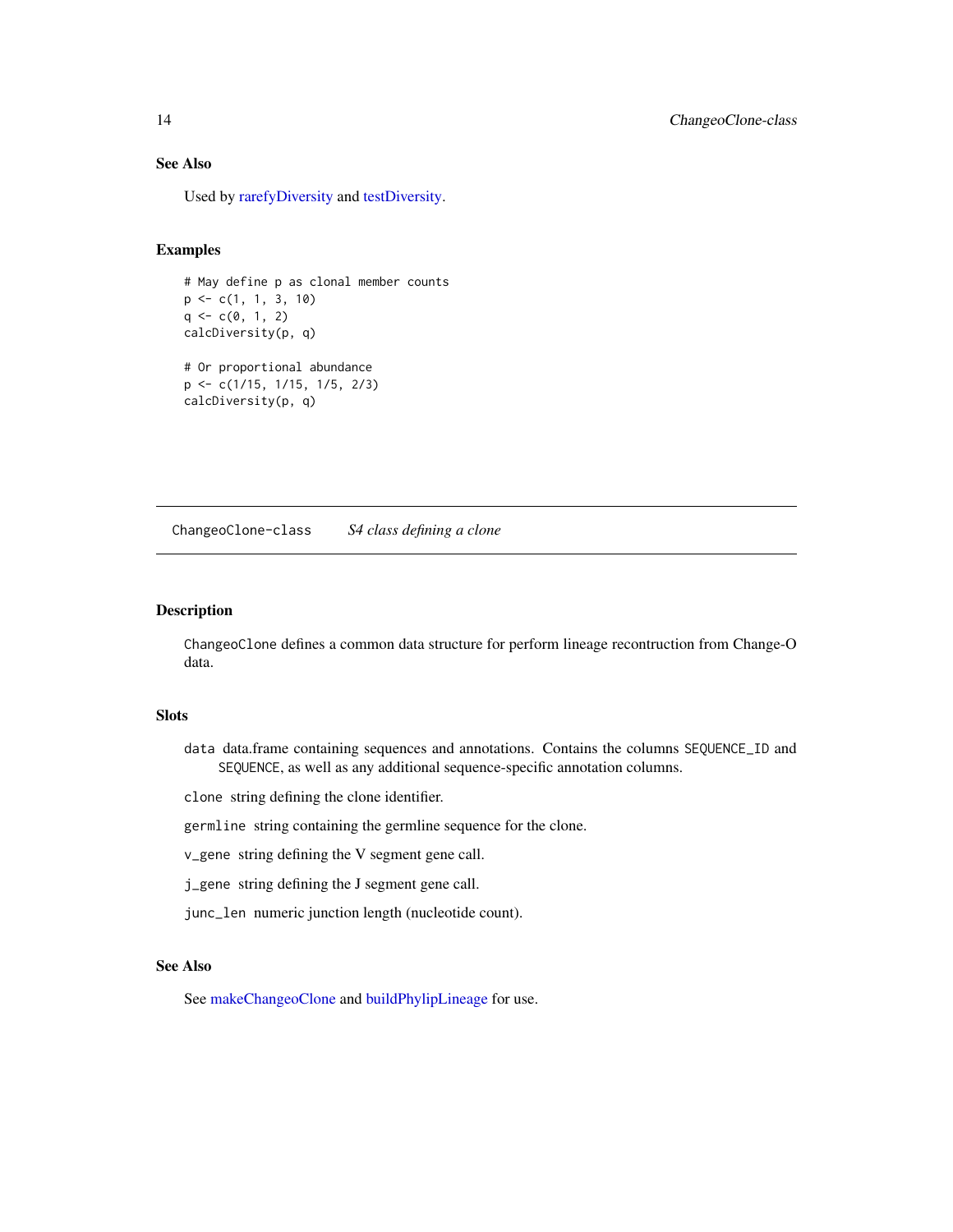### See Also

Used by rarefyDiversity and testDiversity.

### Examples

```
# May define p as clonal member counts
p <- c(1, 1, 3, 10)
q <- c(0, 1, 2)
calcDiversity(p, q)

# Or proportional abundance
p <- c(1/15, 1/15, 1/5, 2/3)
calcDiversity(p, q)
```

---

## ChangeoClone-class &nbsp;&nbsp;&nbsp; *S4 class defining a clone*

---

### Description

ChangeoClone defines a common data structure for perform lineage recontruction from Change-O data.

### Slots

- `data` data.frame containing sequences and annotations. Contains the columns `SEQUENCE_ID` and `SEQUENCE`, as well as any additional sequence-specific annotation columns.
- `clone` string defining the clone identifier.
- `germline` string containing the germline sequence for the clone.
- `v_gene` string defining the V segment gene call.
- `j_gene` string defining the J segment gene call.
- `junc_len` numeric junction length (nucleotide count).

### See Also

See makeChangeoClone and buildPhylipLineage for use.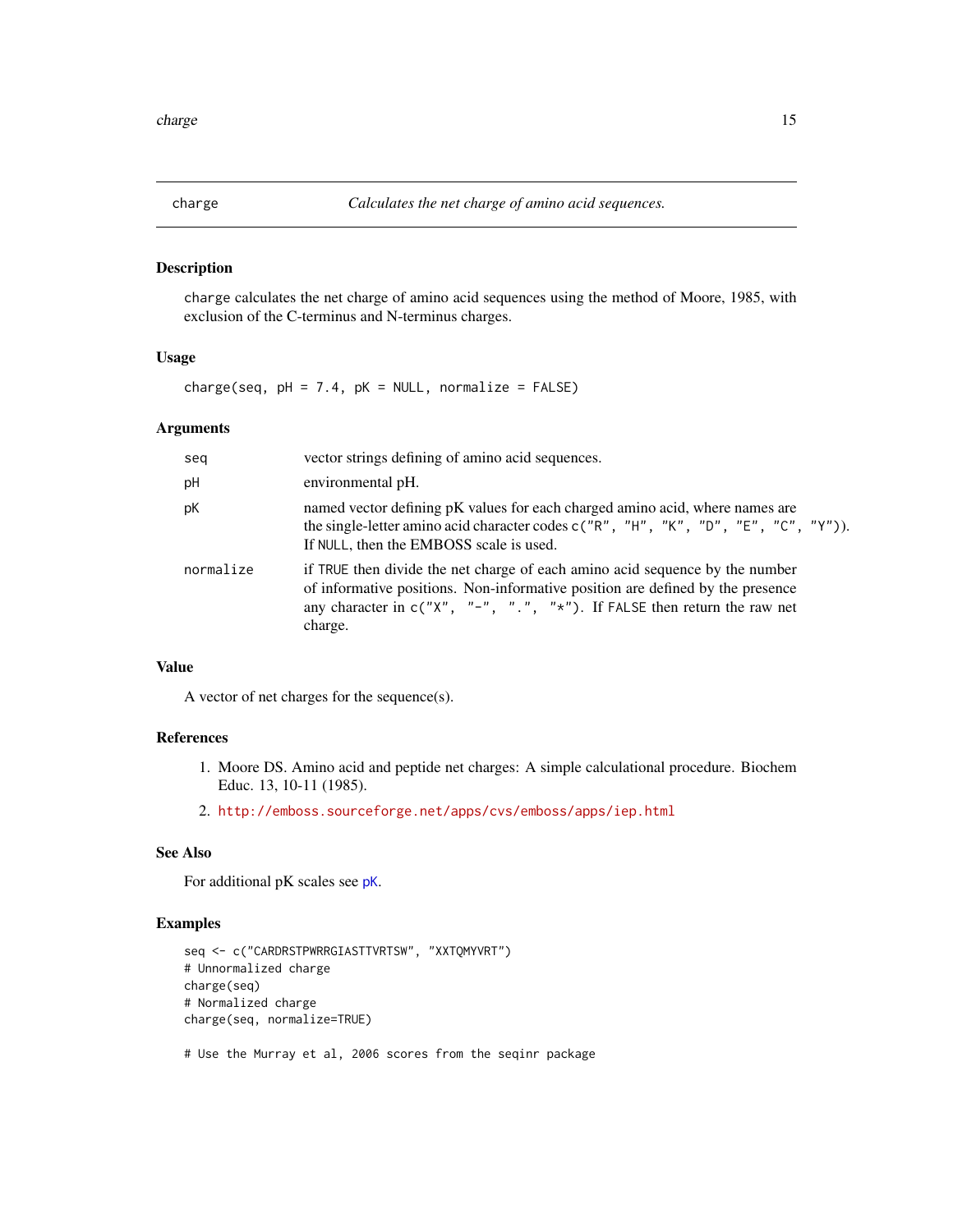## charge — *Calculates the net charge of amino acid sequences.*

### Description

`charge` calculates the net charge of amino acid sequences using the method of Moore, 1985, with exclusion of the C-terminus and N-terminus charges.

### Usage

```
charge(seq, pH = 7.4, pK = NULL, normalize = FALSE)
```

### Arguments

| | |
|---|---|
| `seq` | vector strings defining of amino acid sequences. |
| `pH` | environmental pH. |
| `pK` | named vector defining pK values for each charged amino acid, where names are the single-letter amino acid character codes `c("R", "H", "K", "D", "E", "C", "Y")`. If `NULL`, then the EMBOSS scale is used. |
| `normalize` | if `TRUE` then divide the net charge of each amino acid sequence by the number of informative positions. Non-informative position are defined by the presence any character in `c("X", "-", ".", "*")`. If `FALSE` then return the raw net charge. |

### Value

A vector of net charges for the sequence(s).

### References

1. Moore DS. Amino acid and peptide net charges: A simple calculational procedure. Biochem Educ. 13, 10-11 (1985).
2. http://emboss.sourceforge.net/apps/cvs/emboss/apps/iep.html

### See Also

For additional pK scales see pK.

### Examples

```
seq <- c("CARDRSTPWRRGIASTTVRTSW", "XXTQMYVRT")
# Unnormalized charge
charge(seq)
# Normalized charge
charge(seq, normalize=TRUE)

# Use the Murray et al, 2006 scores from the seqinr package
```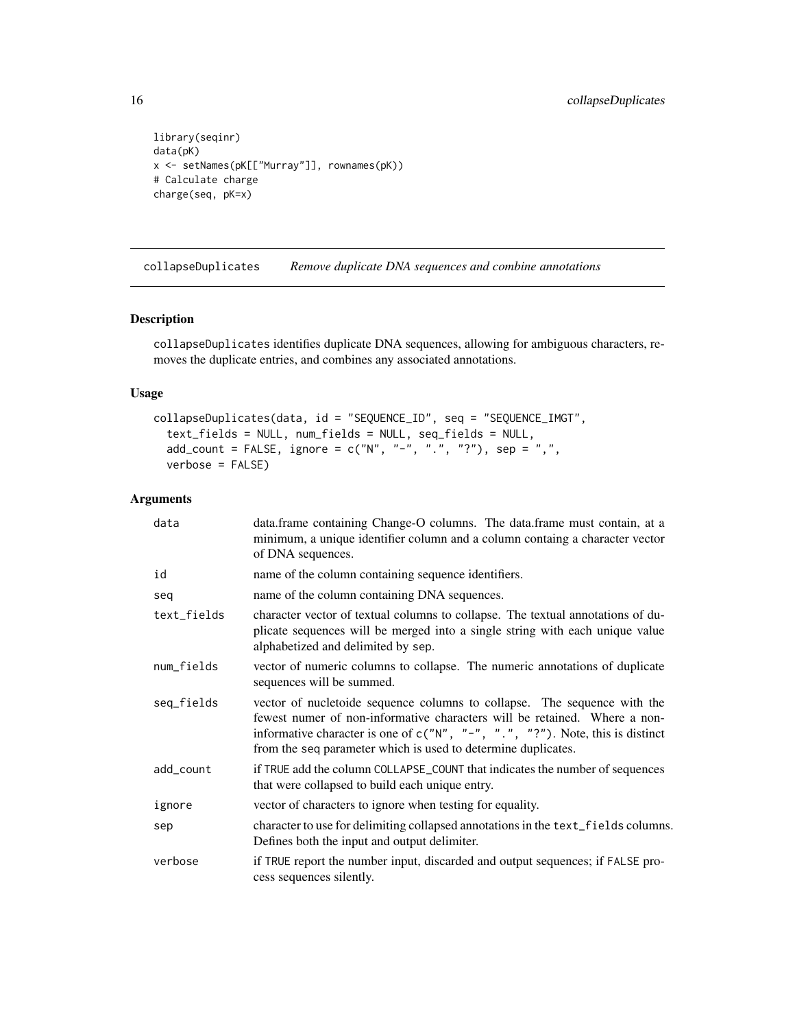```
library(seqinr)
data(pK)
x <- setNames(pK[["Murray"]], rownames(pK))
# Calculate charge
charge(seq, pK=x)
```

## collapseDuplicates *Remove duplicate DNA sequences and combine annotations*

### Description

collapseDuplicates identifies duplicate DNA sequences, allowing for ambiguous characters, removes the duplicate entries, and combines any associated annotations.

### Usage

```
collapseDuplicates(data, id = "SEQUENCE_ID", seq = "SEQUENCE_IMGT",
  text_fields = NULL, num_fields = NULL, seq_fields = NULL,
  add_count = FALSE, ignore = c("N", "-", ".", "?"), sep = ",",
  verbose = FALSE)
```

### Arguments

| | |
|---|---|
| data | data.frame containing Change-O columns. The data.frame must contain, at a minimum, a unique identifier column and a column containg a character vector of DNA sequences. |
| id | name of the column containing sequence identifiers. |
| seq | name of the column containing DNA sequences. |
| text_fields | character vector of textual columns to collapse. The textual annotations of duplicate sequences will be merged into a single string with each unique value alphabetized and delimited by sep. |
| num_fields | vector of numeric columns to collapse. The numeric annotations of duplicate sequences will be summed. |
| seq_fields | vector of nucleotoide sequence columns to collapse. The sequence with the fewest numer of non-informative characters will be retained. Where a non-informative character is one of c("N", "-", ".", "?"). Note, this is distinct from the seq parameter which is used to determine duplicates. |
| add_count | if TRUE add the column COLLAPSE_COUNT that indicates the number of sequences that were collapsed to build each unique entry. |
| ignore | vector of characters to ignore when testing for equality. |
| sep | character to use for delimiting collapsed annotations in the text_fields columns. Defines both the input and output delimiter. |
| verbose | if TRUE report the number input, discarded and output sequences; if FALSE process sequences silently. |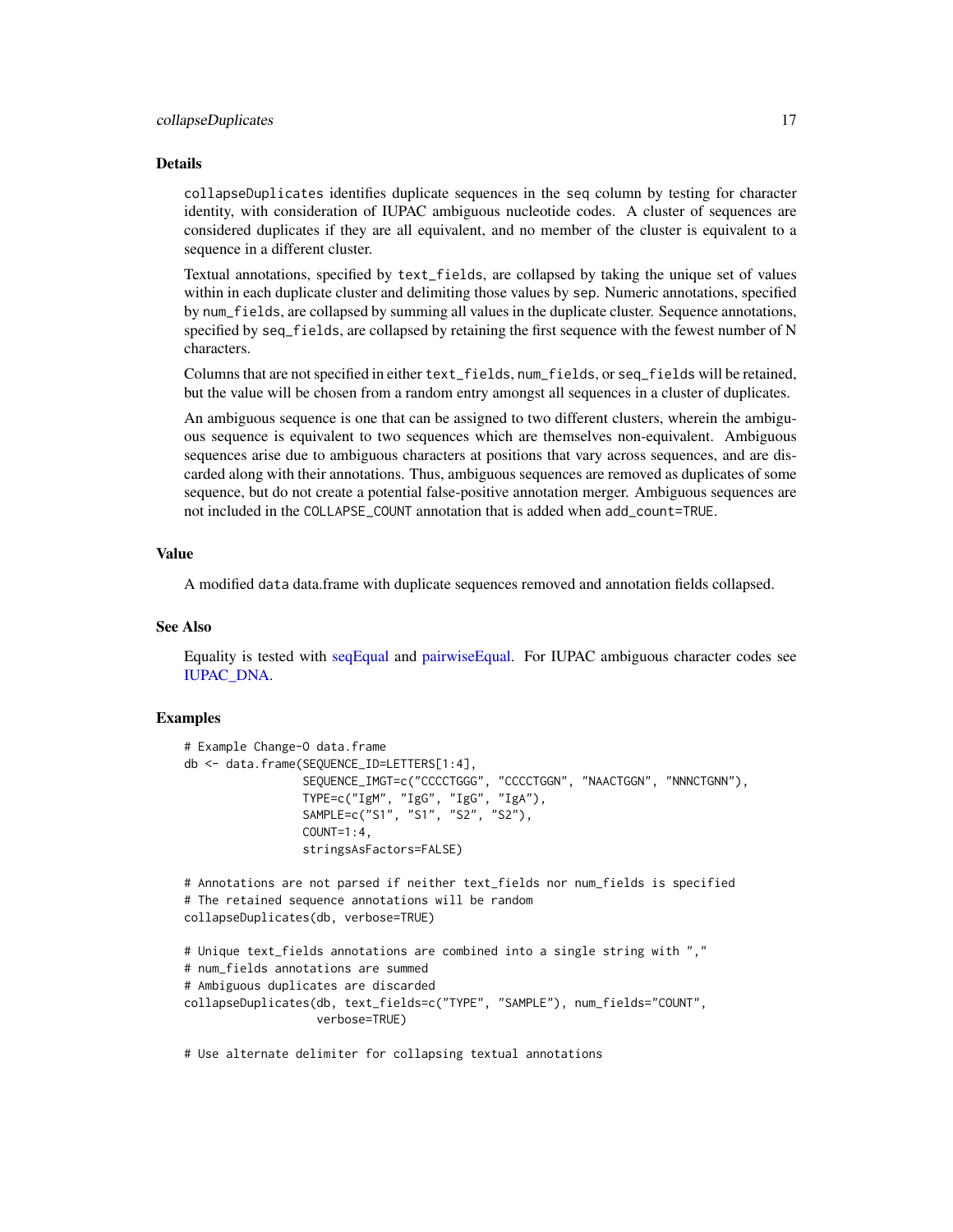## Details

`collapseDuplicates` identifies duplicate sequences in the `seq` column by testing for character identity, with consideration of IUPAC ambiguous nucleotide codes. A cluster of sequences are considered duplicates if they are all equivalent, and no member of the cluster is equivalent to a sequence in a different cluster.

Textual annotations, specified by `text_fields`, are collapsed by taking the unique set of values within in each duplicate cluster and delimiting those values by `sep`. Numeric annotations, specified by `num_fields`, are collapsed by summing all values in the duplicate cluster. Sequence annotations, specified by `seq_fields`, are collapsed by retaining the first sequence with the fewest number of N characters.

Columns that are not specified in either `text_fields`, `num_fields`, or `seq_fields` will be retained, but the value will be chosen from a random entry amongst all sequences in a cluster of duplicates.

An ambiguous sequence is one that can be assigned to two different clusters, wherein the ambiguous sequence is equivalent to two sequences which are themselves non-equivalent. Ambiguous sequences arise due to ambiguous characters at positions that vary across sequences, and are discarded along with their annotations. Thus, ambiguous sequences are removed as duplicates of some sequence, but do not create a potential false-positive annotation merger. Ambiguous sequences are not included in the `COLLAPSE_COUNT` annotation that is added when `add_count=TRUE`.

## Value

A modified `data` data.frame with duplicate sequences removed and annotation fields collapsed.

## See Also

Equality is tested with seqEqual and pairwiseEqual. For IUPAC ambiguous character codes see IUPAC_DNA.

## Examples

```
# Example Change-O data.frame
db <- data.frame(SEQUENCE_ID=LETTERS[1:4],
                 SEQUENCE_IMGT=c("CCCCTGGG", "CCCCTGGN", "NAACTGGN", "NNNCTGNN"),
                 TYPE=c("IgM", "IgG", "IgG", "IgA"),
                 SAMPLE=c("S1", "S1", "S2", "S2"),
                 COUNT=1:4,
                 stringsAsFactors=FALSE)

# Annotations are not parsed if neither text_fields nor num_fields is specified
# The retained sequence annotations will be random
collapseDuplicates(db, verbose=TRUE)

# Unique text_fields annotations are combined into a single string with ","
# num_fields annotations are summed
# Ambiguous duplicates are discarded
collapseDuplicates(db, text_fields=c("TYPE", "SAMPLE"), num_fields="COUNT",
                   verbose=TRUE)

# Use alternate delimiter for collapsing textual annotations
```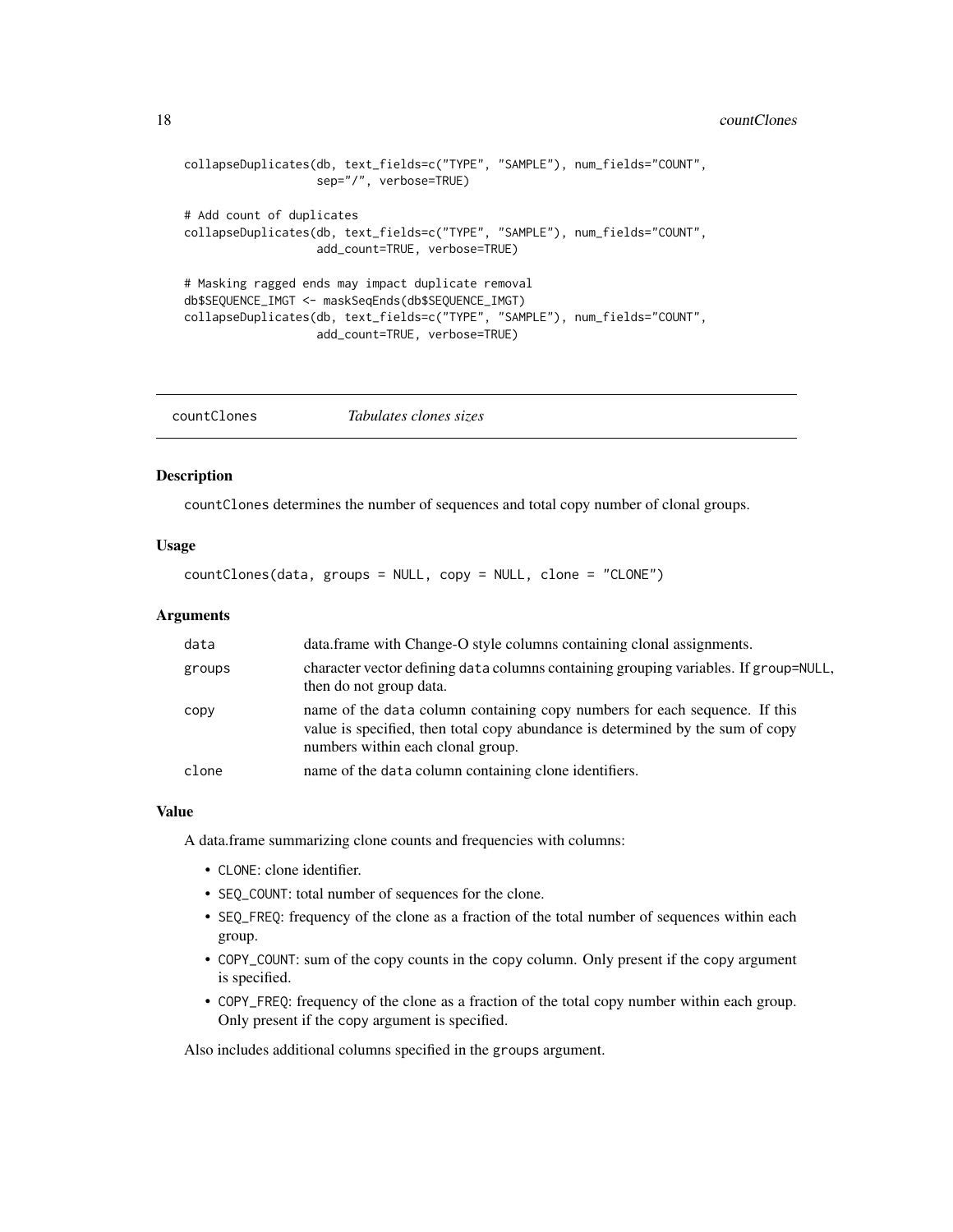```
collapseDuplicates(db, text_fields=c("TYPE", "SAMPLE"), num_fields="COUNT",
                   sep="/", verbose=TRUE)

# Add count of duplicates
collapseDuplicates(db, text_fields=c("TYPE", "SAMPLE"), num_fields="COUNT",
                   add_count=TRUE, verbose=TRUE)

# Masking ragged ends may impact duplicate removal
db$SEQUENCE_IMGT <- maskSeqEnds(db$SEQUENCE_IMGT)
collapseDuplicates(db, text_fields=c("TYPE", "SAMPLE"), num_fields="COUNT",
                   add_count=TRUE, verbose=TRUE)
```

## countClones *Tabulates clones sizes*

### Description

countClones determines the number of sequences and total copy number of clonal groups.

### Usage

```
countClones(data, groups = NULL, copy = NULL, clone = "CLONE")
```

### Arguments

| | |
|---|---|
| data | data.frame with Change-O style columns containing clonal assignments. |
| groups | character vector defining data columns containing grouping variables. If group=NULL, then do not group data. |
| copy | name of the data column containing copy numbers for each sequence. If this value is specified, then total copy abundance is determined by the sum of copy numbers within each clonal group. |
| clone | name of the data column containing clone identifiers. |

### Value

A data.frame summarizing clone counts and frequencies with columns:

- CLONE: clone identifier.
- SEQ_COUNT: total number of sequences for the clone.
- SEQ_FREQ: frequency of the clone as a fraction of the total number of sequences within each group.
- COPY_COUNT: sum of the copy counts in the copy column. Only present if the copy argument is specified.
- COPY_FREQ: frequency of the clone as a fraction of the total copy number within each group. Only present if the copy argument is specified.

Also includes additional columns specified in the groups argument.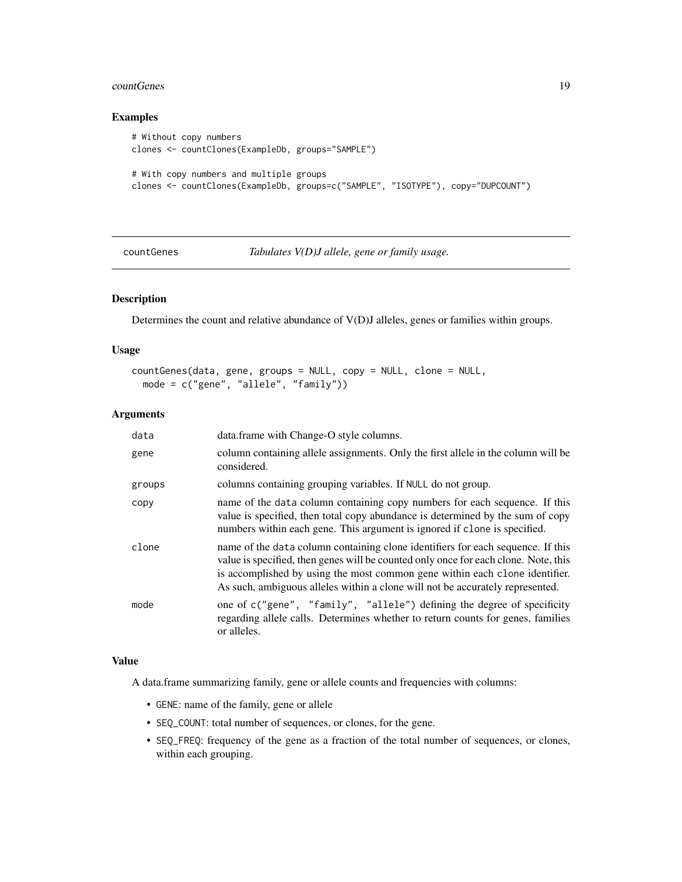## Examples

```
# Without copy numbers
clones <- countClones(ExampleDb, groups="SAMPLE")

# With copy numbers and multiple groups
clones <- countClones(ExampleDb, groups=c("SAMPLE", "ISOTYPE"), copy="DUPCOUNT")
```

---

# countGenes — *Tabulates V(D)J allele, gene or family usage.*

---

## Description

Determines the count and relative abundance of V(D)J alleles, genes or families within groups.

## Usage

```
countGenes(data, gene, groups = NULL, copy = NULL, clone = NULL,
  mode = c("gene", "allele", "family"))
```

## Arguments

| | |
|---|---|
| `data` | data.frame with Change-O style columns. |
| `gene` | column containing allele assignments. Only the first allele in the column will be considered. |
| `groups` | columns containing grouping variables. If `NULL` do not group. |
| `copy` | name of the `data` column containing copy numbers for each sequence. If this value is specified, then total copy abundance is determined by the sum of copy numbers within each gene. This argument is ignored if `clone` is specified. |
| `clone` | name of the `data` column containing clone identifiers for each sequence. If this value is specified, then genes will be counted only once for each clone. Note, this is accomplished by using the most common gene within each `clone` identifier. As such, ambiguous alleles within a clone will not be accurately represented. |
| `mode` | one of `c("gene", "family", "allele")` defining the degree of specificity regarding allele calls. Determines whether to return counts for genes, families or alleles. |

## Value

A data.frame summarizing family, gene or allele counts and frequencies with columns:

- `GENE`: name of the family, gene or allele
- `SEQ_COUNT`: total number of sequences, or clones, for the gene.
- `SEQ_FREQ`: frequency of the gene as a fraction of the total number of sequences, or clones, within each grouping.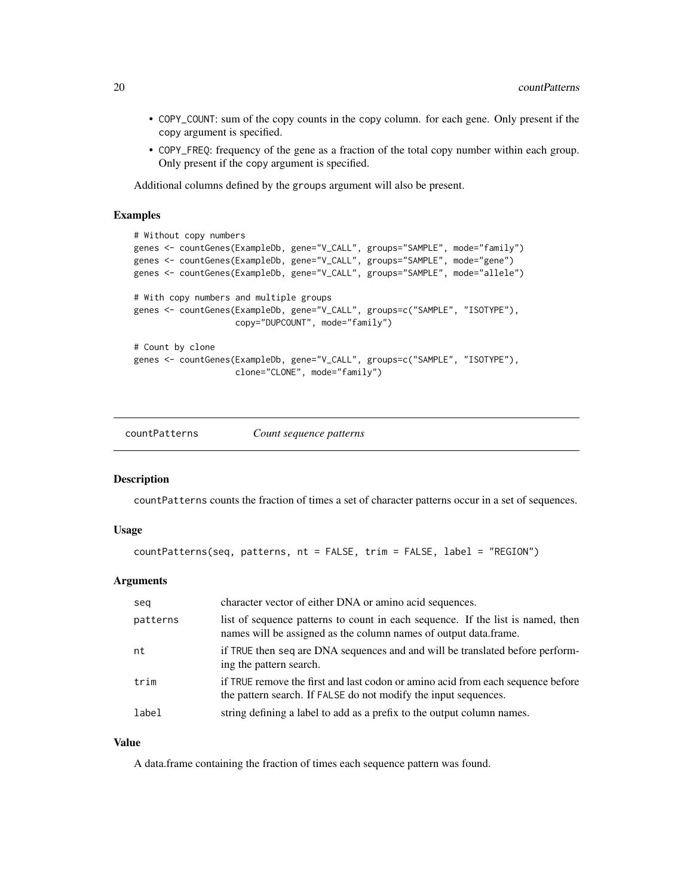- COPY_COUNT: sum of the copy counts in the copy column. for each gene. Only present if the copy argument is specified.
- COPY_FREQ: frequency of the gene as a fraction of the total copy number within each group. Only present if the copy argument is specified.

Additional columns defined by the groups argument will also be present.

### Examples

```
# Without copy numbers
genes <- countGenes(ExampleDb, gene="V_CALL", groups="SAMPLE", mode="family")
genes <- countGenes(ExampleDb, gene="V_CALL", groups="SAMPLE", mode="gene")
genes <- countGenes(ExampleDb, gene="V_CALL", groups="SAMPLE", mode="allele")

# With copy numbers and multiple groups
genes <- countGenes(ExampleDb, gene="V_CALL", groups=c("SAMPLE", "ISOTYPE"),
                    copy="DUPCOUNT", mode="family")

# Count by clone
genes <- countGenes(ExampleDb, gene="V_CALL", groups=c("SAMPLE", "ISOTYPE"),
                    clone="CLONE", mode="family")
```

---

## countPatterns *Count sequence patterns*

---

### Description

countPatterns counts the fraction of times a set of character patterns occur in a set of sequences.

### Usage

```
countPatterns(seq, patterns, nt = FALSE, trim = FALSE, label = "REGION")
```

### Arguments

| | |
|---|---|
| seq | character vector of either DNA or amino acid sequences. |
| patterns | list of sequence patterns to count in each sequence. If the list is named, then names will be assigned as the column names of output data.frame. |
| nt | if TRUE then seq are DNA sequences and and will be translated before performing the pattern search. |
| trim | if TRUE remove the first and last codon or amino acid from each sequence before the pattern search. If FALSE do not modify the input sequences. |
| label | string defining a label to add as a prefix to the output column names. |

### Value

A data.frame containing the fraction of times each sequence pattern was found.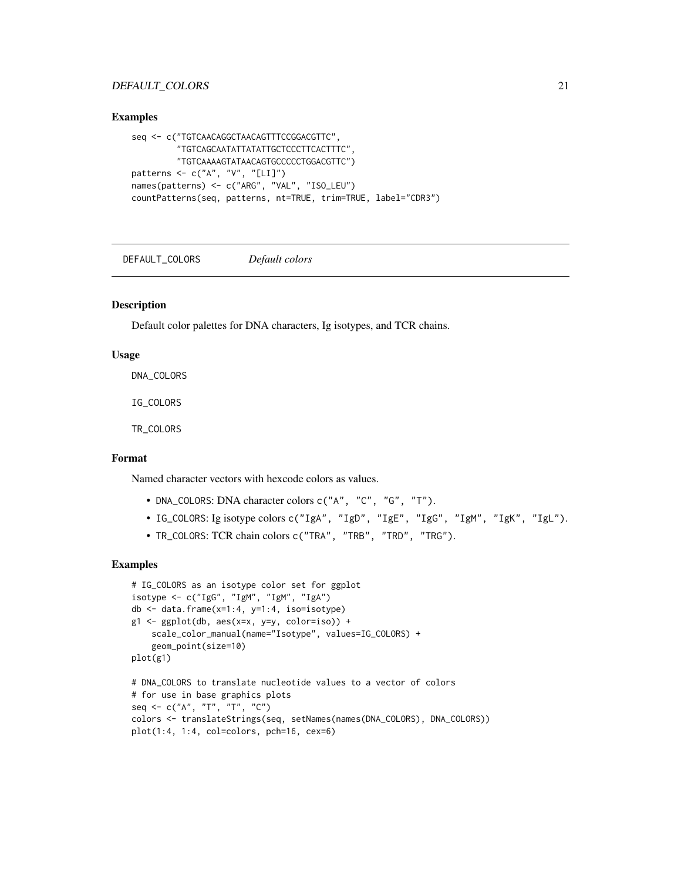## Examples

```
seq <- c("TGTCAACAGGCTAACAGTTTCCGGACGTTC",
         "TGTCAGCAATATTATATTGCTCCCTTCACTTTC",
         "TGTCAAAAGTATAACAGTGCCCCCTGGACGTTC")
patterns <- c("A", "V", "[LI]")
names(patterns) <- c("ARG", "VAL", "ISO_LEU")
countPatterns(seq, patterns, nt=TRUE, trim=TRUE, label="CDR3")
```

---

# DEFAULT_COLORS *Default colors*

---

## Description

Default color palettes for DNA characters, Ig isotypes, and TCR chains.

## Usage

```
DNA_COLORS

IG_COLORS

TR_COLORS
```

## Format

Named character vectors with hexcode colors as values.

- DNA_COLORS: DNA character colors c("A", "C", "G", "T").
- IG_COLORS: Ig isotype colors c("IgA", "IgD", "IgE", "IgG", "IgM", "IgK", "IgL").
- TR_COLORS: TCR chain colors c("TRA", "TRB", "TRD", "TRG").

## Examples

```
# IG_COLORS as an isotype color set for ggplot
isotype <- c("IgG", "IgM", "IgM", "IgA")
db <- data.frame(x=1:4, y=1:4, iso=isotype)
g1 <- ggplot(db, aes(x=x, y=y, color=iso)) +
    scale_color_manual(name="Isotype", values=IG_COLORS) +
    geom_point(size=10)
plot(g1)

# DNA_COLORS to translate nucleotide values to a vector of colors
# for use in base graphics plots
seq <- c("A", "T", "T", "C")
colors <- translateStrings(seq, setNames(names(DNA_COLORS), DNA_COLORS))
plot(1:4, 1:4, col=colors, pch=16, cex=6)
```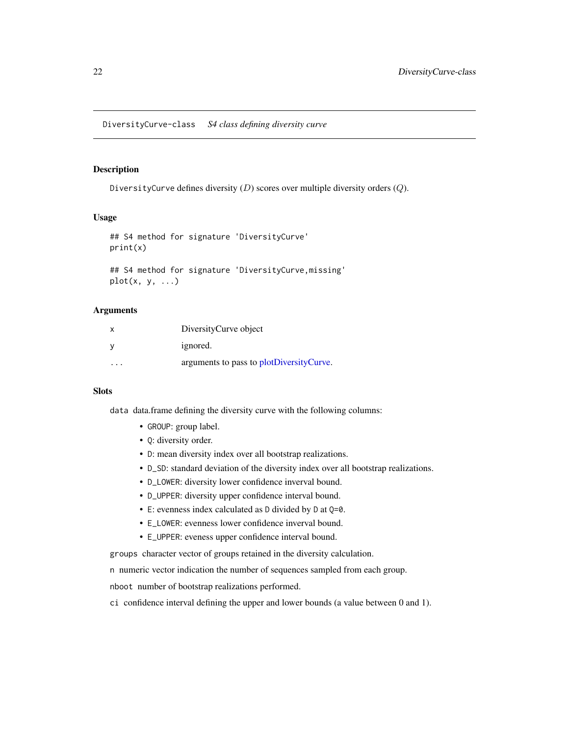## DiversityCurve-class *S4 class defining diversity curve*

### Description

DiversityCurve defines diversity ($D$) scores over multiple diversity orders ($Q$).

### Usage

```
## S4 method for signature 'DiversityCurve'
print(x)

## S4 method for signature 'DiversityCurve,missing'
plot(x, y, ...)
```

### Arguments

| | |
|---|---|
| x | DiversityCurve object |
| y | ignored. |
| ... | arguments to pass to plotDiversityCurve. |

### Slots

`data` data.frame defining the diversity curve with the following columns:

- `GROUP`: group label.
- `Q`: diversity order.
- `D`: mean diversity index over all bootstrap realizations.
- `D_SD`: standard deviation of the diversity index over all bootstrap realizations.
- `D_LOWER`: diversity lower confidence inverval bound.
- `D_UPPER`: diversity upper confidence interval bound.
- `E`: evenness index calculated as `D` divided by `D` at `Q=0`.
- `E_LOWER`: evenness lower confidence inverval bound.
- `E_UPPER`: eveness upper confidence interval bound.

`groups` character vector of groups retained in the diversity calculation.

`n` numeric vector indication the number of sequences sampled from each group.

`nboot` number of bootstrap realizations performed.

`ci` confidence interval defining the upper and lower bounds (a value between 0 and 1).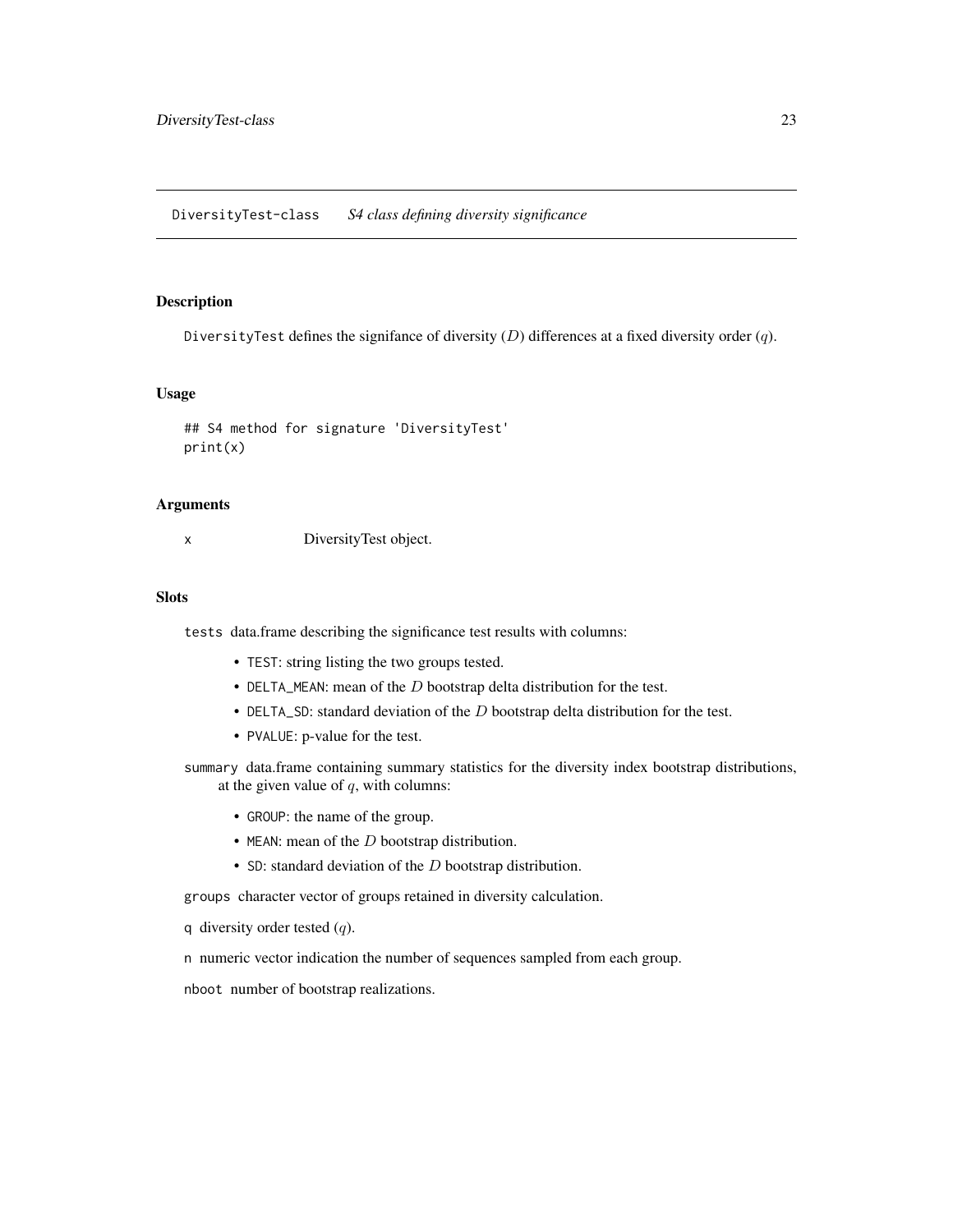DiversityTest-class *S4 class defining diversity significance*

## Description

DiversityTest defines the signifance of diversity ($D$) differences at a fixed diversity order ($q$).

## Usage

```
## S4 method for signature 'DiversityTest'
print(x)
```

## Arguments

x DiversityTest object.

## Slots

tests data.frame describing the significance test results with columns:

- TEST: string listing the two groups tested.
- DELTA_MEAN: mean of the $D$ bootstrap delta distribution for the test.
- DELTA_SD: standard deviation of the $D$ bootstrap delta distribution for the test.
- PVALUE: p-value for the test.

summary data.frame containing summary statistics for the diversity index bootstrap distributions, at the given value of $q$, with columns:

- GROUP: the name of the group.
- MEAN: mean of the $D$ bootstrap distribution.
- SD: standard deviation of the $D$ bootstrap distribution.

groups character vector of groups retained in diversity calculation.

q diversity order tested ($q$).

n numeric vector indication the number of sequences sampled from each group.

nboot number of bootstrap realizations.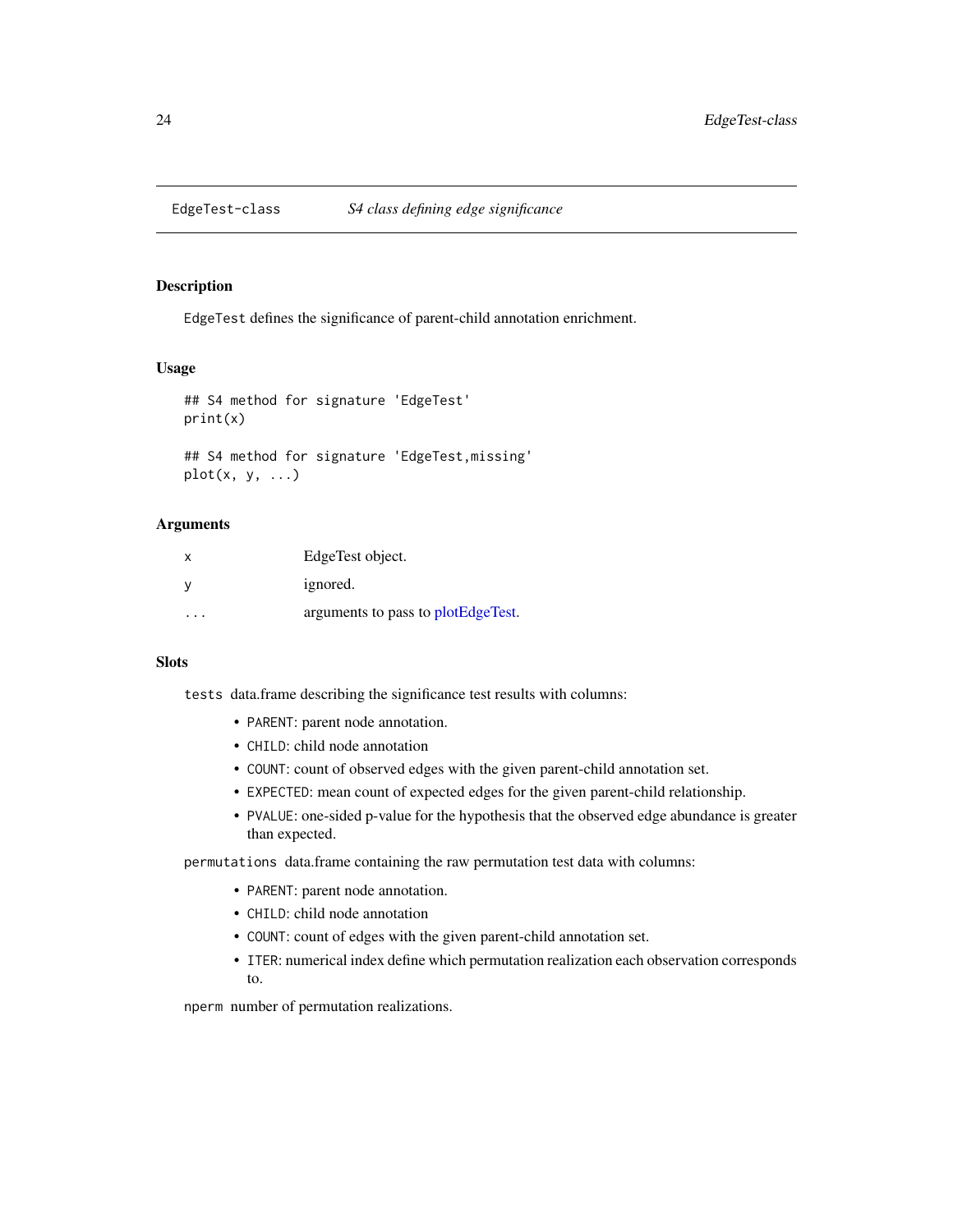# EdgeTest-class *S4 class defining edge significance*

## Description

EdgeTest defines the significance of parent-child annotation enrichment.

## Usage

```
## S4 method for signature 'EdgeTest'
print(x)

## S4 method for signature 'EdgeTest,missing'
plot(x, y, ...)
```

## Arguments

| | |
|---|---|
| x | EdgeTest object. |
| y | ignored. |
| ... | arguments to pass to plotEdgeTest. |

## Slots

`tests` data.frame describing the significance test results with columns:

- `PARENT`: parent node annotation.
- `CHILD`: child node annotation
- `COUNT`: count of observed edges with the given parent-child annotation set.
- `EXPECTED`: mean count of expected edges for the given parent-child relationship.
- `PVALUE`: one-sided p-value for the hypothesis that the observed edge abundance is greater than expected.

`permutations` data.frame containing the raw permutation test data with columns:

- `PARENT`: parent node annotation.
- `CHILD`: child node annotation
- `COUNT`: count of edges with the given parent-child annotation set.
- `ITER`: numerical index define which permutation realization each observation corresponds to.

`nperm` number of permutation realizations.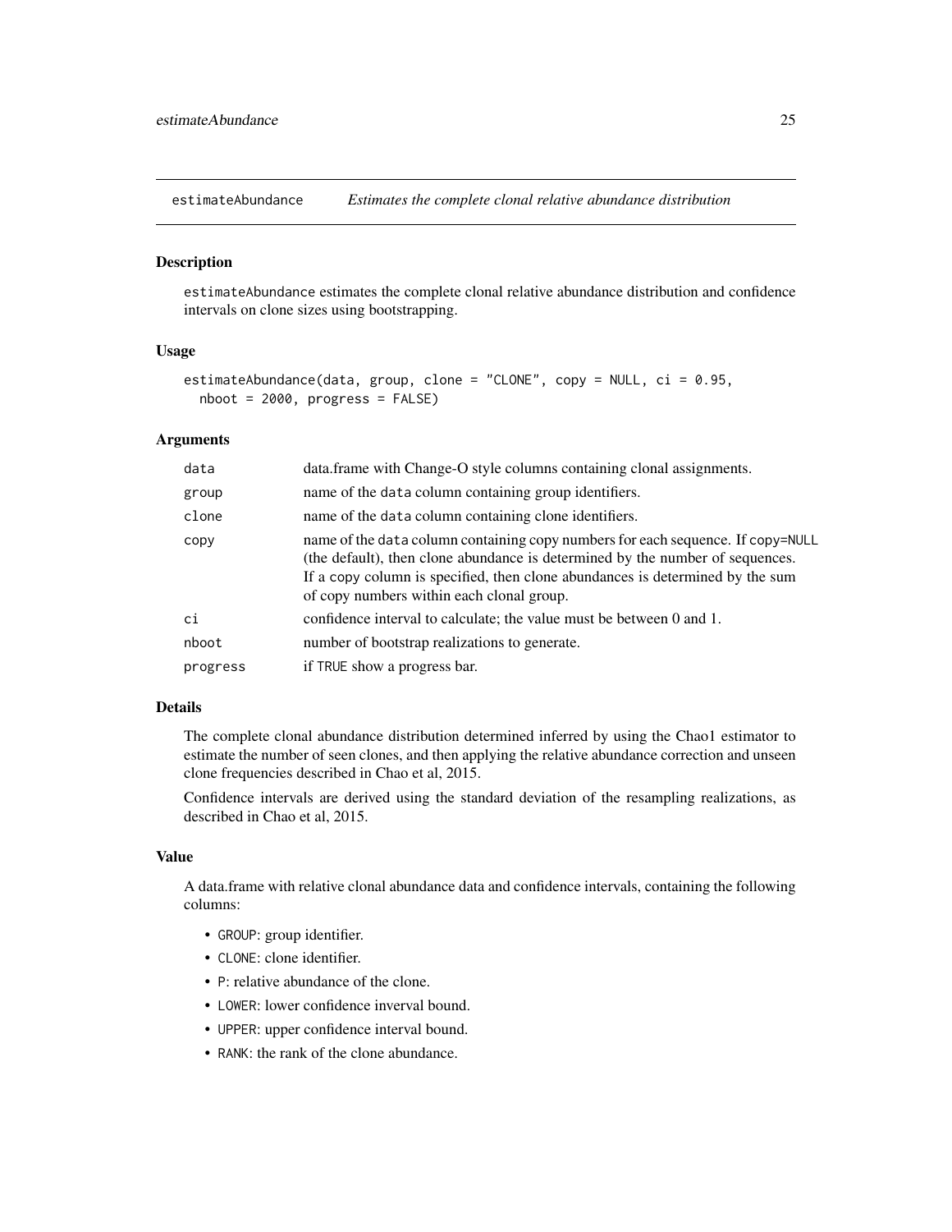## estimateAbundance — *Estimates the complete clonal relative abundance distribution*

### Description

estimateAbundance estimates the complete clonal relative abundance distribution and confidence intervals on clone sizes using bootstrapping.

### Usage

```
estimateAbundance(data, group, clone = "CLONE", copy = NULL, ci = 0.95,
  nboot = 2000, progress = FALSE)
```

### Arguments

| | |
|---|---|
| data | data.frame with Change-O style columns containing clonal assignments. |
| group | name of the data column containing group identifiers. |
| clone | name of the data column containing clone identifiers. |
| copy | name of the data column containing copy numbers for each sequence. If copy=NULL (the default), then clone abundance is determined by the number of sequences. If a copy column is specified, then clone abundances is determined by the sum of copy numbers within each clonal group. |
| ci | confidence interval to calculate; the value must be between 0 and 1. |
| nboot | number of bootstrap realizations to generate. |
| progress | if TRUE show a progress bar. |

### Details

The complete clonal abundance distribution determined inferred by using the Chao1 estimator to estimate the number of seen clones, and then applying the relative abundance correction and unseen clone frequencies described in Chao et al, 2015.

Confidence intervals are derived using the standard deviation of the resampling realizations, as described in Chao et al, 2015.

### Value

A data.frame with relative clonal abundance data and confidence intervals, containing the following columns:

- GROUP: group identifier.
- CLONE: clone identifier.
- P: relative abundance of the clone.
- LOWER: lower confidence inverval bound.
- UPPER: upper confidence interval bound.
- RANK: the rank of the clone abundance.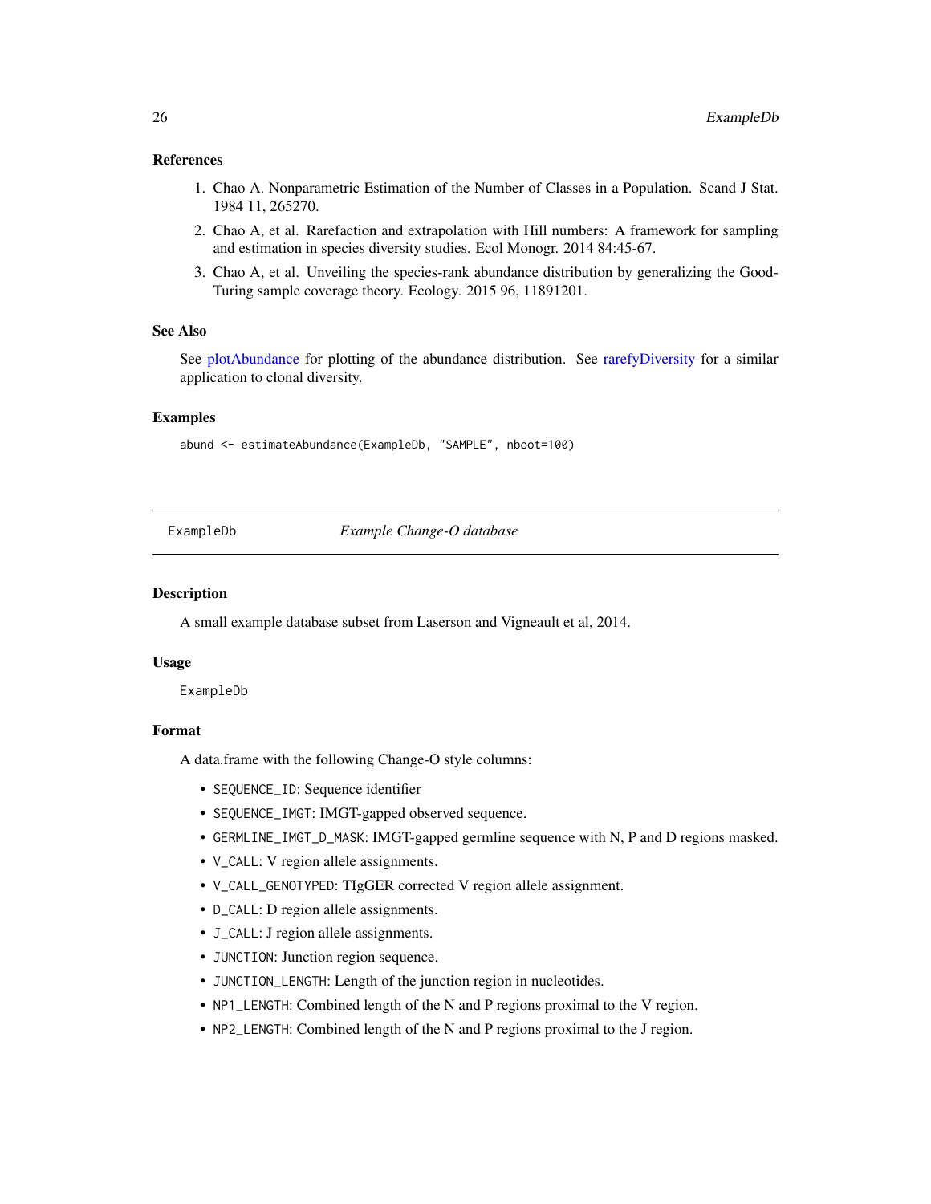## References

1. Chao A. Nonparametric Estimation of the Number of Classes in a Population. Scand J Stat. 1984 11, 265270.
2. Chao A, et al. Rarefaction and extrapolation with Hill numbers: A framework for sampling and estimation in species diversity studies. Ecol Monogr. 2014 84:45-67.
3. Chao A, et al. Unveiling the species-rank abundance distribution by generalizing the Good-Turing sample coverage theory. Ecology. 2015 96, 11891201.

## See Also

See plotAbundance for plotting of the abundance distribution. See rarefyDiversity for a similar application to clonal diversity.

## Examples

```
abund <- estimateAbundance(ExampleDb, "SAMPLE", nboot=100)
```

---

# ExampleDb    *Example Change-O database*

## Description

A small example database subset from Laserson and Vigneault et al, 2014.

## Usage

```
ExampleDb
```

## Format

A data.frame with the following Change-O style columns:

- `SEQUENCE_ID`: Sequence identifier
- `SEQUENCE_IMGT`: IMGT-gapped observed sequence.
- `GERMLINE_IMGT_D_MASK`: IMGT-gapped germline sequence with N, P and D regions masked.
- `V_CALL`: V region allele assignments.
- `V_CALL_GENOTYPED`: TIgGER corrected V region allele assignment.
- `D_CALL`: D region allele assignments.
- `J_CALL`: J region allele assignments.
- `JUNCTION`: Junction region sequence.
- `JUNCTION_LENGTH`: Length of the junction region in nucleotides.
- `NP1_LENGTH`: Combined length of the N and P regions proximal to the V region.
- `NP2_LENGTH`: Combined length of the N and P regions proximal to the J region.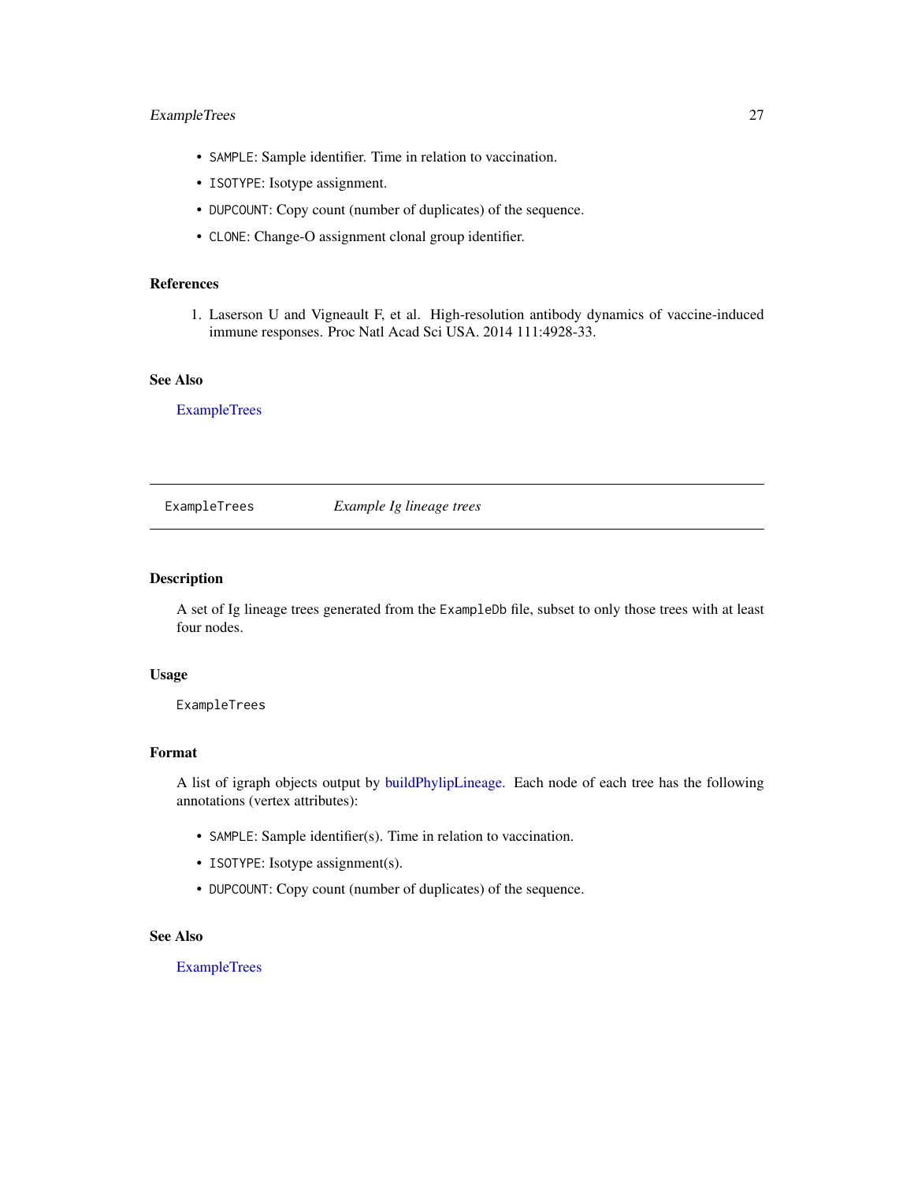- `SAMPLE`: Sample identifier. Time in relation to vaccination.
- `ISOTYPE`: Isotype assignment.
- `DUPCOUNT`: Copy count (number of duplicates) of the sequence.
- `CLONE`: Change-O assignment clonal group identifier.

### References

1. Laserson U and Vigneault F, et al. High-resolution antibody dynamics of vaccine-induced immune responses. Proc Natl Acad Sci USA. 2014 111:4928-33.

### See Also

ExampleTrees

---

## ExampleTrees — *Example Ig lineage trees*

---

### Description

A set of Ig lineage trees generated from the `ExampleDb` file, subset to only those trees with at least four nodes.

### Usage

```
ExampleTrees
```

### Format

A list of igraph objects output by buildPhylipLineage. Each node of each tree has the following annotations (vertex attributes):

- `SAMPLE`: Sample identifier(s). Time in relation to vaccination.
- `ISOTYPE`: Isotype assignment(s).
- `DUPCOUNT`: Copy count (number of duplicates) of the sequence.

### See Also

ExampleTrees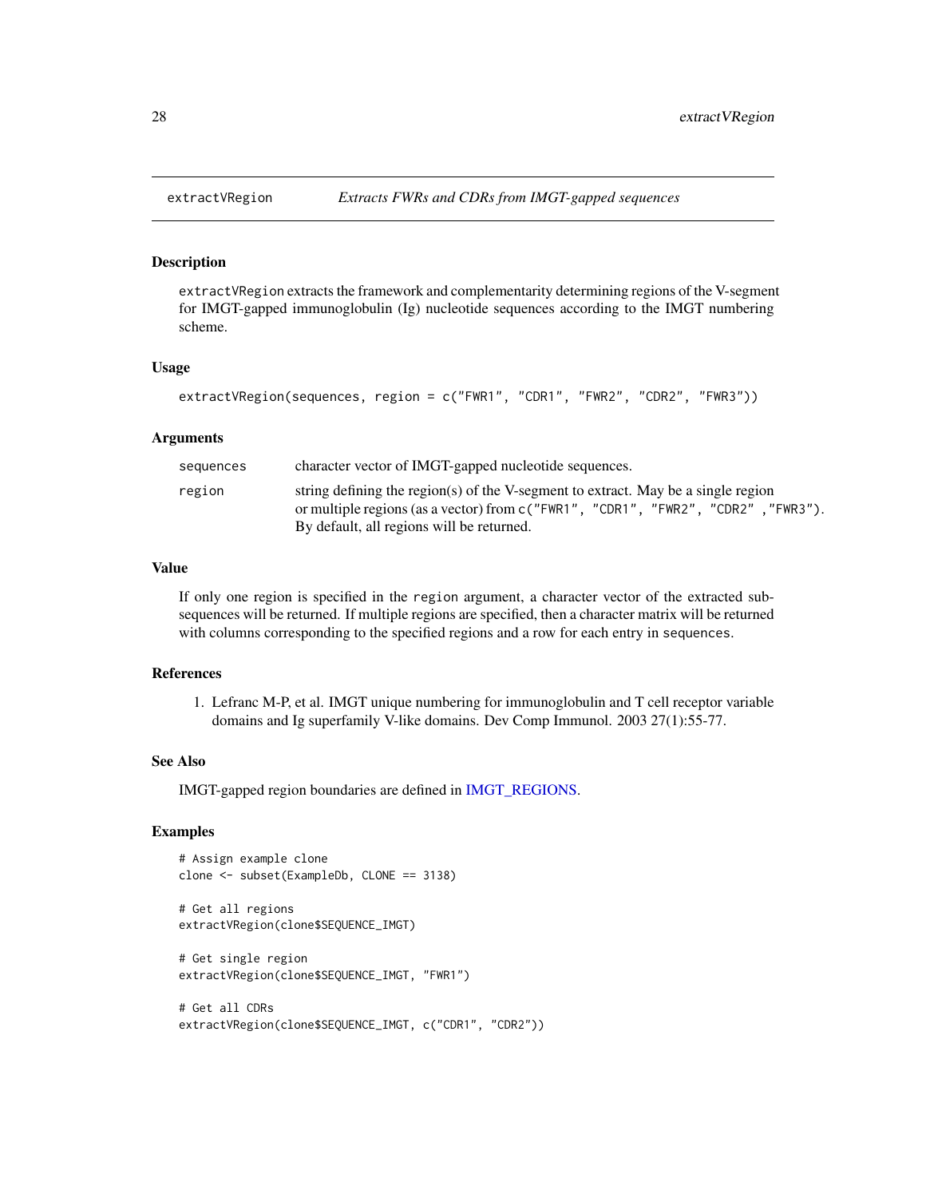## extractVRegion — *Extracts FWRs and CDRs from IMGT-gapped sequences*

### Description

extractVRegion extracts the framework and complementarity determining regions of the V-segment for IMGT-gapped immunoglobulin (Ig) nucleotide sequences according to the IMGT numbering scheme.

### Usage

```
extractVRegion(sequences, region = c("FWR1", "CDR1", "FWR2", "CDR2", "FWR3"))
```

### Arguments

| | |
|---|---|
| sequences | character vector of IMGT-gapped nucleotide sequences. |
| region | string defining the region(s) of the V-segment to extract. May be a single region or multiple regions (as a vector) from c("FWR1", "CDR1", "FWR2", "CDR2" ,"FWR3"). By default, all regions will be returned. |

### Value

If only one region is specified in the region argument, a character vector of the extracted sub-sequences will be returned. If multiple regions are specified, then a character matrix will be returned with columns corresponding to the specified regions and a row for each entry in sequences.

### References

1. Lefranc M-P, et al. IMGT unique numbering for immunoglobulin and T cell receptor variable domains and Ig superfamily V-like domains. Dev Comp Immunol. 2003 27(1):55-77.

### See Also

IMGT-gapped region boundaries are defined in IMGT_REGIONS.

### Examples

```
# Assign example clone
clone <- subset(ExampleDb, CLONE == 3138)

# Get all regions
extractVRegion(clone$SEQUENCE_IMGT)

# Get single region
extractVRegion(clone$SEQUENCE_IMGT, "FWR1")

# Get all CDRs
extractVRegion(clone$SEQUENCE_IMGT, c("CDR1", "CDR2"))
```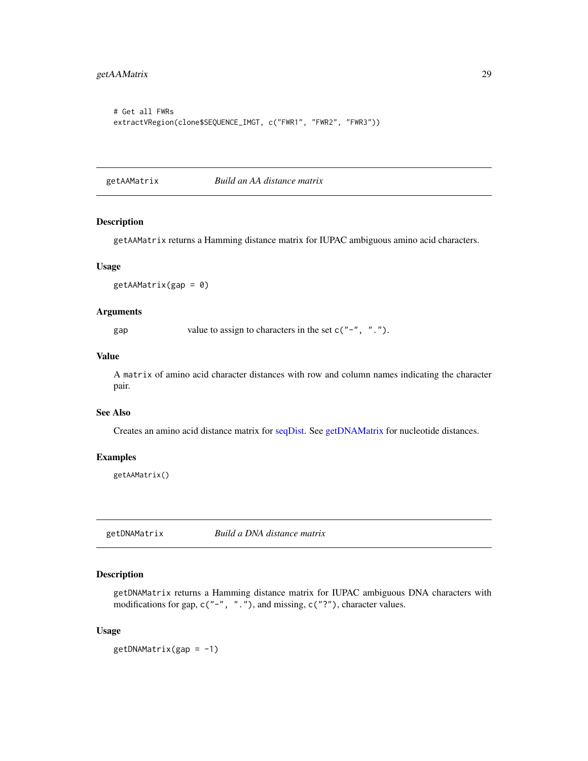```
# Get all FWRs
extractVRegion(clone$SEQUENCE_IMGT, c("FWR1", "FWR2", "FWR3"))
```

---

## getAAMatrix — *Build an AA distance matrix*

### Description

`getAAMatrix` returns a Hamming distance matrix for IUPAC ambiguous amino acid characters.

### Usage

```
getAAMatrix(gap = 0)
```

### Arguments

| | |
|---|---|
| `gap` | value to assign to characters in the set `c("-", ".")`. |

### Value

A `matrix` of amino acid character distances with row and column names indicating the character pair.

### See Also

Creates an amino acid distance matrix for seqDist. See getDNAMatrix for nucleotide distances.

### Examples

```
getAAMatrix()
```

---

## getDNAMatrix — *Build a DNA distance matrix*

### Description

`getDNAMatrix` returns a Hamming distance matrix for IUPAC ambiguous DNA characters with modifications for gap, `c("-", ".")`, and missing, `c("?")`, character values.

### Usage

```
getDNAMatrix(gap = -1)
```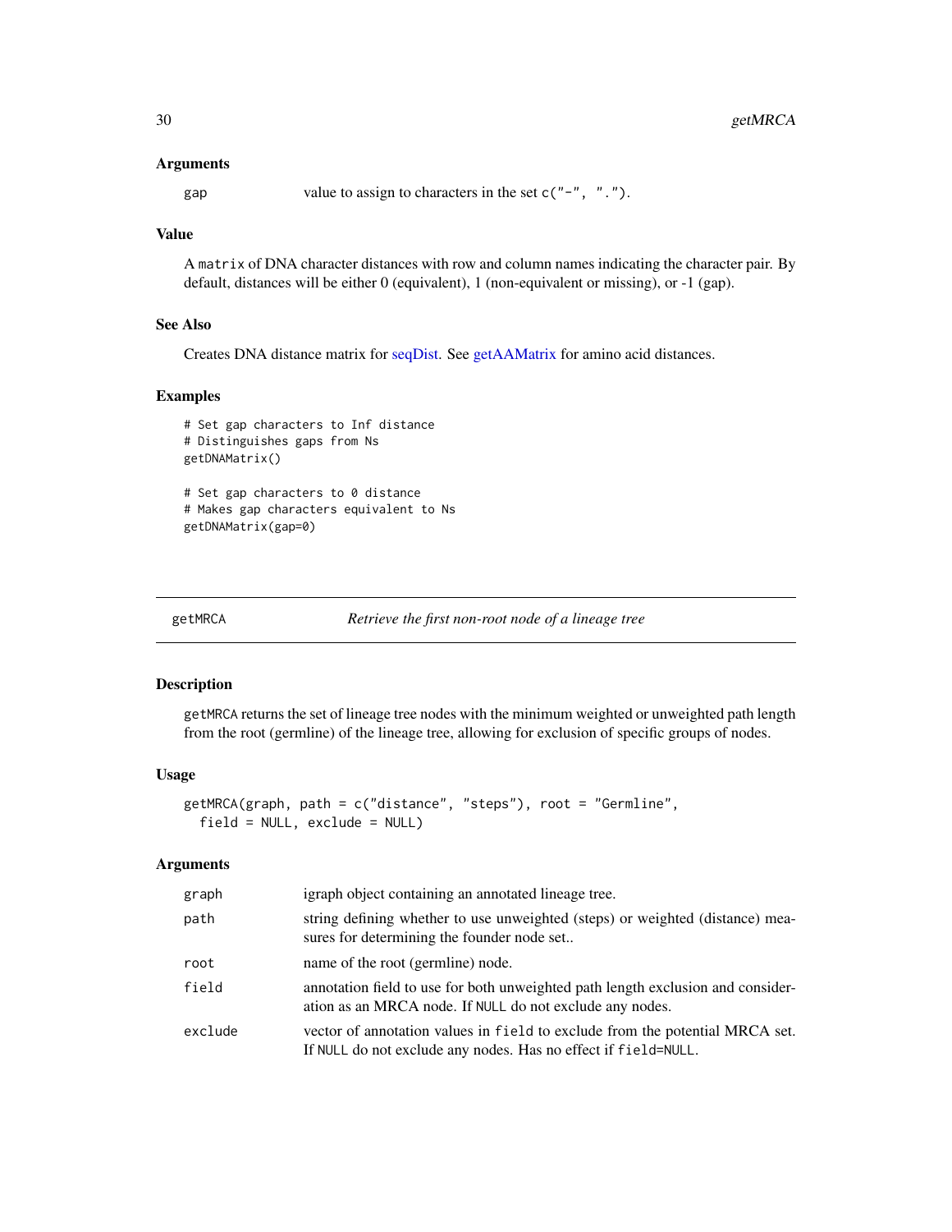### Arguments

| | |
|---|---|
| gap | value to assign to characters in the set `c("-", ".")`. |

### Value

A `matrix` of DNA character distances with row and column names indicating the character pair. By default, distances will be either 0 (equivalent), 1 (non-equivalent or missing), or -1 (gap).

### See Also

Creates DNA distance matrix for seqDist. See getAAMatrix for amino acid distances.

### Examples

```
# Set gap characters to Inf distance
# Distinguishes gaps from Ns
getDNAMatrix()

# Set gap characters to 0 distance
# Makes gap characters equivalent to Ns
getDNAMatrix(gap=0)
```

---

## getMRCA — *Retrieve the first non-root node of a lineage tree*

---

### Description

`getMRCA` returns the set of lineage tree nodes with the minimum weighted or unweighted path length from the root (germline) of the lineage tree, allowing for exclusion of specific groups of nodes.

### Usage

```
getMRCA(graph, path = c("distance", "steps"), root = "Germline",
  field = NULL, exclude = NULL)
```

### Arguments

| | |
|---|---|
| graph | igraph object containing an annotated lineage tree. |
| path | string defining whether to use unweighted (steps) or weighted (distance) measures for determining the founder node set.. |
| root | name of the root (germline) node. |
| field | annotation field to use for both unweighted path length exclusion and consideration as an MRCA node. If `NULL` do not exclude any nodes. |
| exclude | vector of annotation values in `field` to exclude from the potential MRCA set. If `NULL` do not exclude any nodes. Has no effect if `field=NULL`. |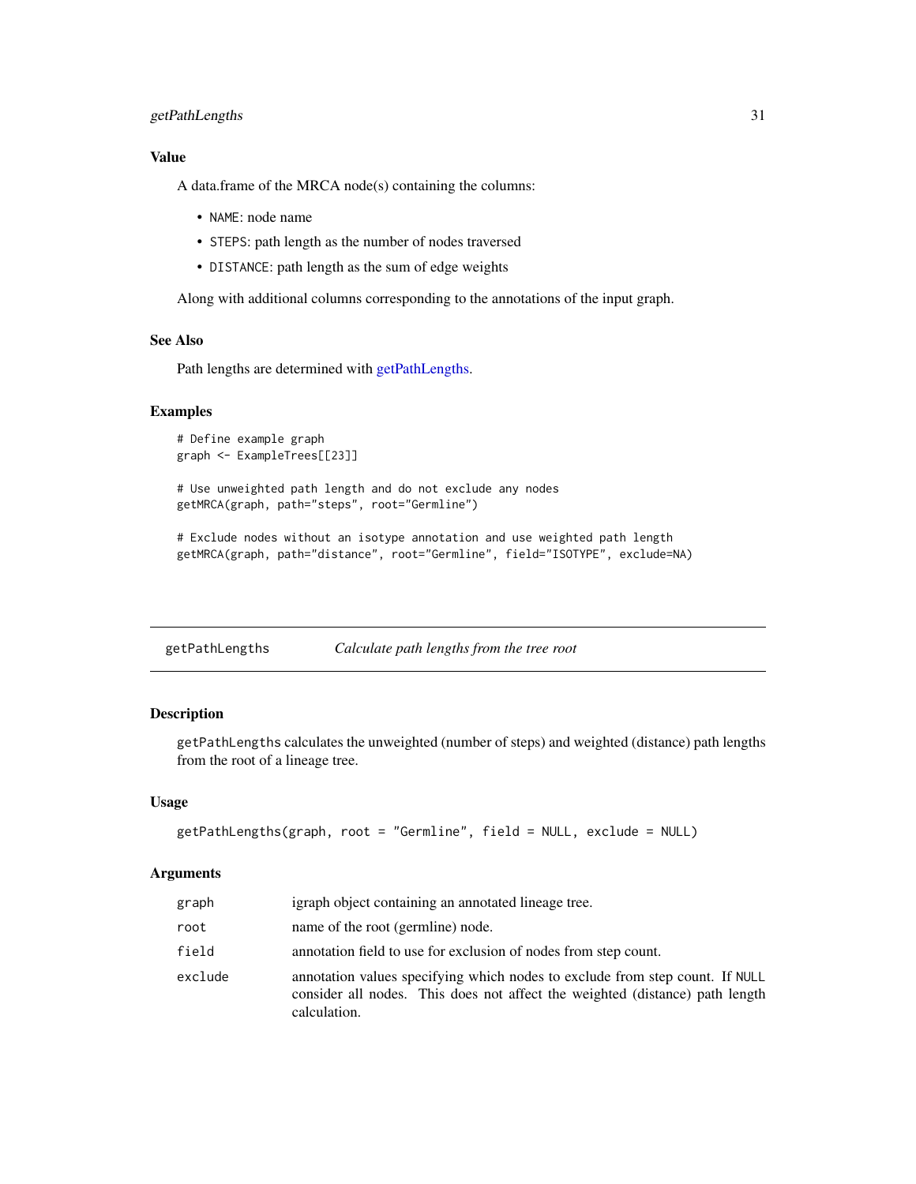### Value

A data.frame of the MRCA node(s) containing the columns:

- NAME: node name
- STEPS: path length as the number of nodes traversed
- DISTANCE: path length as the sum of edge weights

Along with additional columns corresponding to the annotations of the input graph.

### See Also

Path lengths are determined with getPathLengths.

### Examples

```
# Define example graph
graph <- ExampleTrees[[23]]

# Use unweighted path length and do not exclude any nodes
getMRCA(graph, path="steps", root="Germline")

# Exclude nodes without an isotype annotation and use weighted path length
getMRCA(graph, path="distance", root="Germline", field="ISOTYPE", exclude=NA)
```

---

## getPathLengths *Calculate path lengths from the tree root*

### Description

getPathLengths calculates the unweighted (number of steps) and weighted (distance) path lengths from the root of a lineage tree.

### Usage

```
getPathLengths(graph, root = "Germline", field = NULL, exclude = NULL)
```

### Arguments

| | |
|---|---|
| graph | igraph object containing an annotated lineage tree. |
| root | name of the root (germline) node. |
| field | annotation field to use for exclusion of nodes from step count. |
| exclude | annotation values specifying which nodes to exclude from step count. If NULL consider all nodes. This does not affect the weighted (distance) path length calculation. |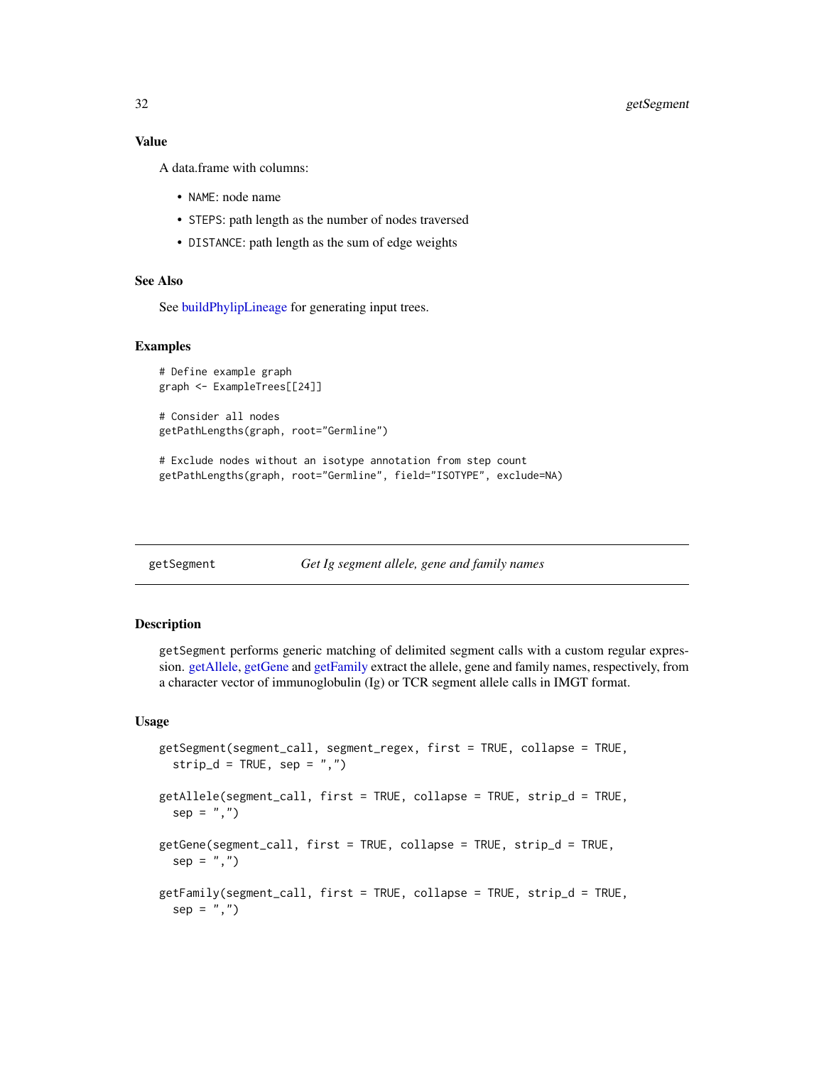### Value

A data.frame with columns:

- `NAME`: node name
- `STEPS`: path length as the number of nodes traversed
- `DISTANCE`: path length as the sum of edge weights

### See Also

See buildPhylipLineage for generating input trees.

### Examples

```
# Define example graph
graph <- ExampleTrees[[24]]

# Consider all nodes
getPathLengths(graph, root="Germline")

# Exclude nodes without an isotype annotation from step count
getPathLengths(graph, root="Germline", field="ISOTYPE", exclude=NA)
```

---

## getSegment — *Get Ig segment allele, gene and family names*

---

### Description

`getSegment` performs generic matching of delimited segment calls with a custom regular expression. getAllele, getGene and getFamily extract the allele, gene and family names, respectively, from a character vector of immunoglobulin (Ig) or TCR segment allele calls in IMGT format.

### Usage

```
getSegment(segment_call, segment_regex, first = TRUE, collapse = TRUE,
  strip_d = TRUE, sep = ",")

getAllele(segment_call, first = TRUE, collapse = TRUE, strip_d = TRUE,
  sep = ",")

getGene(segment_call, first = TRUE, collapse = TRUE, strip_d = TRUE,
  sep = ",")

getFamily(segment_call, first = TRUE, collapse = TRUE, strip_d = TRUE,
  sep = ",")
```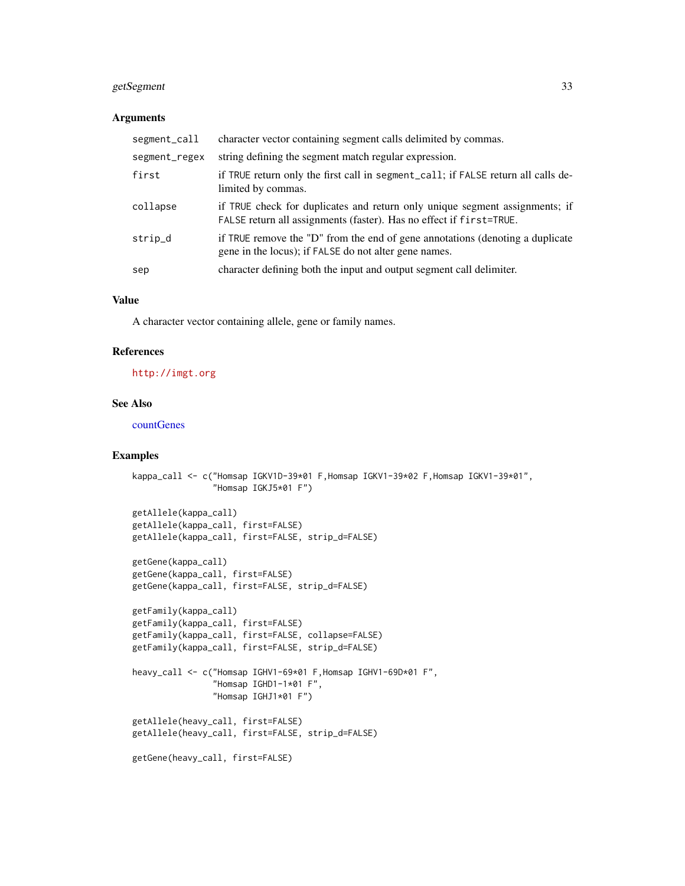## Arguments

| | |
|---|---|
| `segment_call` | character vector containing segment calls delimited by commas. |
| `segment_regex` | string defining the segment match regular expression. |
| `first` | if `TRUE` return only the first call in `segment_call`; if `FALSE` return all calls delimited by commas. |
| `collapse` | if `TRUE` check for duplicates and return only unique segment assignments; if `FALSE` return all assignments (faster). Has no effect if `first=TRUE`. |
| `strip_d` | if `TRUE` remove the "D" from the end of gene annotations (denoting a duplicate gene in the locus); if `FALSE` do not alter gene names. |
| `sep` | character defining both the input and output segment call delimiter. |

## Value

A character vector containing allele, gene or family names.

## References

http://imgt.org

## See Also

countGenes

## Examples

```
kappa_call <- c("Homsap IGKV1D-39*01 F,Homsap IGKV1-39*02 F,Homsap IGKV1-39*01",
                "Homsap IGKJ5*01 F")

getAllele(kappa_call)
getAllele(kappa_call, first=FALSE)
getAllele(kappa_call, first=FALSE, strip_d=FALSE)

getGene(kappa_call)
getGene(kappa_call, first=FALSE)
getGene(kappa_call, first=FALSE, strip_d=FALSE)

getFamily(kappa_call)
getFamily(kappa_call, first=FALSE)
getFamily(kappa_call, first=FALSE, collapse=FALSE)
getFamily(kappa_call, first=FALSE, strip_d=FALSE)

heavy_call <- c("Homsap IGHV1-69*01 F,Homsap IGHV1-69D*01 F",
                "Homsap IGHD1-1*01 F",
                "Homsap IGHJ1*01 F")

getAllele(heavy_call, first=FALSE)
getAllele(heavy_call, first=FALSE, strip_d=FALSE)

getGene(heavy_call, first=FALSE)
```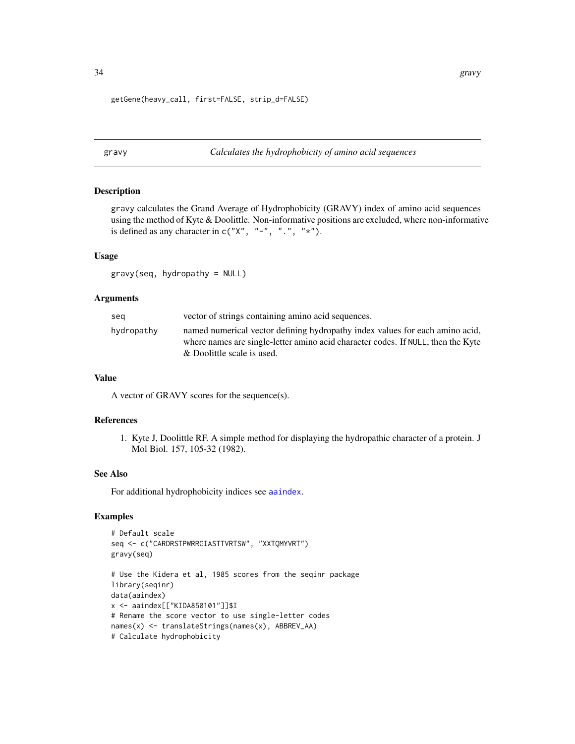```
getGene(heavy_call, first=FALSE, strip_d=FALSE)
```

---

## gravy — *Calculates the hydrophobicity of amino acid sequences*

---

### Description

gravy calculates the Grand Average of Hydrophobicity (GRAVY) index of amino acid sequences using the method of Kyte & Doolittle. Non-informative positions are excluded, where non-informative is defined as any character in `c("X", "-", ".", "*")`.

### Usage

```
gravy(seq, hydropathy = NULL)
```

### Arguments

| | |
|---|---|
| `seq` | vector of strings containing amino acid sequences. |
| `hydropathy` | named numerical vector defining hydropathy index values for each amino acid, where names are single-letter amino acid character codes. If `NULL`, then the Kyte & Doolittle scale is used. |

### Value

A vector of GRAVY scores for the sequence(s).

### References

1. Kyte J, Doolittle RF. A simple method for displaying the hydropathic character of a protein. J Mol Biol. 157, 105-32 (1982).

### See Also

For additional hydrophobicity indices see aaindex.

### Examples

```
# Default scale
seq <- c("CARDRSTPWRRGIASTTVRTSW", "XXTQMYVRT")
gravy(seq)

# Use the Kidera et al, 1985 scores from the seqinr package
library(seqinr)
data(aaindex)
x <- aaindex[["KIDA850101"]]$I
# Rename the score vector to use single-letter codes
names(x) <- translateStrings(names(x), ABBREV_AA)
# Calculate hydrophobicity
```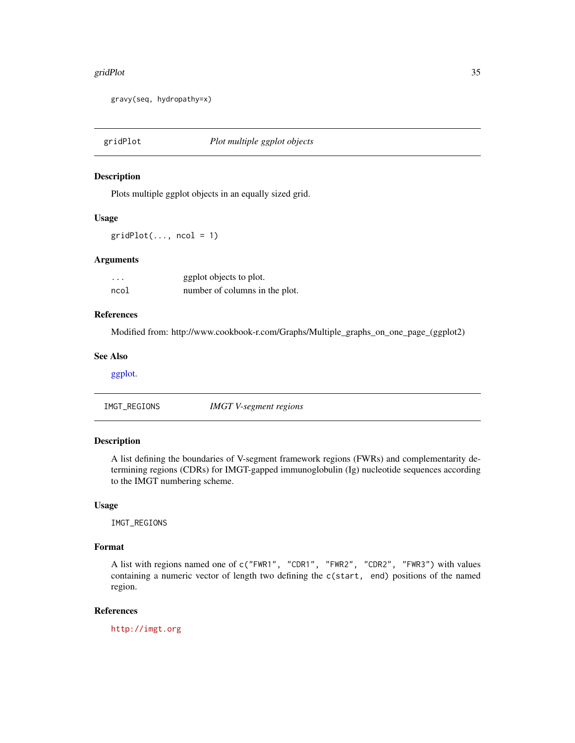```
gravy(seq, hydropathy=x)
```

---

## gridPlot — *Plot multiple ggplot objects*

### Description

Plots multiple ggplot objects in an equally sized grid.

### Usage

```
gridPlot(..., ncol = 1)
```

### Arguments

| | |
|---|---|
| `...` | ggplot objects to plot. |
| `ncol` | number of columns in the plot. |

### References

Modified from: http://www.cookbook-r.com/Graphs/Multiple_graphs_on_one_page_(ggplot2)

### See Also

ggplot.

---

## IMGT_REGIONS — *IMGT V-segment regions*

### Description

A list defining the boundaries of V-segment framework regions (FWRs) and complementarity determining regions (CDRs) for IMGT-gapped immunoglobulin (Ig) nucleotide sequences according to the IMGT numbering scheme.

### Usage

```
IMGT_REGIONS
```

### Format

A list with regions named one of `c("FWR1", "CDR1", "FWR2", "CDR2", "FWR3")` with values containing a numeric vector of length two defining the `c(start, end)` positions of the named region.

### References

`http://imgt.org`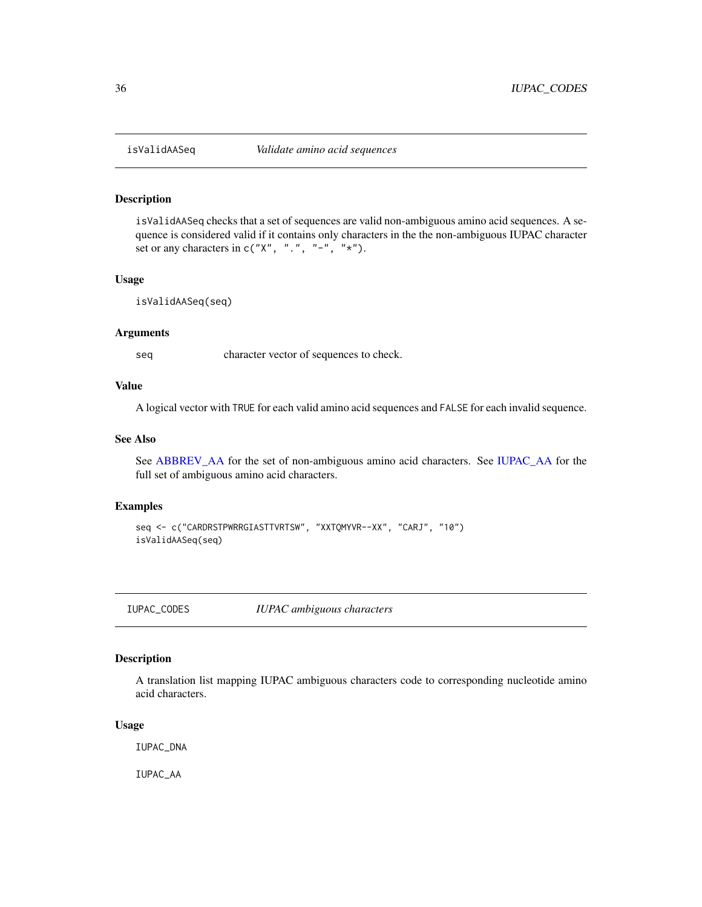## isValidAASeq *Validate amino acid sequences*

### Description

isValidAASeq checks that a set of sequences are valid non-ambiguous amino acid sequences. A sequence is considered valid if it contains only characters in the the non-ambiguous IUPAC character set or any characters in c("X", ".", "-", "*").

### Usage

```
isValidAASeq(seq)
```

### Arguments

| | |
|---|---|
| seq | character vector of sequences to check. |

### Value

A logical vector with TRUE for each valid amino acid sequences and FALSE for each invalid sequence.

### See Also

See ABBREV_AA for the set of non-ambiguous amino acid characters. See IUPAC_AA for the full set of ambiguous amino acid characters.

### Examples

```
seq <- c("CARDRSTPWRRGIASTTVRTSW", "XXTQMYVR--XX", "CARJ", "10")
isValidAASeq(seq)
```

## IUPAC_CODES *IUPAC ambiguous characters*

### Description

A translation list mapping IUPAC ambiguous characters code to corresponding nucleotide amino acid characters.

### Usage

```
IUPAC_DNA

IUPAC_AA
```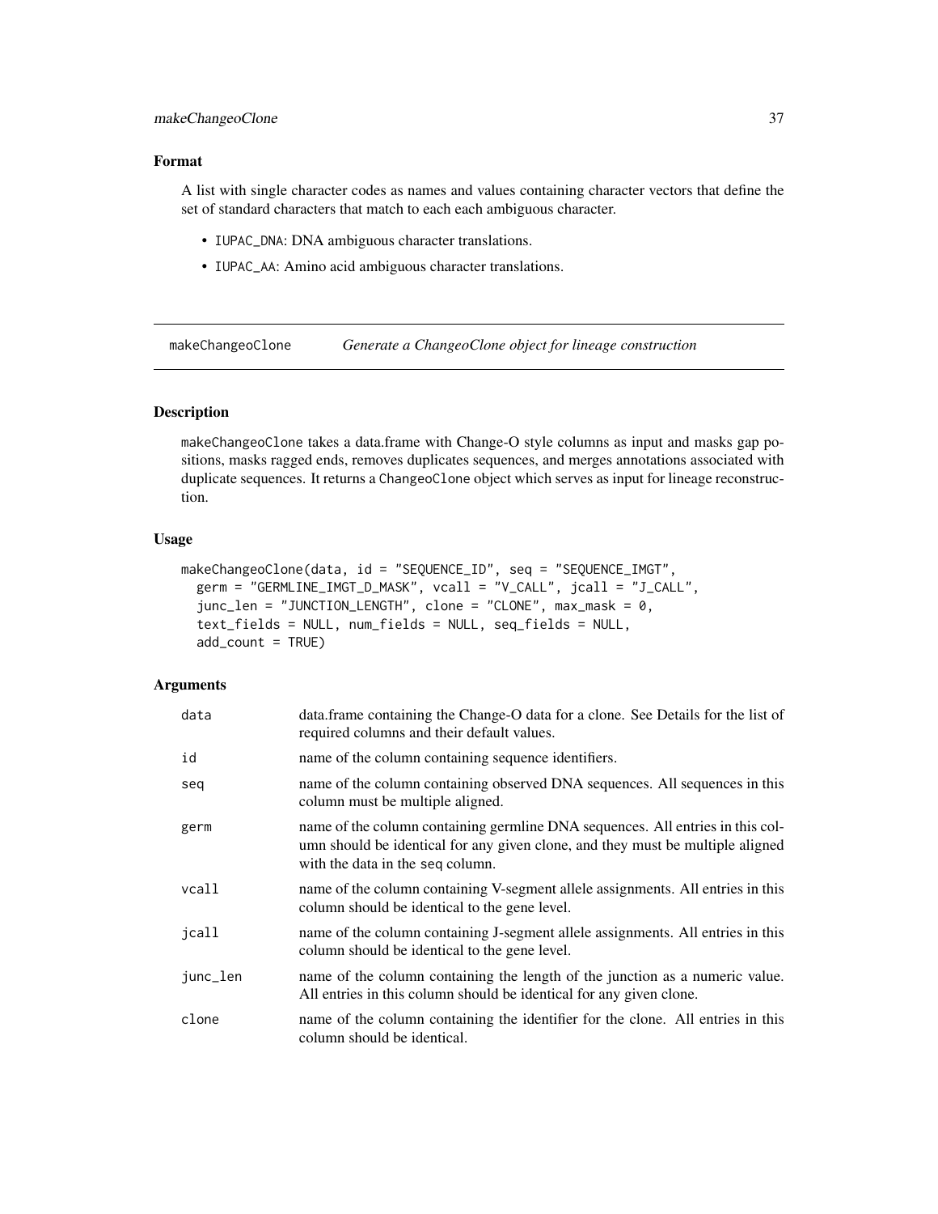### Format

A list with single character codes as names and values containing character vectors that define the set of standard characters that match to each each ambiguous character.

- IUPAC_DNA: DNA ambiguous character translations.
- IUPAC_AA: Amino acid ambiguous character translations.

---

## makeChangeoClone    *Generate a ChangeoClone object for lineage construction*

---

### Description

makeChangeoClone takes a data.frame with Change-O style columns as input and masks gap positions, masks ragged ends, removes duplicates sequences, and merges annotations associated with duplicate sequences. It returns a ChangeoClone object which serves as input for lineage reconstruction.

### Usage

```
makeChangeoClone(data, id = "SEQUENCE_ID", seq = "SEQUENCE_IMGT",
  germ = "GERMLINE_IMGT_D_MASK", vcall = "V_CALL", jcall = "J_CALL",
  junc_len = "JUNCTION_LENGTH", clone = "CLONE", max_mask = 0,
  text_fields = NULL, num_fields = NULL, seq_fields = NULL,
  add_count = TRUE)
```

### Arguments

| | |
|---|---|
| data | data.frame containing the Change-O data for a clone. See Details for the list of required columns and their default values. |
| id | name of the column containing sequence identifiers. |
| seq | name of the column containing observed DNA sequences. All sequences in this column must be multiple aligned. |
| germ | name of the column containing germline DNA sequences. All entries in this column should be identical for any given clone, and they must be multiple aligned with the data in the seq column. |
| vcall | name of the column containing V-segment allele assignments. All entries in this column should be identical to the gene level. |
| jcall | name of the column containing J-segment allele assignments. All entries in this column should be identical to the gene level. |
| junc_len | name of the column containing the length of the junction as a numeric value. All entries in this column should be identical for any given clone. |
| clone | name of the column containing the identifier for the clone. All entries in this column should be identical. |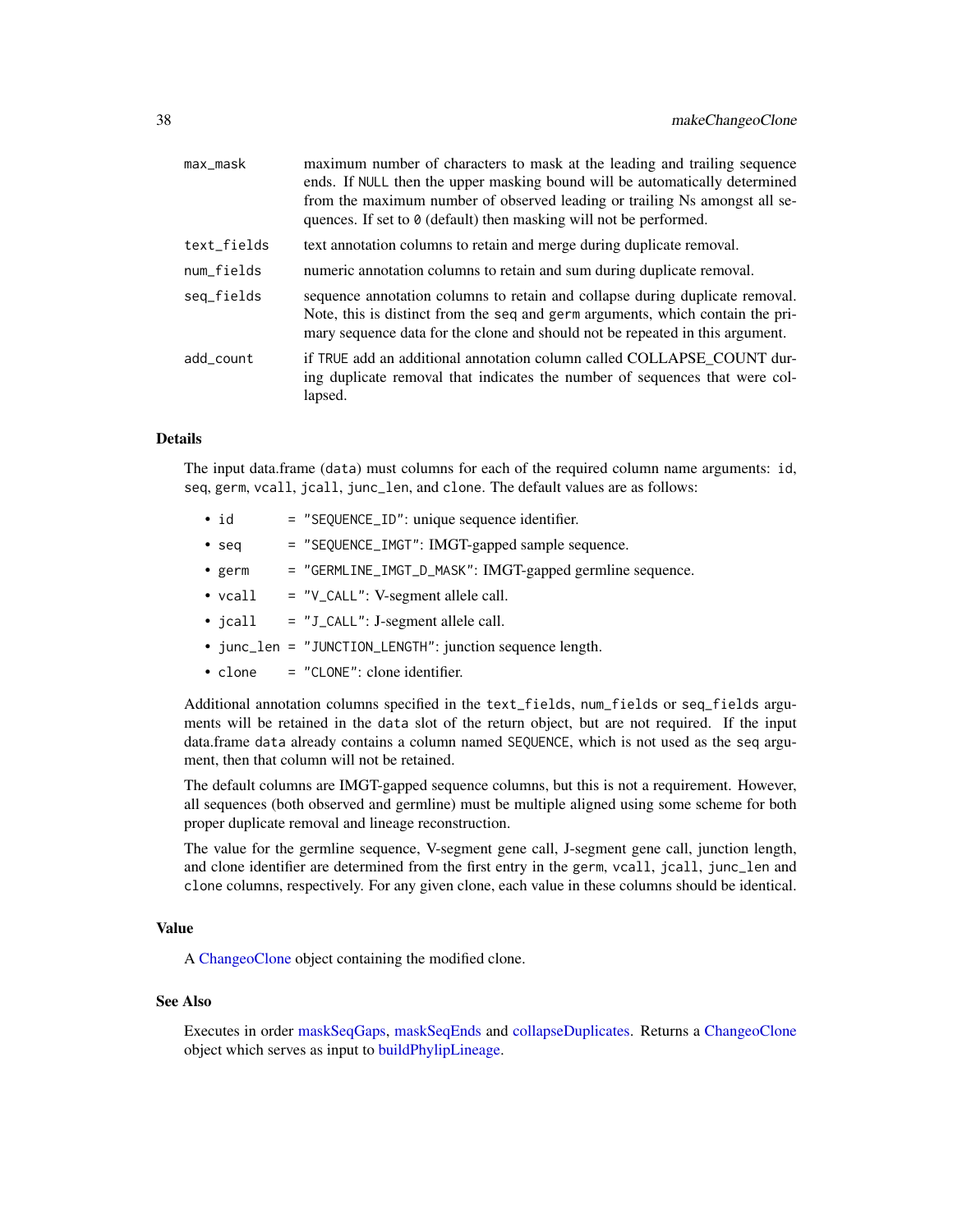| | |
|---|---|
| `max_mask` | maximum number of characters to mask at the leading and trailing sequence ends. If `NULL` then the upper masking bound will be automatically determined from the maximum number of observed leading or trailing Ns amongst all sequences. If set to `0` (default) then masking will not be performed. |
| `text_fields` | text annotation columns to retain and merge during duplicate removal. |
| `num_fields` | numeric annotation columns to retain and sum during duplicate removal. |
| `seq_fields` | sequence annotation columns to retain and collapse during duplicate removal. Note, this is distinct from the `seq` and `germ` arguments, which contain the primary sequence data for the clone and should not be repeated in this argument. |
| `add_count` | if `TRUE` add an additional annotation column called COLLAPSE_COUNT during duplicate removal that indicates the number of sequences that were collapsed. |

## Details

The input data.frame (`data`) must columns for each of the required column name arguments: `id`, `seq`, `germ`, `vcall`, `jcall`, `junc_len`, and `clone`. The default values are as follows:

- `id` = `"SEQUENCE_ID"`: unique sequence identifier.
- `seq` = `"SEQUENCE_IMGT"`: IMGT-gapped sample sequence.
- `germ` = `"GERMLINE_IMGT_D_MASK"`: IMGT-gapped germline sequence.
- `vcall` = `"V_CALL"`: V-segment allele call.
- `jcall` = `"J_CALL"`: J-segment allele call.
- `junc_len` = `"JUNCTION_LENGTH"`: junction sequence length.
- `clone` = `"CLONE"`: clone identifier.

Additional annotation columns specified in the `text_fields`, `num_fields` or `seq_fields` arguments will be retained in the `data` slot of the return object, but are not required. If the input data.frame `data` already contains a column named `SEQUENCE`, which is not used as the `seq` argument, then that column will not be retained.

The default columns are IMGT-gapped sequence columns, but this is not a requirement. However, all sequences (both observed and germline) must be multiple aligned using some scheme for both proper duplicate removal and lineage reconstruction.

The value for the germline sequence, V-segment gene call, J-segment gene call, junction length, and clone identifier are determined from the first entry in the `germ`, `vcall`, `jcall`, `junc_len` and `clone` columns, respectively. For any given clone, each value in these columns should be identical.

## Value

A ChangeoClone object containing the modified clone.

## See Also

Executes in order maskSeqGaps, maskSeqEnds and collapseDuplicates. Returns a ChangeoClone object which serves as input to buildPhylipLineage.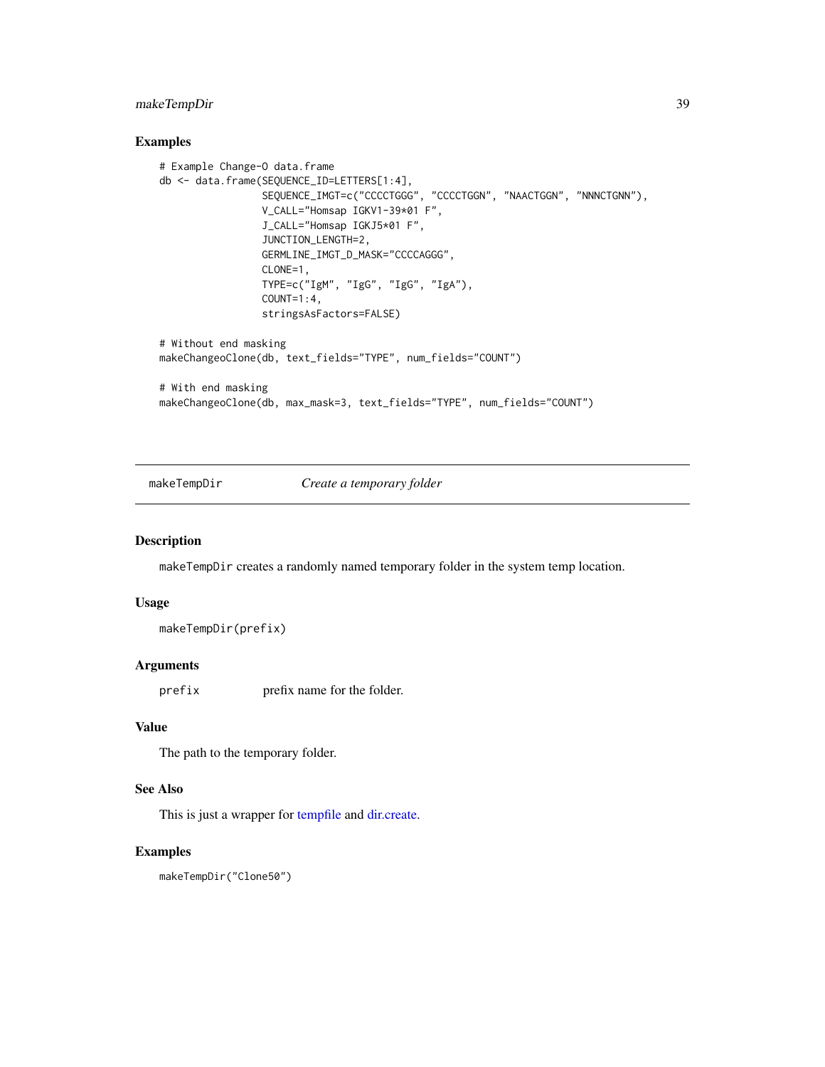### Examples

```
# Example Change-O data.frame
db <- data.frame(SEQUENCE_ID=LETTERS[1:4],
                 SEQUENCE_IMGT=c("CCCCTGGG", "CCCCTGGN", "NAACTGGN", "NNNCTGNN"),
                 V_CALL="Homsap IGKV1-39*01 F",
                 J_CALL="Homsap IGKJ5*01 F",
                 JUNCTION_LENGTH=2,
                 GERMLINE_IMGT_D_MASK="CCCCAGGG",
                 CLONE=1,
                 TYPE=c("IgM", "IgG", "IgG", "IgA"),
                 COUNT=1:4,
                 stringsAsFactors=FALSE)

# Without end masking
makeChangeoClone(db, text_fields="TYPE", num_fields="COUNT")

# With end masking
makeChangeoClone(db, max_mask=3, text_fields="TYPE", num_fields="COUNT")
```

---

## makeTempDir — *Create a temporary folder*

### Description

makeTempDir creates a randomly named temporary folder in the system temp location.

### Usage

```
makeTempDir(prefix)
```

### Arguments

| | |
|---|---|
| prefix | prefix name for the folder. |

### Value

The path to the temporary folder.

### See Also

This is just a wrapper for tempfile and dir.create.

### Examples

```
makeTempDir("Clone50")
```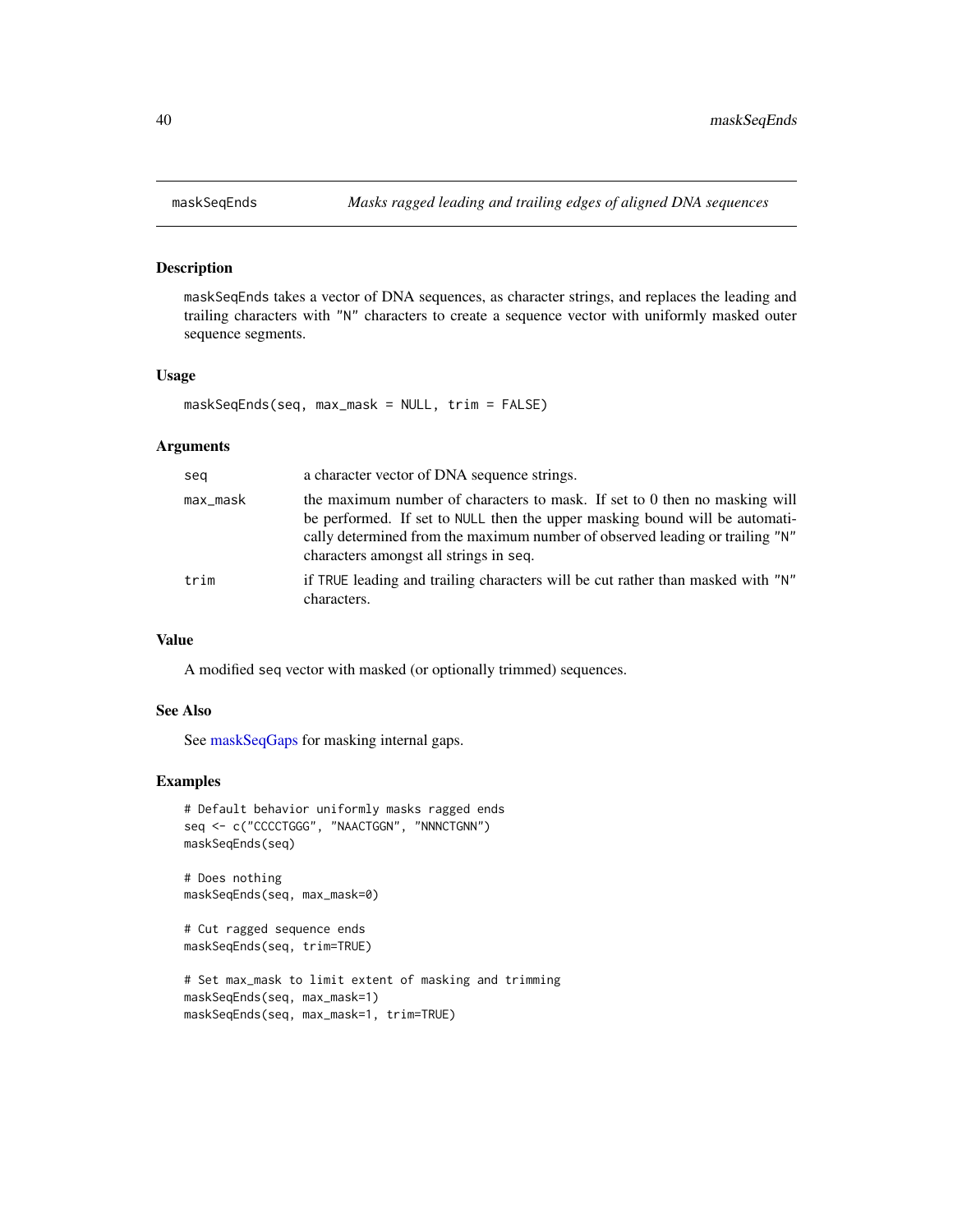# maskSeqEnds — *Masks ragged leading and trailing edges of aligned DNA sequences*

## Description

maskSeqEnds takes a vector of DNA sequences, as character strings, and replaces the leading and trailing characters with "N" characters to create a sequence vector with uniformly masked outer sequence segments.

## Usage

```
maskSeqEnds(seq, max_mask = NULL, trim = FALSE)
```

## Arguments

| | |
|---|---|
| seq | a character vector of DNA sequence strings. |
| max_mask | the maximum number of characters to mask. If set to 0 then no masking will be performed. If set to NULL then the upper masking bound will be automatically determined from the maximum number of observed leading or trailing "N" characters amongst all strings in seq. |
| trim | if TRUE leading and trailing characters will be cut rather than masked with "N" characters. |

## Value

A modified seq vector with masked (or optionally trimmed) sequences.

## See Also

See maskSeqGaps for masking internal gaps.

## Examples

```
# Default behavior uniformly masks ragged ends
seq <- c("CCCCTGGG", "NAACTGGN", "NNNCTGNN")
maskSeqEnds(seq)

# Does nothing
maskSeqEnds(seq, max_mask=0)

# Cut ragged sequence ends
maskSeqEnds(seq, trim=TRUE)

# Set max_mask to limit extent of masking and trimming
maskSeqEnds(seq, max_mask=1)
maskSeqEnds(seq, max_mask=1, trim=TRUE)
```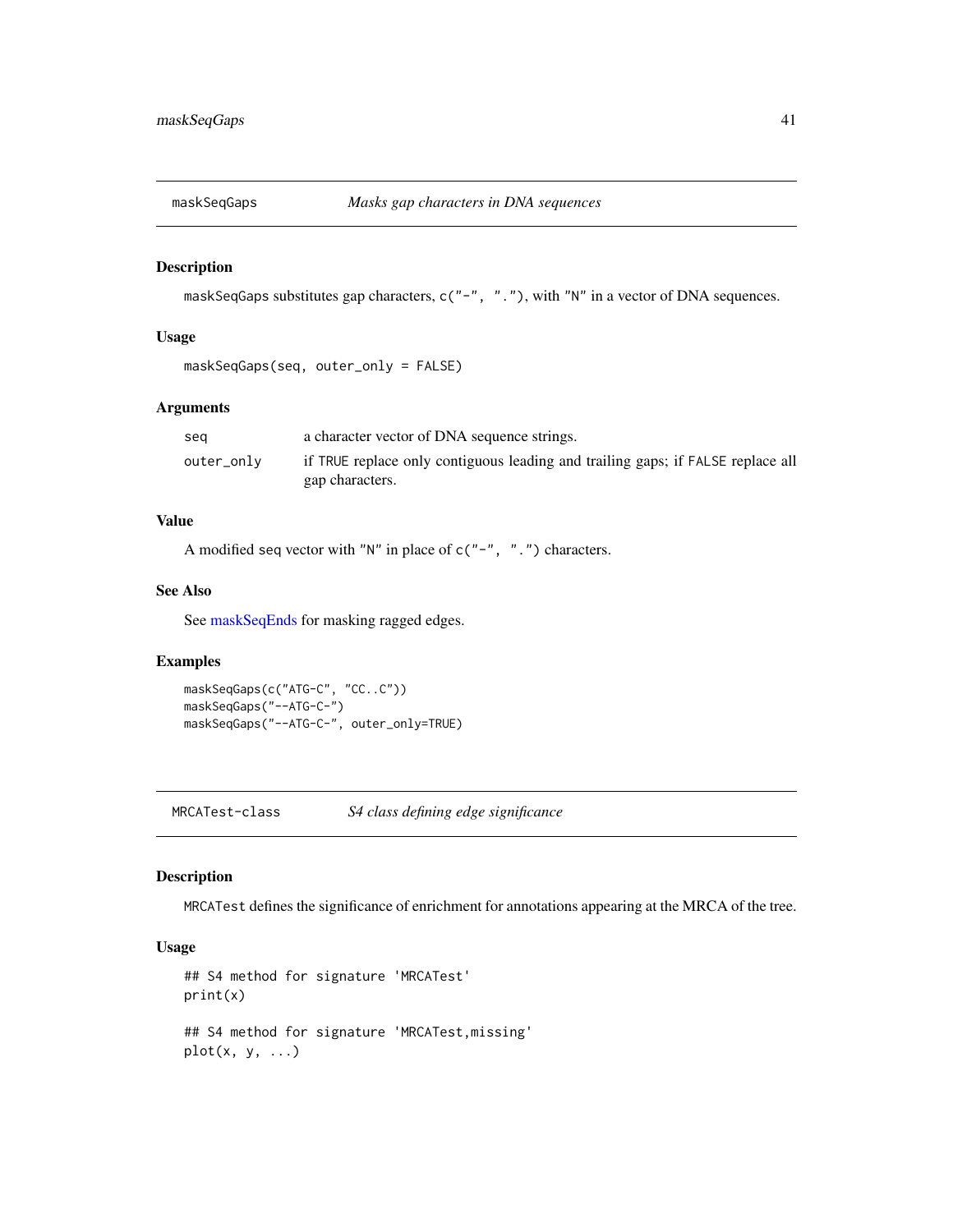## maskSeqGaps *Masks gap characters in DNA sequences*

### Description

maskSeqGaps substitutes gap characters, c("-", "."), with "N" in a vector of DNA sequences.

### Usage

```
maskSeqGaps(seq, outer_only = FALSE)
```

### Arguments

| | |
|---|---|
| seq | a character vector of DNA sequence strings. |
| outer_only | if TRUE replace only contiguous leading and trailing gaps; if FALSE replace all gap characters. |

### Value

A modified seq vector with "N" in place of c("-", ".") characters.

### See Also

See maskSeqEnds for masking ragged edges.

### Examples

```
maskSeqGaps(c("ATG-C", "CC..C"))
maskSeqGaps("--ATG-C-")
maskSeqGaps("--ATG-C-", outer_only=TRUE)
```

## MRCATest-class *S4 class defining edge significance*

### Description

MRCATest defines the significance of enrichment for annotations appearing at the MRCA of the tree.

### Usage

```
## S4 method for signature 'MRCATest'
print(x)

## S4 method for signature 'MRCATest,missing'
plot(x, y, ...)
```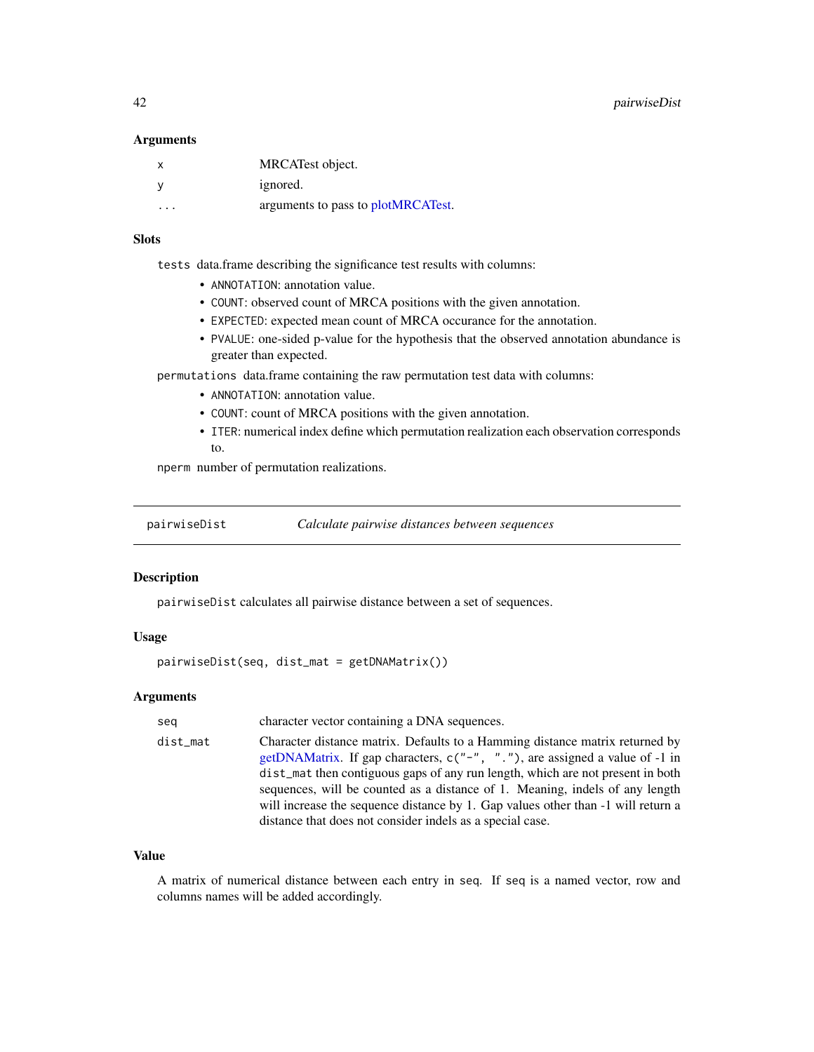### Arguments

| | |
|---|---|
| x | MRCATest object. |
| y | ignored. |
| ... | arguments to pass to plotMRCATest. |

### Slots

`tests` data.frame describing the significance test results with columns:

- `ANNOTATION`: annotation value.
- `COUNT`: observed count of MRCA positions with the given annotation.
- `EXPECTED`: expected mean count of MRCA occurance for the annotation.
- `PVALUE`: one-sided p-value for the hypothesis that the observed annotation abundance is greater than expected.

`permutations` data.frame containing the raw permutation test data with columns:

- `ANNOTATION`: annotation value.
- `COUNT`: count of MRCA positions with the given annotation.
- `ITER`: numerical index define which permutation realization each observation corresponds to.

`nperm` number of permutation realizations.

---

## pairwiseDist — *Calculate pairwise distances between sequences*

---

### Description

`pairwiseDist` calculates all pairwise distance between a set of sequences.

### Usage

```
pairwiseDist(seq, dist_mat = getDNAMatrix())
```

### Arguments

| | |
|---|---|
| seq | character vector containing a DNA sequences. |
| dist_mat | Character distance matrix. Defaults to a Hamming distance matrix returned by getDNAMatrix. If gap characters, `c("-", ".")`, are assigned a value of -1 in `dist_mat` then contiguous gaps of any run length, which are not present in both sequences, will be counted as a distance of 1. Meaning, indels of any length will increase the sequence distance by 1. Gap values other than -1 will return a distance that does not consider indels as a special case. |

### Value

A matrix of numerical distance between each entry in `seq`. If `seq` is a named vector, row and columns names will be added accordingly.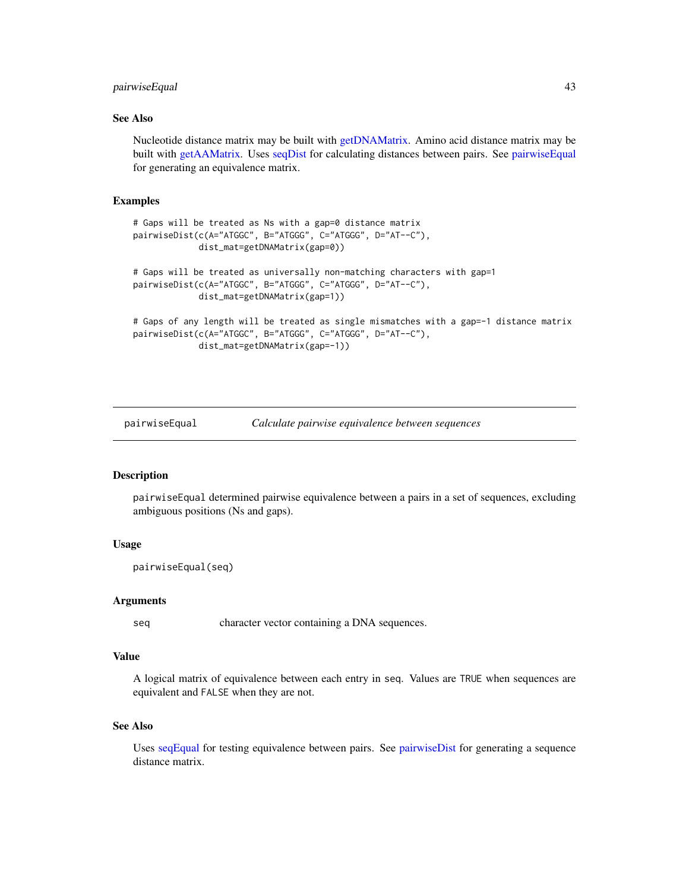### See Also

Nucleotide distance matrix may be built with getDNAMatrix. Amino acid distance matrix may be built with getAAMatrix. Uses seqDist for calculating distances between pairs. See pairwiseEqual for generating an equivalence matrix.

### Examples

```
# Gaps will be treated as Ns with a gap=0 distance matrix
pairwiseDist(c(A="ATGGC", B="ATGGG", C="ATGGG", D="AT--C"),
             dist_mat=getDNAMatrix(gap=0))

# Gaps will be treated as universally non-matching characters with gap=1
pairwiseDist(c(A="ATGGC", B="ATGGG", C="ATGGG", D="AT--C"),
             dist_mat=getDNAMatrix(gap=1))

# Gaps of any length will be treated as single mismatches with a gap=-1 distance matrix
pairwiseDist(c(A="ATGGC", B="ATGGG", C="ATGGG", D="AT--C"),
             dist_mat=getDNAMatrix(gap=-1))
```

---

## pairwiseEqual &nbsp;&nbsp;&nbsp; *Calculate pairwise equivalence between sequences*

---

### Description

`pairwiseEqual` determined pairwise equivalence between a pairs in a set of sequences, excluding ambiguous positions (Ns and gaps).

### Usage

```
pairwiseEqual(seq)
```

### Arguments

| | |
|---|---|
| `seq` | character vector containing a DNA sequences. |

### Value

A logical matrix of equivalence between each entry in `seq`. Values are `TRUE` when sequences are equivalent and `FALSE` when they are not.

### See Also

Uses seqEqual for testing equivalence between pairs. See pairwiseDist for generating a sequence distance matrix.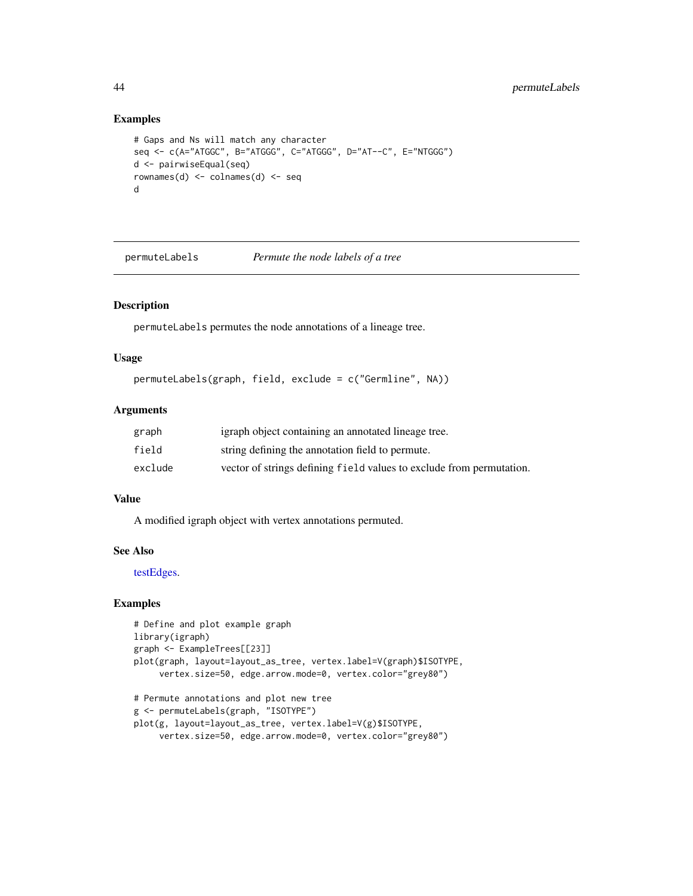## Examples

```
# Gaps and Ns will match any character
seq <- c(A="ATGGC", B="ATGGG", C="ATGGG", D="AT--C", E="NTGGG")
d <- pairwiseEqual(seq)
rownames(d) <- colnames(d) <- seq
d
```

---

# permuteLabels *Permute the node labels of a tree*

---

## Description

permuteLabels permutes the node annotations of a lineage tree.

## Usage

```
permuteLabels(graph, field, exclude = c("Germline", NA))
```

## Arguments

| | |
|---|---|
| graph | igraph object containing an annotated lineage tree. |
| field | string defining the annotation field to permute. |
| exclude | vector of strings defining field values to exclude from permutation. |

## Value

A modified igraph object with vertex annotations permuted.

## See Also

testEdges.

## Examples

```
# Define and plot example graph
library(igraph)
graph <- ExampleTrees[[23]]
plot(graph, layout=layout_as_tree, vertex.label=V(graph)$ISOTYPE,
     vertex.size=50, edge.arrow.mode=0, vertex.color="grey80")

# Permute annotations and plot new tree
g <- permuteLabels(graph, "ISOTYPE")
plot(g, layout=layout_as_tree, vertex.label=V(g)$ISOTYPE,
     vertex.size=50, edge.arrow.mode=0, vertex.color="grey80")
```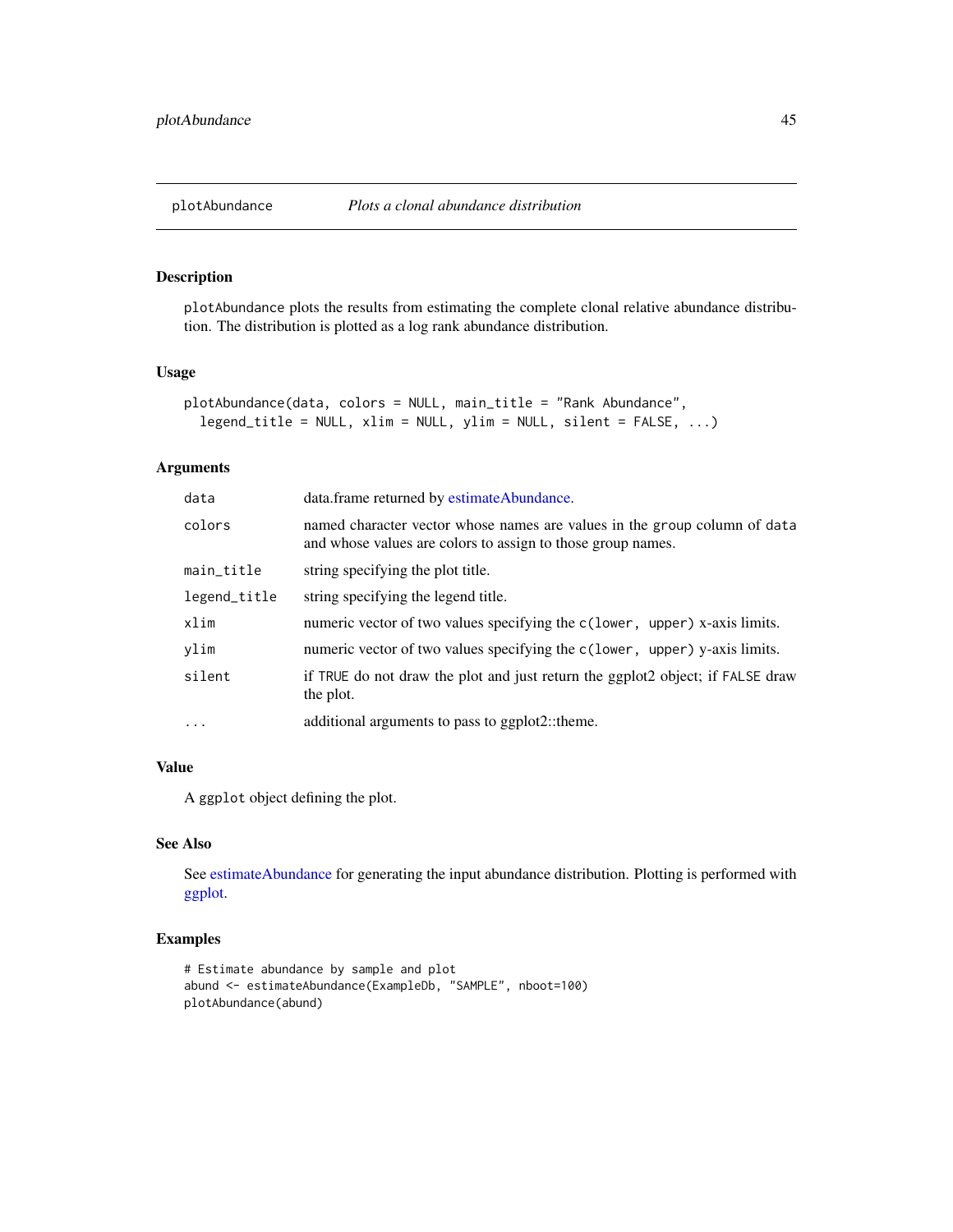## plotAbundance *Plots a clonal abundance distribution*

### Description

plotAbundance plots the results from estimating the complete clonal relative abundance distribution. The distribution is plotted as a log rank abundance distribution.

### Usage

```
plotAbundance(data, colors = NULL, main_title = "Rank Abundance",
  legend_title = NULL, xlim = NULL, ylim = NULL, silent = FALSE, ...)
```

### Arguments

| | |
|---|---|
| data | data.frame returned by estimateAbundance. |
| colors | named character vector whose names are values in the group column of data and whose values are colors to assign to those group names. |
| main_title | string specifying the plot title. |
| legend_title | string specifying the legend title. |
| xlim | numeric vector of two values specifying the c(lower, upper) x-axis limits. |
| ylim | numeric vector of two values specifying the c(lower, upper) y-axis limits. |
| silent | if TRUE do not draw the plot and just return the ggplot2 object; if FALSE draw the plot. |
| ... | additional arguments to pass to ggplot2::theme. |

### Value

A ggplot object defining the plot.

### See Also

See estimateAbundance for generating the input abundance distribution. Plotting is performed with ggplot.

### Examples

```
# Estimate abundance by sample and plot
abund <- estimateAbundance(ExampleDb, "SAMPLE", nboot=100)
plotAbundance(abund)
```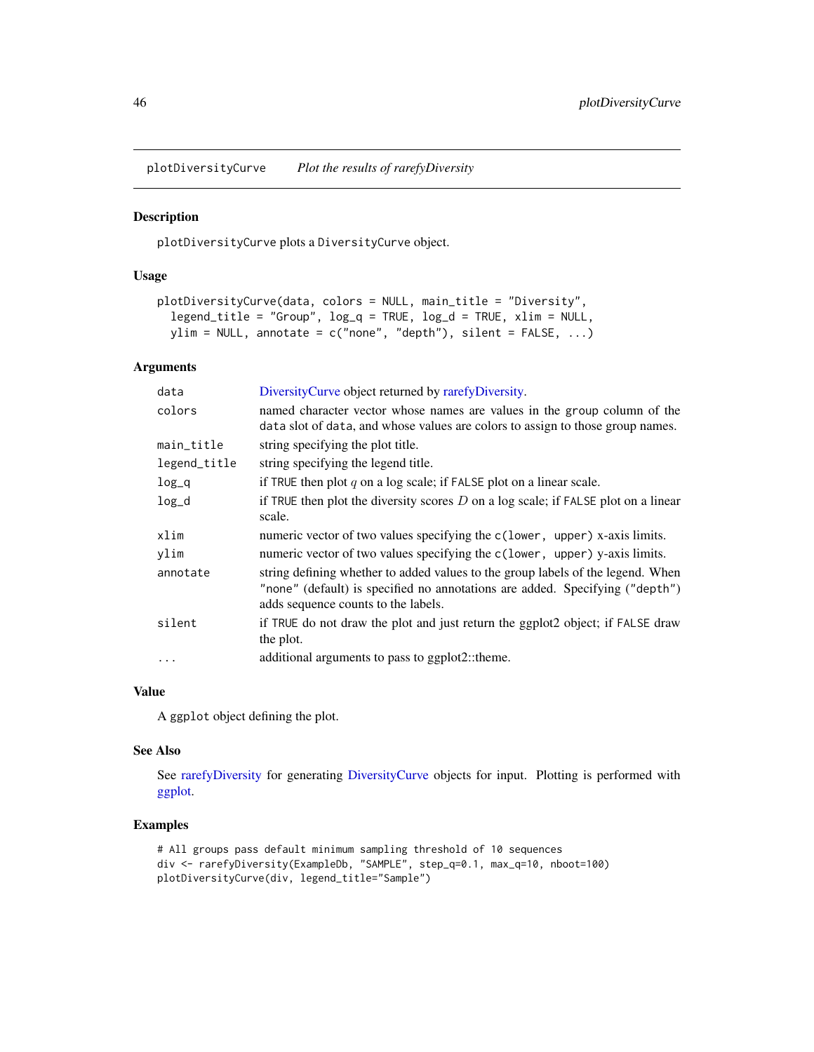# plotDiversityCurve *Plot the results of rarefyDiversity*

## Description

plotDiversityCurve plots a DiversityCurve object.

## Usage

```
plotDiversityCurve(data, colors = NULL, main_title = "Diversity",
  legend_title = "Group", log_q = TRUE, log_d = TRUE, xlim = NULL,
  ylim = NULL, annotate = c("none", "depth"), silent = FALSE, ...)
```

## Arguments

| | |
|---|---|
| data | DiversityCurve object returned by rarefyDiversity. |
| colors | named character vector whose names are values in the group column of the data slot of data, and whose values are colors to assign to those group names. |
| main_title | string specifying the plot title. |
| legend_title | string specifying the legend title. |
| log_q | if TRUE then plot $q$ on a log scale; if FALSE plot on a linear scale. |
| log_d | if TRUE then plot the diversity scores $D$ on a log scale; if FALSE plot on a linear scale. |
| xlim | numeric vector of two values specifying the c(lower, upper) x-axis limits. |
| ylim | numeric vector of two values specifying the c(lower, upper) y-axis limits. |
| annotate | string defining whether to added values to the group labels of the legend. When "none" (default) is specified no annotations are added. Specifying ("depth") adds sequence counts to the labels. |
| silent | if TRUE do not draw the plot and just return the ggplot2 object; if FALSE draw the plot. |
| ... | additional arguments to pass to ggplot2::theme. |

## Value

A ggplot object defining the plot.

## See Also

See rarefyDiversity for generating DiversityCurve objects for input. Plotting is performed with ggplot.

## Examples

```
# All groups pass default minimum sampling threshold of 10 sequences
div <- rarefyDiversity(ExampleDb, "SAMPLE", step_q=0.1, max_q=10, nboot=100)
plotDiversityCurve(div, legend_title="Sample")
```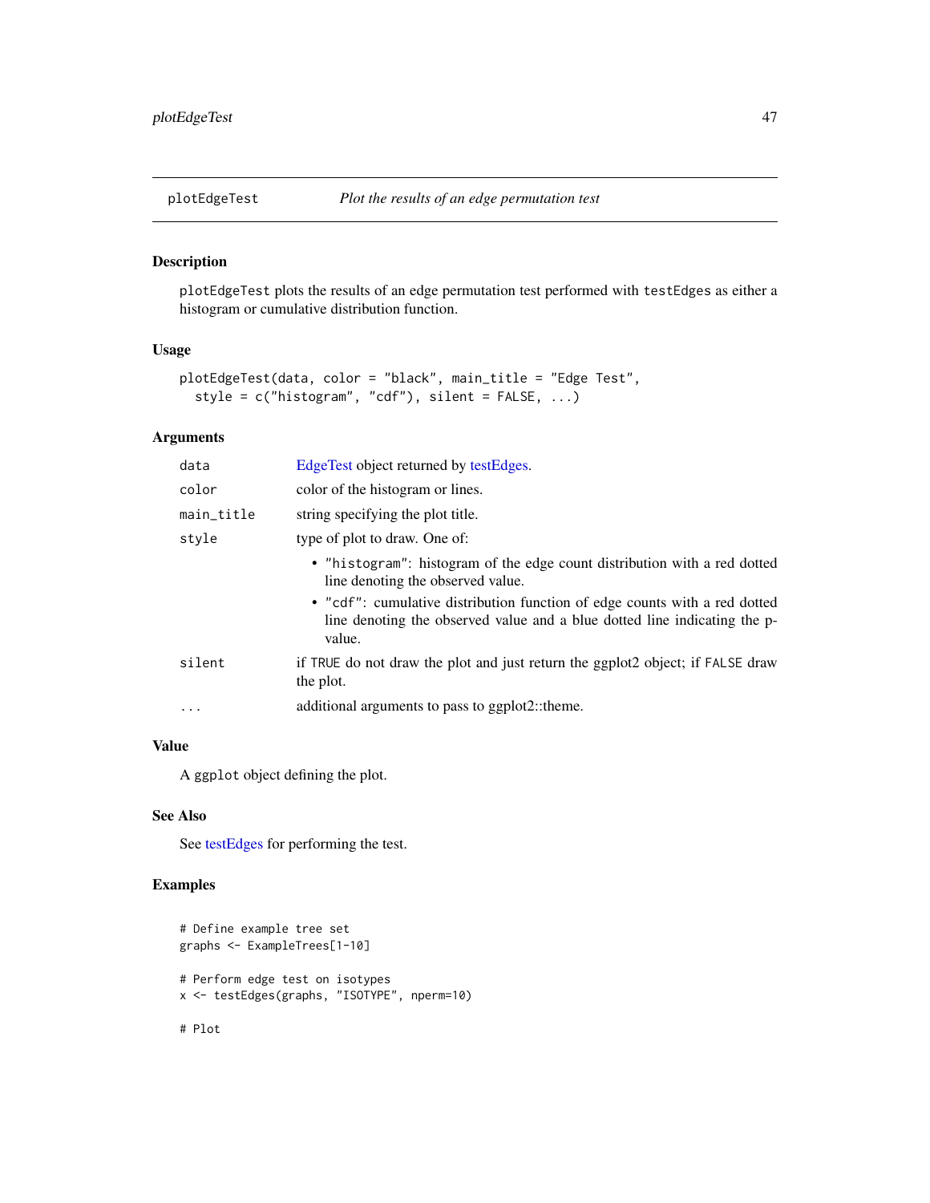## plotEdgeTest — *Plot the results of an edge permutation test*

### Description

`plotEdgeTest` plots the results of an edge permutation test performed with `testEdges` as either a histogram or cumulative distribution function.

### Usage

```
plotEdgeTest(data, color = "black", main_title = "Edge Test",
  style = c("histogram", "cdf"), silent = FALSE, ...)
```

### Arguments

| Argument | Description |
|---|---|
| `data` | EdgeTest object returned by testEdges. |
| `color` | color of the histogram or lines. |
| `main_title` | string specifying the plot title. |
| `style` | type of plot to draw. One of:<br>• `"histogram"`: histogram of the edge count distribution with a red dotted line denoting the observed value.<br>• `"cdf"`: cumulative distribution function of edge counts with a red dotted line denoting the observed value and a blue dotted line indicating the p-value. |
| `silent` | if `TRUE` do not draw the plot and just return the ggplot2 object; if `FALSE` draw the plot. |
| `...` | additional arguments to pass to ggplot2::theme. |

### Value

A `ggplot` object defining the plot.

### See Also

See testEdges for performing the test.

### Examples

```
# Define example tree set
graphs <- ExampleTrees[1-10]

# Perform edge test on isotypes
x <- testEdges(graphs, "ISOTYPE", nperm=10)

# Plot
```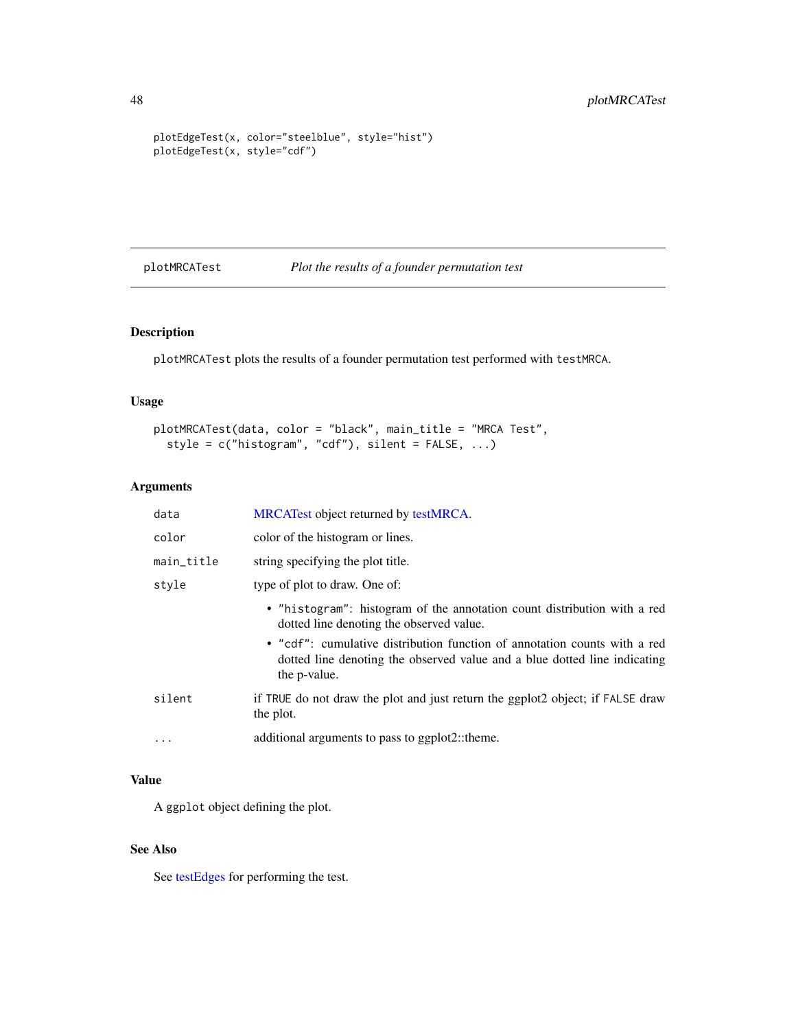```
plotEdgeTest(x, color="steelblue", style="hist")
plotEdgeTest(x, style="cdf")
```

## plotMRCATest — *Plot the results of a founder permutation test*

### Description

`plotMRCATest` plots the results of a founder permutation test performed with `testMRCA`.

### Usage

```
plotMRCATest(data, color = "black", main_title = "MRCA Test",
  style = c("histogram", "cdf"), silent = FALSE, ...)
```

### Arguments

| | |
|---|---|
| `data` | MRCATest object returned by testMRCA. |
| `color` | color of the histogram or lines. |
| `main_title` | string specifying the plot title. |
| `style` | type of plot to draw. One of:<br>• `"histogram"`: histogram of the annotation count distribution with a red dotted line denoting the observed value.<br>• `"cdf"`: cumulative distribution function of annotation counts with a red dotted line denoting the observed value and a blue dotted line indicating the p-value. |
| `silent` | if `TRUE` do not draw the plot and just return the ggplot2 object; if `FALSE` draw the plot. |
| `...` | additional arguments to pass to ggplot2::theme. |

### Value

A `ggplot` object defining the plot.

### See Also

See testEdges for performing the test.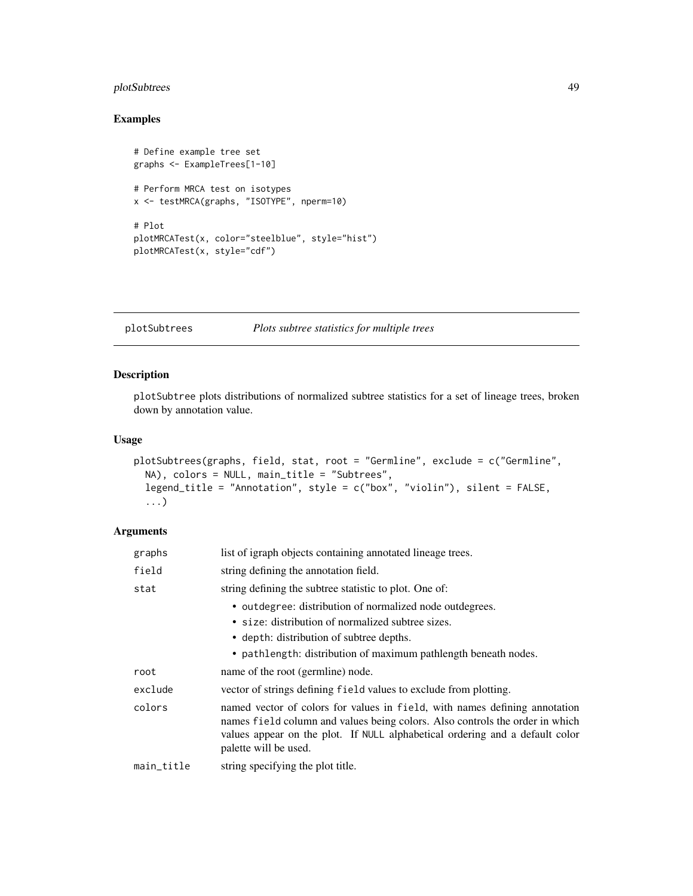## Examples

```
# Define example tree set
graphs <- ExampleTrees[1-10]

# Perform MRCA test on isotypes
x <- testMRCA(graphs, "ISOTYPE", nperm=10)

# Plot
plotMRCATest(x, color="steelblue", style="hist")
plotMRCATest(x, style="cdf")
```

---

## plotSubtrees — *Plots subtree statistics for multiple trees*

---

### Description

plotSubtree plots distributions of normalized subtree statistics for a set of lineage trees, broken down by annotation value.

### Usage

```
plotSubtrees(graphs, field, stat, root = "Germline", exclude = c("Germline",
  NA), colors = NULL, main_title = "Subtrees",
  legend_title = "Annotation", style = c("box", "violin"), silent = FALSE,
  ...)
```

### Arguments

| Argument | Description |
|---|---|
| graphs | list of igraph objects containing annotated lineage trees. |
| field | string defining the annotation field. |
| stat | string defining the subtree statistic to plot. One of: <br>• outdegree: distribution of normalized node outdegrees. <br>• size: distribution of normalized subtree sizes. <br>• depth: distribution of subtree depths. <br>• pathlength: distribution of maximum pathlength beneath nodes. |
| root | name of the root (germline) node. |
| exclude | vector of strings defining field values to exclude from plotting. |
| colors | named vector of colors for values in field, with names defining annotation names field column and values being colors. Also controls the order in which values appear on the plot. If NULL alphabetical ordering and a default color palette will be used. |
| main_title | string specifying the plot title. |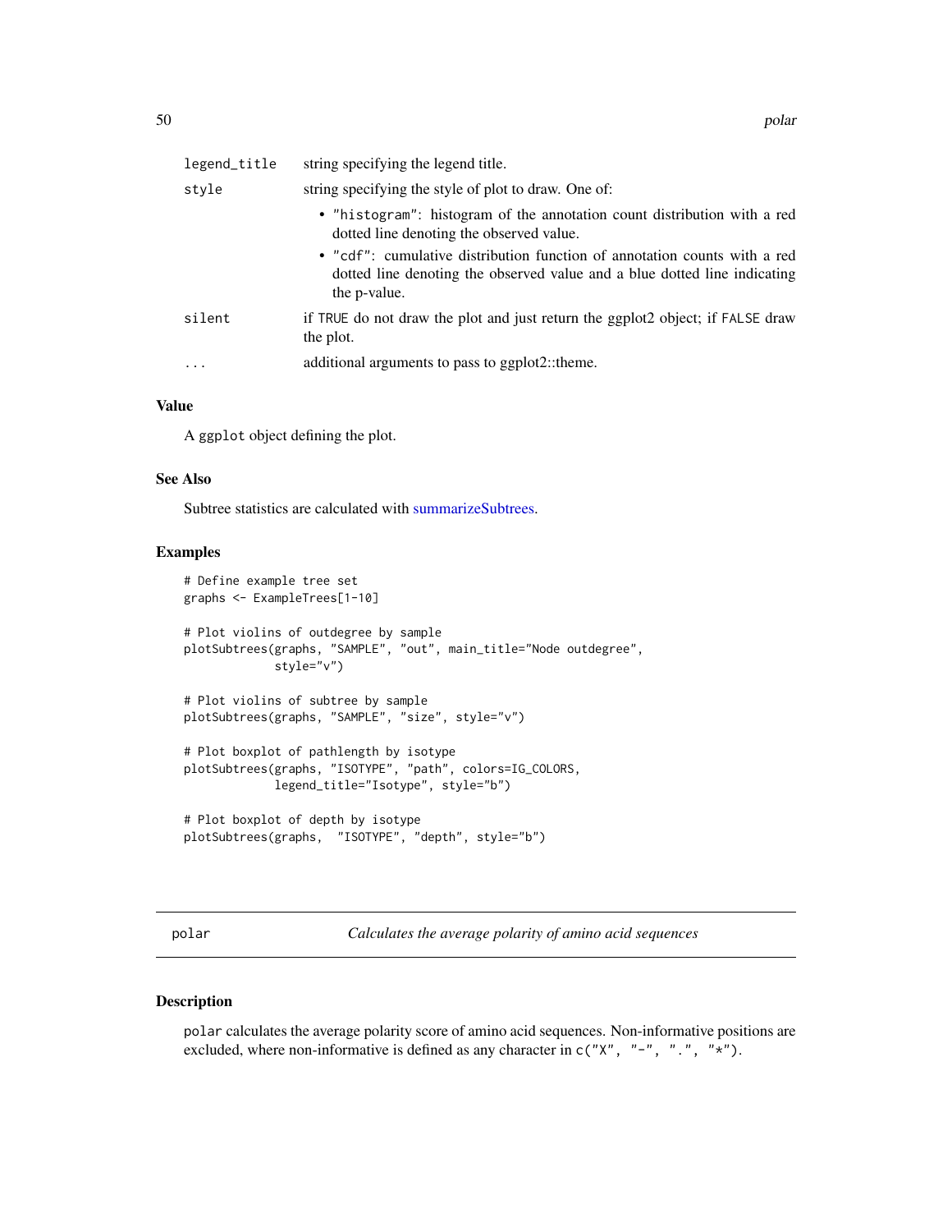| | |
|---|---|
| legend_title | string specifying the legend title. |
| style | string specifying the style of plot to draw. One of:<br>• "histogram": histogram of the annotation count distribution with a red dotted line denoting the observed value.<br>• "cdf": cumulative distribution function of annotation counts with a red dotted line denoting the observed value and a blue dotted line indicating the p-value. |
| silent | if TRUE do not draw the plot and just return the ggplot2 object; if FALSE draw the plot. |
| ... | additional arguments to pass to ggplot2::theme. |

### Value

A ggplot object defining the plot.

### See Also

Subtree statistics are calculated with summarizeSubtrees.

### Examples

```
# Define example tree set
graphs <- ExampleTrees[1-10]

# Plot violins of outdegree by sample
plotSubtrees(graphs, "SAMPLE", "out", main_title="Node outdegree",
             style="v")

# Plot violins of subtree by sample
plotSubtrees(graphs, "SAMPLE", "size", style="v")

# Plot boxplot of pathlength by isotype
plotSubtrees(graphs, "ISOTYPE", "path", colors=IG_COLORS,
             legend_title="Isotype", style="b")

# Plot boxplot of depth by isotype
plotSubtrees(graphs,  "ISOTYPE", "depth", style="b")
```

---

## polar — *Calculates the average polarity of amino acid sequences*

### Description

polar calculates the average polarity score of amino acid sequences. Non-informative positions are excluded, where non-informative is defined as any character in c("X", "-", ".", "*").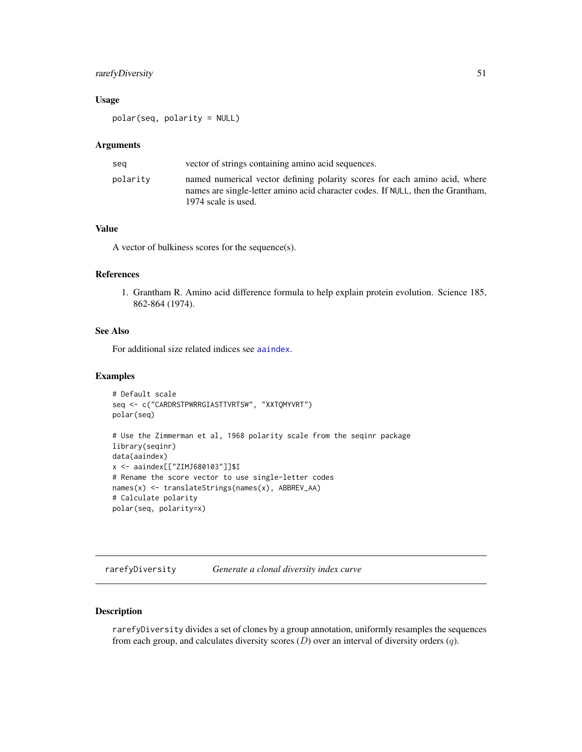### Usage

```
polar(seq, polarity = NULL)
```

### Arguments

| | |
|---|---|
| seq | vector of strings containing amino acid sequences. |
| polarity | named numerical vector defining polarity scores for each amino acid, where names are single-letter amino acid character codes. If NULL, then the Grantham, 1974 scale is used. |

### Value

A vector of bulkiness scores for the sequence(s).

### References

1. Grantham R. Amino acid difference formula to help explain protein evolution. Science 185, 862-864 (1974).

### See Also

For additional size related indices see aaindex.

### Examples

```
# Default scale
seq <- c("CARDRSTPWRRGIASTTVRTSW", "XXTQMYVRT")
polar(seq)

# Use the Zimmerman et al, 1968 polarity scale from the seqinr package
library(seqinr)
data(aaindex)
x <- aaindex[["ZIMJ680103"]]$I
# Rename the score vector to use single-letter codes
names(x) <- translateStrings(names(x), ABBREV_AA)
# Calculate polarity
polar(seq, polarity=x)
```

---

## rarefyDiversity *Generate a clonal diversity index curve*

### Description

rarefyDiversity divides a set of clones by a group annotation, uniformly resamples the sequences from each group, and calculates diversity scores ($D$) over an interval of diversity orders ($q$).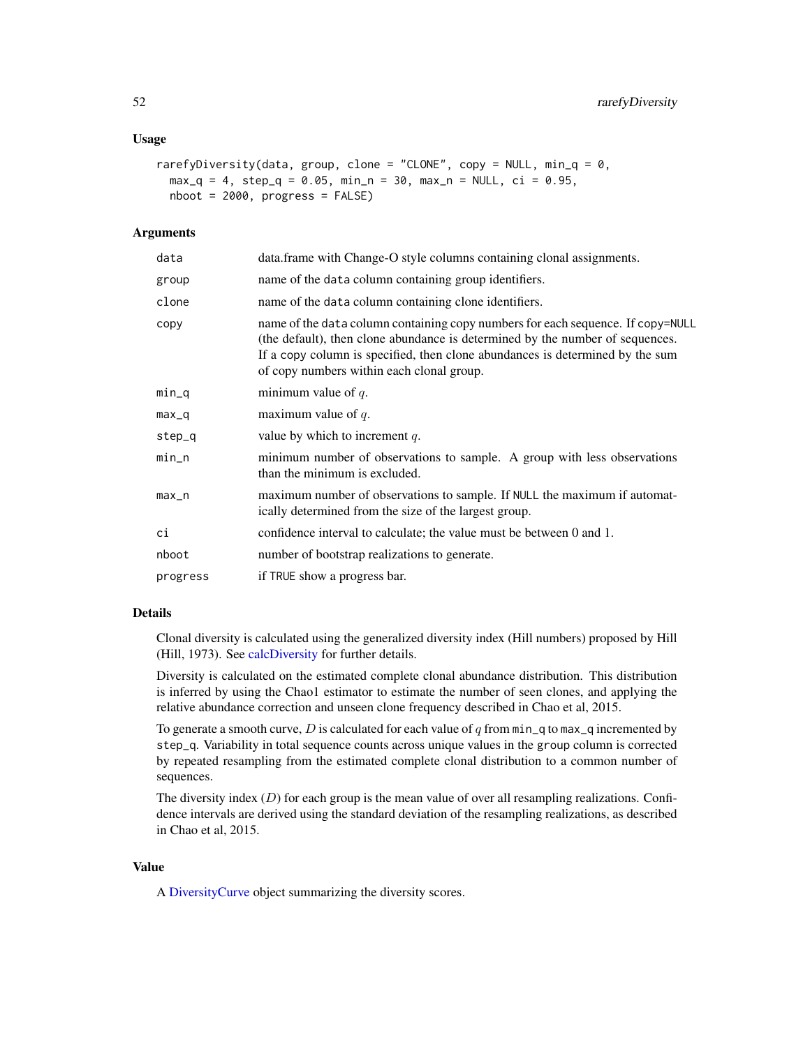### Usage

```
rarefyDiversity(data, group, clone = "CLONE", copy = NULL, min_q = 0,
  max_q = 4, step_q = 0.05, min_n = 30, max_n = NULL, ci = 0.95,
  nboot = 2000, progress = FALSE)
```

### Arguments

| | |
|---|---|
| data | data.frame with Change-O style columns containing clonal assignments. |
| group | name of the data column containing group identifiers. |
| clone | name of the data column containing clone identifiers. |
| copy | name of the data column containing copy numbers for each sequence. If copy=NULL (the default), then clone abundance is determined by the number of sequences. If a copy column is specified, then clone abundances is determined by the sum of copy numbers within each clonal group. |
| min_q | minimum value of $q$. |
| max_q | maximum value of $q$. |
| step_q | value by which to increment $q$. |
| min_n | minimum number of observations to sample. A group with less observations than the minimum is excluded. |
| max_n | maximum number of observations to sample. If NULL the maximum if automatically determined from the size of the largest group. |
| ci | confidence interval to calculate; the value must be between 0 and 1. |
| nboot | number of bootstrap realizations to generate. |
| progress | if TRUE show a progress bar. |

### Details

Clonal diversity is calculated using the generalized diversity index (Hill numbers) proposed by Hill (Hill, 1973). See calcDiversity for further details.

Diversity is calculated on the estimated complete clonal abundance distribution. This distribution is inferred by using the Chao1 estimator to estimate the number of seen clones, and applying the relative abundance correction and unseen clone frequency described in Chao et al, 2015.

To generate a smooth curve, $D$ is calculated for each value of $q$ from min_q to max_q incremented by step_q. Variability in total sequence counts across unique values in the group column is corrected by repeated resampling from the estimated complete clonal distribution to a common number of sequences.

The diversity index ($D$) for each group is the mean value of over all resampling realizations. Confidence intervals are derived using the standard deviation of the resampling realizations, as described in Chao et al, 2015.

### Value

A DiversityCurve object summarizing the diversity scores.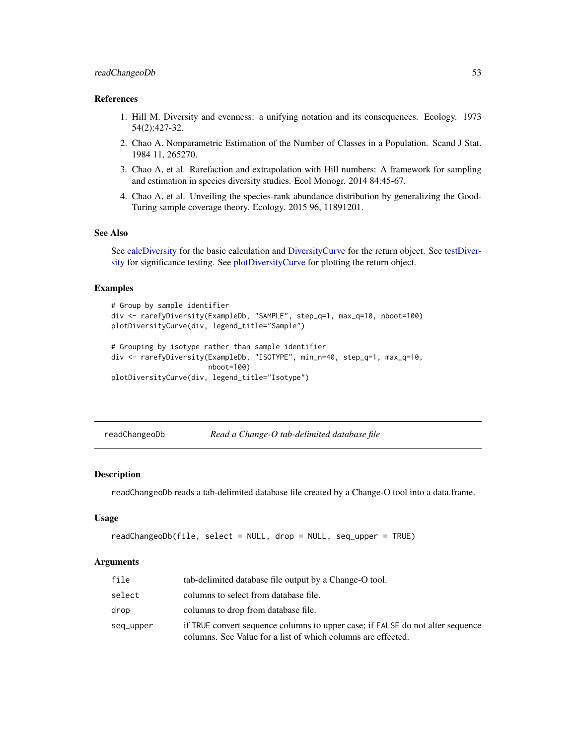### References

1. Hill M. Diversity and evenness: a unifying notation and its consequences. Ecology. 1973 54(2):427-32.
2. Chao A. Nonparametric Estimation of the Number of Classes in a Population. Scand J Stat. 1984 11, 265270.
3. Chao A, et al. Rarefaction and extrapolation with Hill numbers: A framework for sampling and estimation in species diversity studies. Ecol Monogr. 2014 84:45-67.
4. Chao A, et al. Unveiling the species-rank abundance distribution by generalizing the Good-Turing sample coverage theory. Ecology. 2015 96, 11891201.

### See Also

See calcDiversity for the basic calculation and DiversityCurve for the return object. See testDiversity for significance testing. See plotDiversityCurve for plotting the return object.

### Examples

```
# Group by sample identifier
div <- rarefyDiversity(ExampleDb, "SAMPLE", step_q=1, max_q=10, nboot=100)
plotDiversityCurve(div, legend_title="Sample")

# Grouping by isotype rather than sample identifier
div <- rarefyDiversity(ExampleDb, "ISOTYPE", min_n=40, step_q=1, max_q=10,
                       nboot=100)
plotDiversityCurve(div, legend_title="Isotype")
```

---

## readChangeoDb *Read a Change-O tab-delimited database file*

---

### Description

readChangeoDb reads a tab-delimited database file created by a Change-O tool into a data.frame.

### Usage

```
readChangeoDb(file, select = NULL, drop = NULL, seq_upper = TRUE)
```

### Arguments

| | |
|---|---|
| file | tab-delimited database file output by a Change-O tool. |
| select | columns to select from database file. |
| drop | columns to drop from database file. |
| seq_upper | if TRUE convert sequence columns to upper case; if FALSE do not alter sequence columns. See Value for a list of which columns are effected. |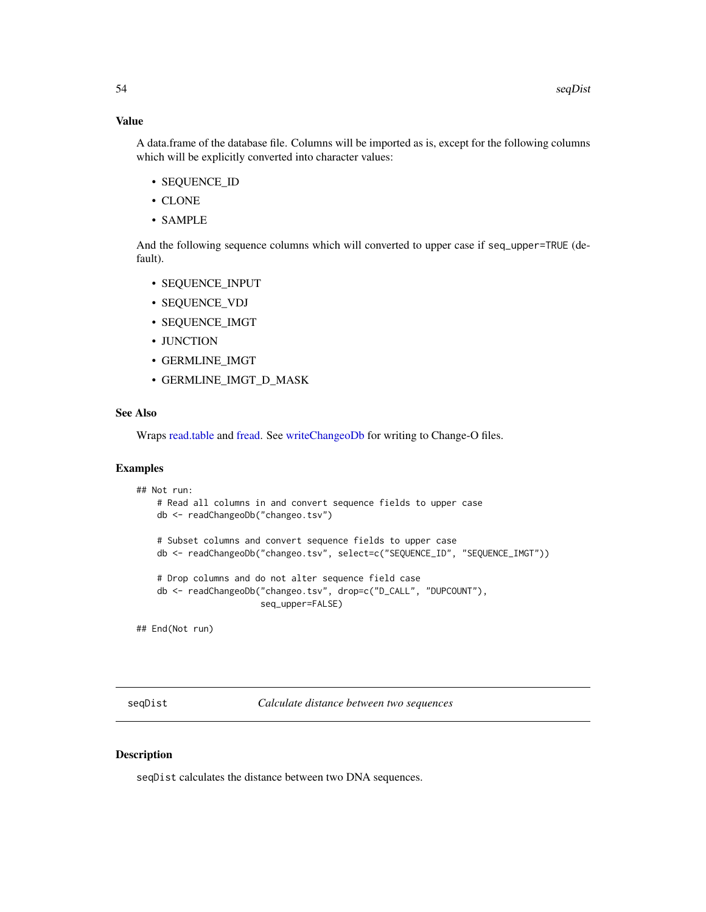## Value

A data.frame of the database file. Columns will be imported as is, except for the following columns which will be explicitly converted into character values:

- SEQUENCE_ID
- CLONE
- SAMPLE

And the following sequence columns which will converted to upper case if `seq_upper=TRUE` (default).

- SEQUENCE_INPUT
- SEQUENCE_VDJ
- SEQUENCE_IMGT
- JUNCTION
- GERMLINE_IMGT
- GERMLINE_IMGT_D_MASK

## See Also

Wraps read.table and fread. See writeChangeoDb for writing to Change-O files.

## Examples

```
## Not run:
    # Read all columns in and convert sequence fields to upper case
    db <- readChangeoDb("changeo.tsv")

    # Subset columns and convert sequence fields to upper case
    db <- readChangeoDb("changeo.tsv", select=c("SEQUENCE_ID", "SEQUENCE_IMGT"))

    # Drop columns and do not alter sequence field case
    db <- readChangeoDb("changeo.tsv", drop=c("D_CALL", "DUPCOUNT"),
                        seq_upper=FALSE)

## End(Not run)
```

---

# seqDist — *Calculate distance between two sequences*

---

## Description

`seqDist` calculates the distance between two DNA sequences.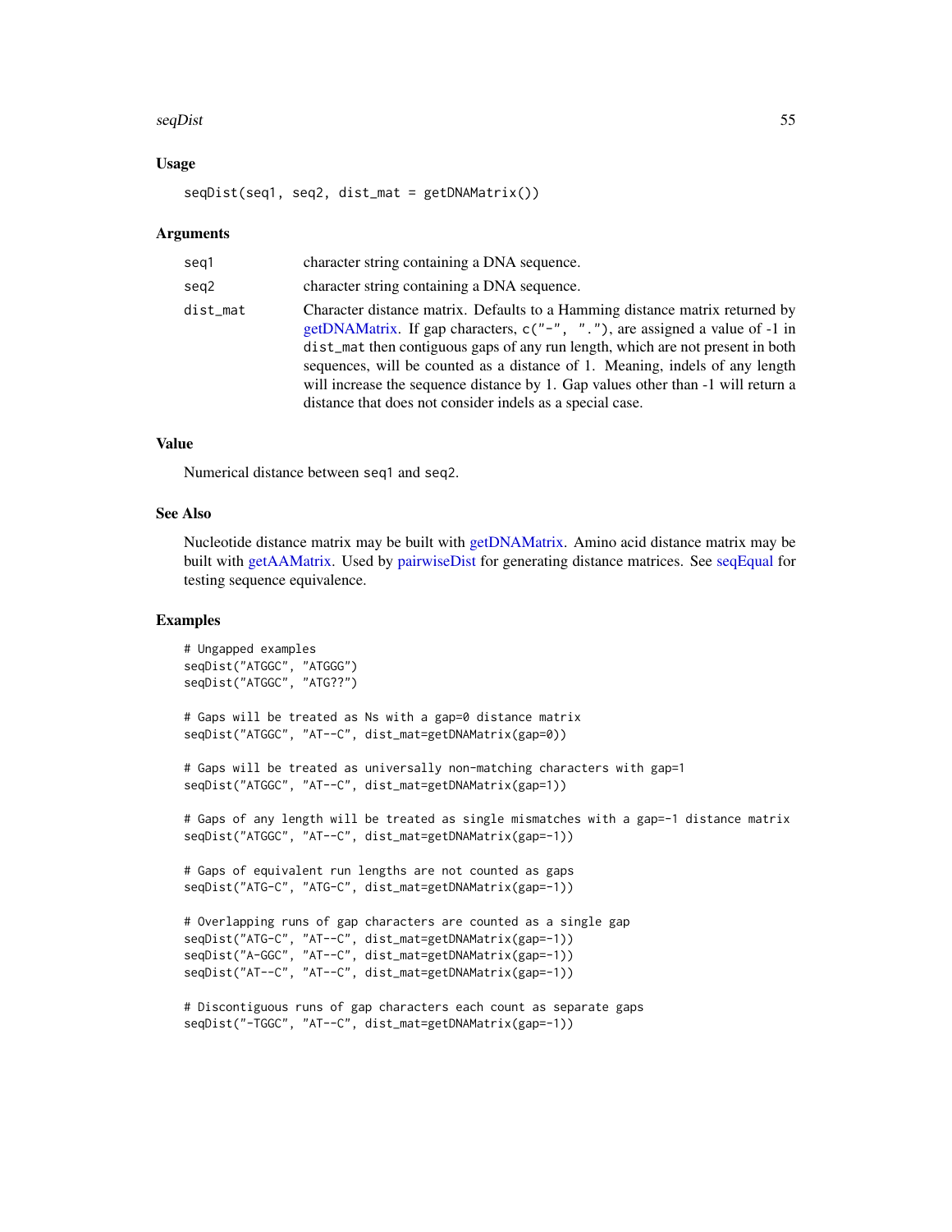### Usage

```
seqDist(seq1, seq2, dist_mat = getDNAMatrix())
```

### Arguments

| | |
|---|---|
| seq1 | character string containing a DNA sequence. |
| seq2 | character string containing a DNA sequence. |
| dist_mat | Character distance matrix. Defaults to a Hamming distance matrix returned by getDNAMatrix. If gap characters, `c("-", ".")`, are assigned a value of -1 in `dist_mat` then contiguous gaps of any run length, which are not present in both sequences, will be counted as a distance of 1. Meaning, indels of any length will increase the sequence distance by 1. Gap values other than -1 will return a distance that does not consider indels as a special case. |

### Value

Numerical distance between `seq1` and `seq2`.

### See Also

Nucleotide distance matrix may be built with getDNAMatrix. Amino acid distance matrix may be built with getAAMatrix. Used by pairwiseDist for generating distance matrices. See seqEqual for testing sequence equivalence.

### Examples

```
# Ungapped examples
seqDist("ATGGC", "ATGGG")
seqDist("ATGGC", "ATG??")

# Gaps will be treated as Ns with a gap=0 distance matrix
seqDist("ATGGC", "AT--C", dist_mat=getDNAMatrix(gap=0))

# Gaps will be treated as universally non-matching characters with gap=1
seqDist("ATGGC", "AT--C", dist_mat=getDNAMatrix(gap=1))

# Gaps of any length will be treated as single mismatches with a gap=-1 distance matrix
seqDist("ATGGC", "AT--C", dist_mat=getDNAMatrix(gap=-1))

# Gaps of equivalent run lengths are not counted as gaps
seqDist("ATG-C", "ATG-C", dist_mat=getDNAMatrix(gap=-1))

# Overlapping runs of gap characters are counted as a single gap
seqDist("ATG-C", "AT--C", dist_mat=getDNAMatrix(gap=-1))
seqDist("A-GGC", "AT--C", dist_mat=getDNAMatrix(gap=-1))
seqDist("AT--C", "AT--C", dist_mat=getDNAMatrix(gap=-1))

# Discontiguous runs of gap characters each count as separate gaps
seqDist("-TGGC", "AT--C", dist_mat=getDNAMatrix(gap=-1))
```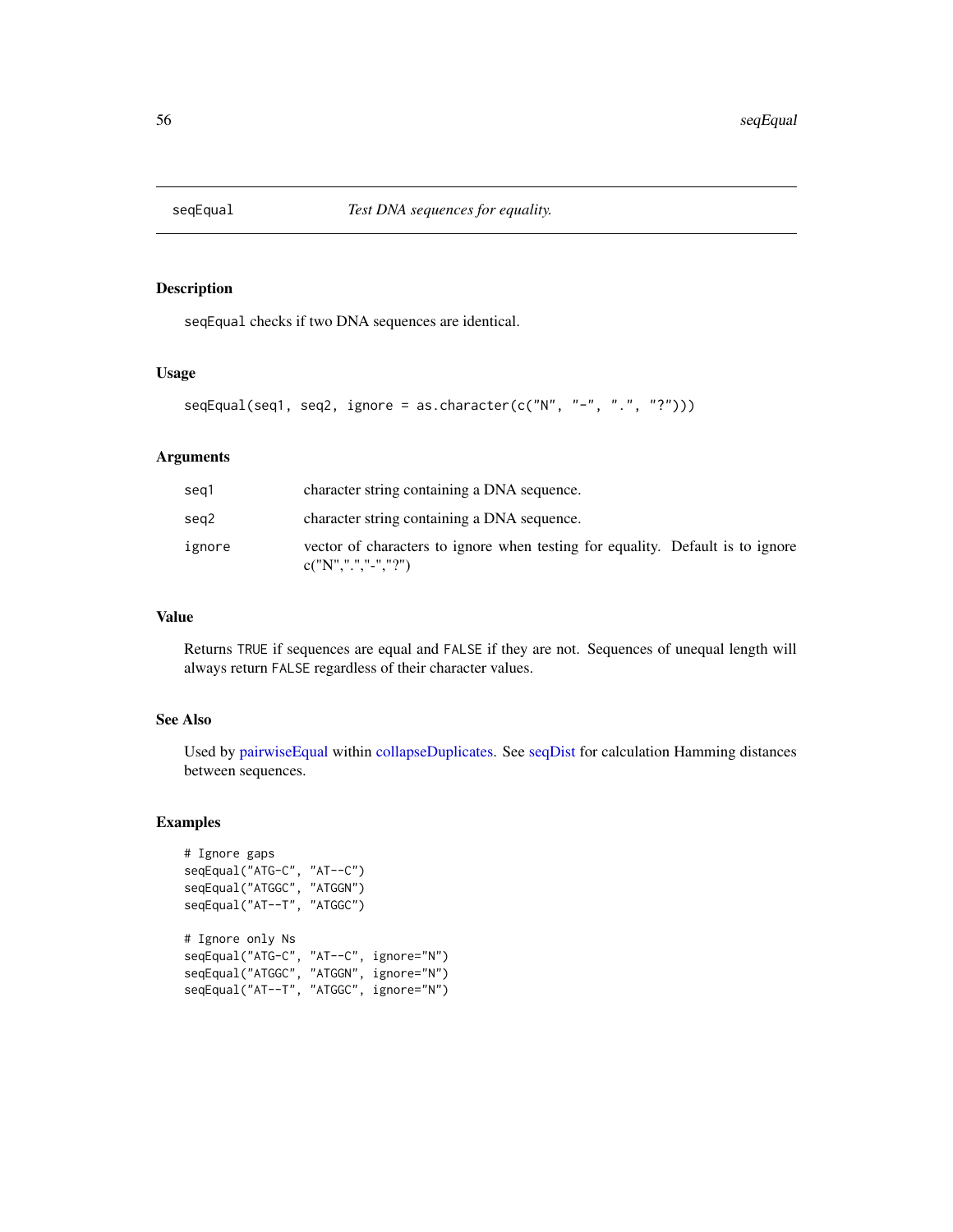## seqEqual *Test DNA sequences for equality.*

### Description

seqEqual checks if two DNA sequences are identical.

### Usage

```
seqEqual(seq1, seq2, ignore = as.character(c("N", "-", ".", "?")))
```

### Arguments

| | |
|---|---|
| seq1 | character string containing a DNA sequence. |
| seq2 | character string containing a DNA sequence. |
| ignore | vector of characters to ignore when testing for equality. Default is to ignore c("N",".","-","?") |

### Value

Returns TRUE if sequences are equal and FALSE if they are not. Sequences of unequal length will always return FALSE regardless of their character values.

### See Also

Used by pairwiseEqual within collapseDuplicates. See seqDist for calculation Hamming distances between sequences.

### Examples

```
# Ignore gaps
seqEqual("ATG-C", "AT--C")
seqEqual("ATGGC", "ATGGN")
seqEqual("AT--T", "ATGGC")

# Ignore only Ns
seqEqual("ATG-C", "AT--C", ignore="N")
seqEqual("ATGGC", "ATGGN", ignore="N")
seqEqual("AT--T", "ATGGC", ignore="N")
```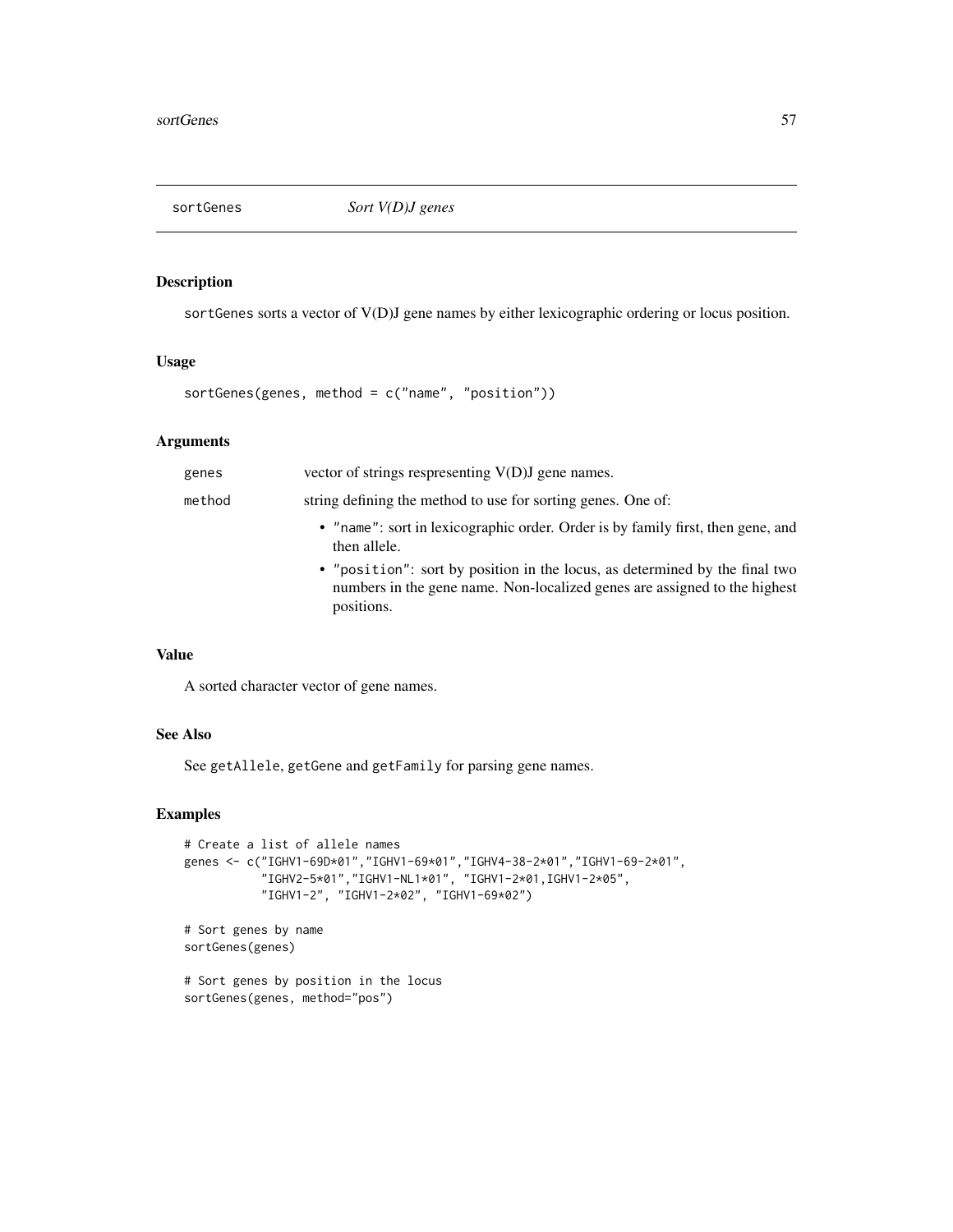# sortGenes *Sort V(D)J genes*

## Description

sortGenes sorts a vector of V(D)J gene names by either lexicographic ordering or locus position.

## Usage

```
sortGenes(genes, method = c("name", "position"))
```

## Arguments

| | |
|---|---|
| genes | vector of strings respresenting V(D)J gene names. |
| method | string defining the method to use for sorting genes. One of: <br> • "name": sort in lexicographic order. Order is by family first, then gene, and then allele. <br> • "position": sort by position in the locus, as determined by the final two numbers in the gene name. Non-localized genes are assigned to the highest positions. |

## Value

A sorted character vector of gene names.

## See Also

See getAllele, getGene and getFamily for parsing gene names.

## Examples

```
# Create a list of allele names
genes <- c("IGHV1-69D*01","IGHV1-69*01","IGHV4-38-2*01","IGHV1-69-2*01",
           "IGHV2-5*01","IGHV1-NL1*01", "IGHV1-2*01,IGHV1-2*05",
           "IGHV1-2", "IGHV1-2*02", "IGHV1-69*02")

# Sort genes by name
sortGenes(genes)

# Sort genes by position in the locus
sortGenes(genes, method="pos")
```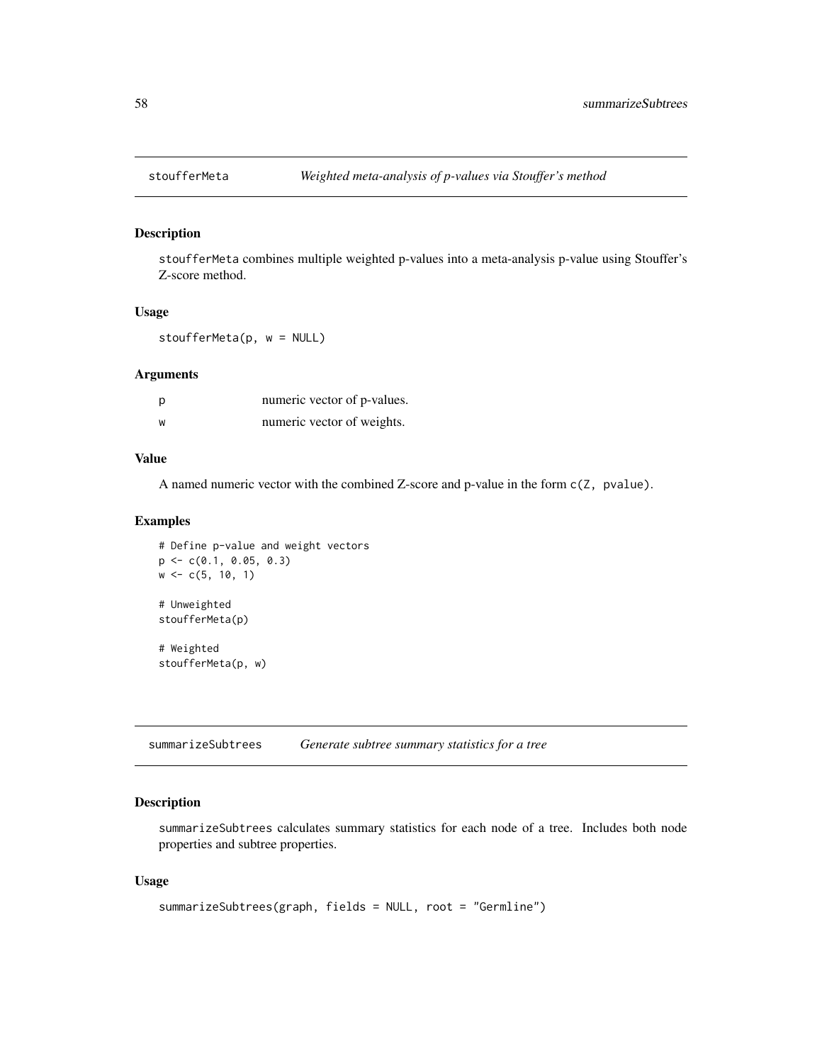## stoufferMeta — *Weighted meta-analysis of p-values via Stouffer's method*

### Description

stoufferMeta combines multiple weighted p-values into a meta-analysis p-value using Stouffer's Z-score method.

### Usage

```
stoufferMeta(p, w = NULL)
```

### Arguments

| | |
|---|---|
| p | numeric vector of p-values. |
| w | numeric vector of weights. |

### Value

A named numeric vector with the combined Z-score and p-value in the form `c(Z, pvalue)`.

### Examples

```
# Define p-value and weight vectors
p <- c(0.1, 0.05, 0.3)
w <- c(5, 10, 1)

# Unweighted
stoufferMeta(p)

# Weighted
stoufferMeta(p, w)
```

## summarizeSubtrees — *Generate subtree summary statistics for a tree*

### Description

summarizeSubtrees calculates summary statistics for each node of a tree. Includes both node properties and subtree properties.

### Usage

```
summarizeSubtrees(graph, fields = NULL, root = "Germline")
```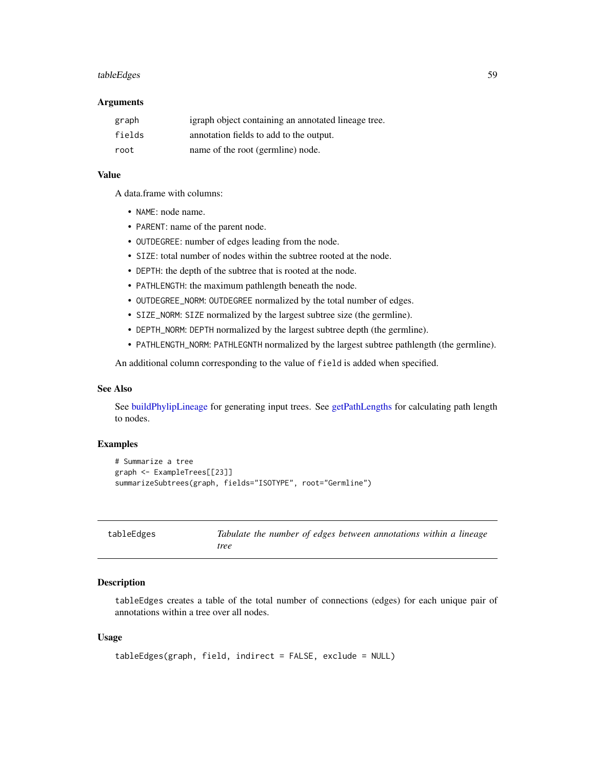### Arguments

| | |
|---|---|
| `graph` | igraph object containing an annotated lineage tree. |
| `fields` | annotation fields to add to the output. |
| `root` | name of the root (germline) node. |

### Value

A data.frame with columns:

- `NAME`: node name.
- `PARENT`: name of the parent node.
- `OUTDEGREE`: number of edges leading from the node.
- `SIZE`: total number of nodes within the subtree rooted at the node.
- `DEPTH`: the depth of the subtree that is rooted at the node.
- `PATHLENGTH`: the maximum pathlength beneath the node.
- `OUTDEGREE_NORM`: `OUTDEGREE` normalized by the total number of edges.
- `SIZE_NORM`: `SIZE` normalized by the largest subtree size (the germline).
- `DEPTH_NORM`: `DEPTH` normalized by the largest subtree depth (the germline).
- `PATHLENGTH_NORM`: `PATHLEGNTH` normalized by the largest subtree pathlength (the germline).

An additional column corresponding to the value of `field` is added when specified.

### See Also

See buildPhylipLineage for generating input trees. See getPathLengths for calculating path length to nodes.

### Examples

```
# Summarize a tree
graph <- ExampleTrees[[23]]
summarizeSubtrees(graph, fields="ISOTYPE", root="Germline")
```

---

## tableEdges — *Tabulate the number of edges between annotations within a lineage tree*

---

### Description

`tableEdges` creates a table of the total number of connections (edges) for each unique pair of annotations within a tree over all nodes.

### Usage

```
tableEdges(graph, field, indirect = FALSE, exclude = NULL)
```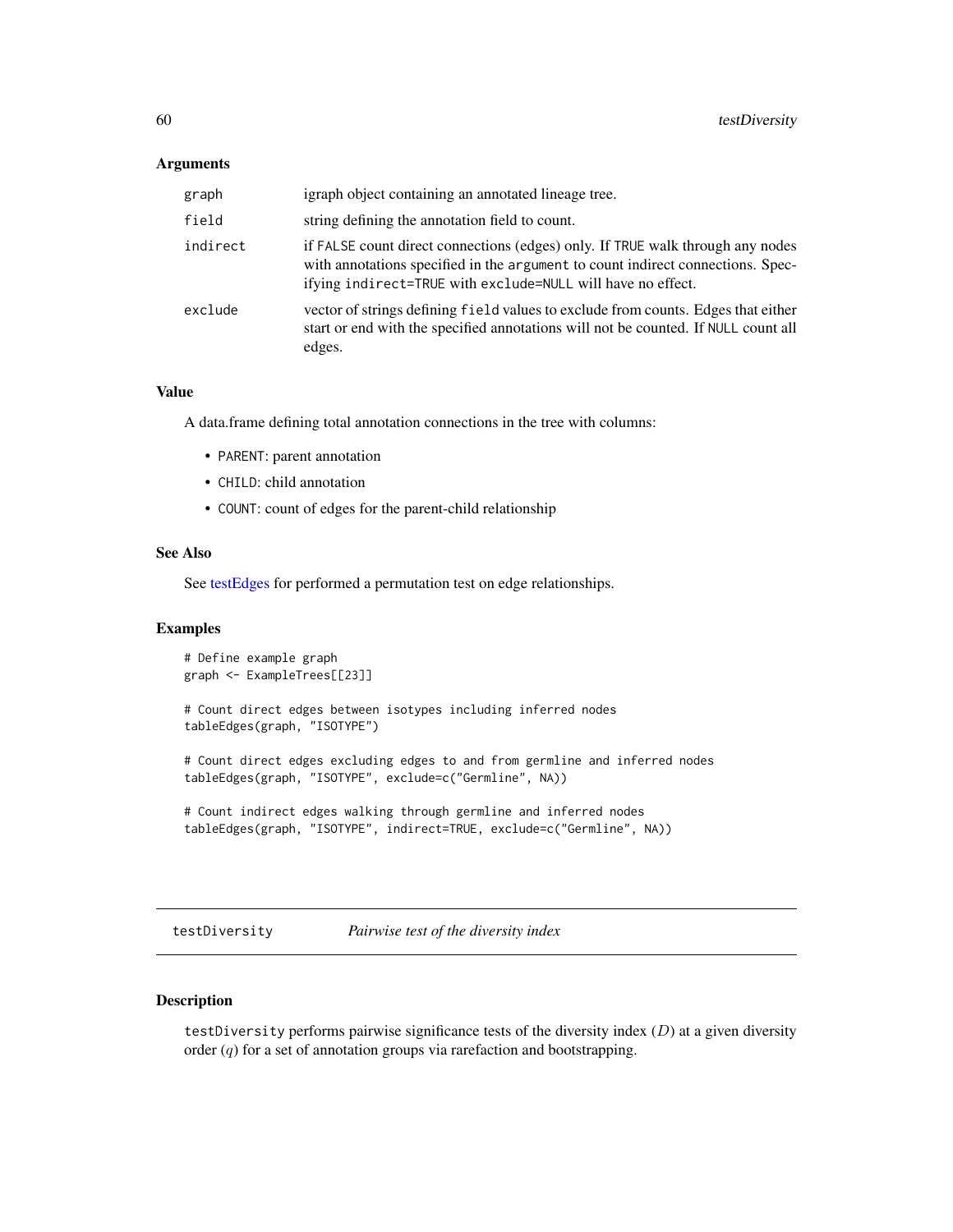### Arguments

| | |
|---|---|
| graph | igraph object containing an annotated lineage tree. |
| field | string defining the annotation field to count. |
| indirect | if FALSE count direct connections (edges) only. If TRUE walk through any nodes with annotations specified in the argument to count indirect connections. Specifying indirect=TRUE with exclude=NULL will have no effect. |
| exclude | vector of strings defining field values to exclude from counts. Edges that either start or end with the specified annotations will not be counted. If NULL count all edges. |

### Value

A data.frame defining total annotation connections in the tree with columns:

- PARENT: parent annotation
- CHILD: child annotation
- COUNT: count of edges for the parent-child relationship

### See Also

See testEdges for performed a permutation test on edge relationships.

### Examples

```
# Define example graph
graph <- ExampleTrees[[23]]

# Count direct edges between isotypes including inferred nodes
tableEdges(graph, "ISOTYPE")

# Count direct edges excluding edges to and from germline and inferred nodes
tableEdges(graph, "ISOTYPE", exclude=c("Germline", NA))

# Count indirect edges walking through germline and inferred nodes
tableEdges(graph, "ISOTYPE", indirect=TRUE, exclude=c("Germline", NA))
```

---

## testDiversity &emsp; *Pairwise test of the diversity index*

### Description

testDiversity performs pairwise significance tests of the diversity index ($D$) at a given diversity order ($q$) for a set of annotation groups via rarefaction and bootstrapping.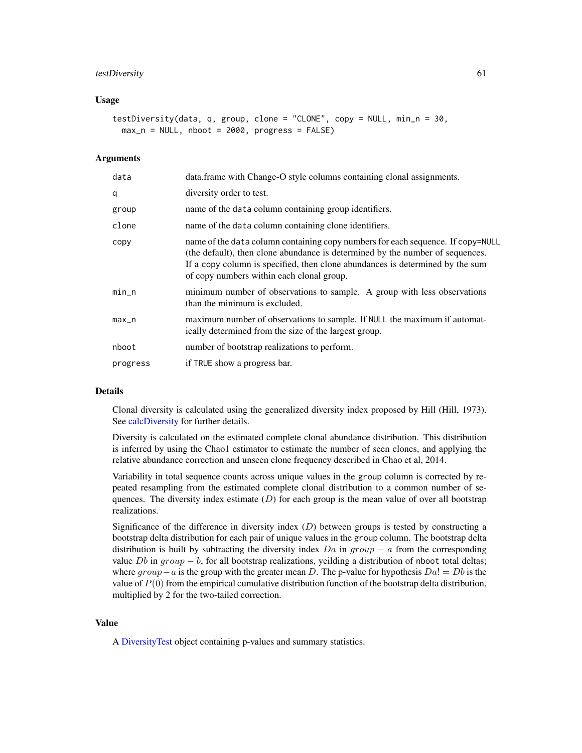## Usage

```
testDiversity(data, q, group, clone = "CLONE", copy = NULL, min_n = 30,
  max_n = NULL, nboot = 2000, progress = FALSE)
```

## Arguments

| | |
|---|---|
| data | data.frame with Change-O style columns containing clonal assignments. |
| q | diversity order to test. |
| group | name of the data column containing group identifiers. |
| clone | name of the data column containing clone identifiers. |
| copy | name of the data column containing copy numbers for each sequence. If copy=NULL (the default), then clone abundance is determined by the number of sequences. If a copy column is specified, then clone abundances is determined by the sum of copy numbers within each clonal group. |
| min_n | minimum number of observations to sample. A group with less observations than the minimum is excluded. |
| max_n | maximum number of observations to sample. If NULL the maximum if automatically determined from the size of the largest group. |
| nboot | number of bootstrap realizations to perform. |
| progress | if TRUE show a progress bar. |

## Details

Clonal diversity is calculated using the generalized diversity index proposed by Hill (Hill, 1973). See calcDiversity for further details.

Diversity is calculated on the estimated complete clonal abundance distribution. This distribution is inferred by using the Chao1 estimator to estimate the number of seen clones, and applying the relative abundance correction and unseen clone frequency described in Chao et al, 2014.

Variability in total sequence counts across unique values in the group column is corrected by repeated resampling from the estimated complete clonal distribution to a common number of sequences. The diversity index estimate ($D$) for each group is the mean value of over all bootstrap realizations.

Significance of the difference in diversity index ($D$) between groups is tested by constructing a bootstrap delta distribution for each pair of unique values in the group column. The bootstrap delta distribution is built by subtracting the diversity index $Da$ in $group-a$ from the corresponding value $Db$ in $group-b$, for all bootstrap realizations, yeilding a distribution of nboot total deltas; where $group-a$ is the group with the greater mean $D$. The p-value for hypothesis $Da != Db$ is the value of $P(0)$ from the empirical cumulative distribution function of the bootstrap delta distribution, multiplied by 2 for the two-tailed correction.

## Value

A DiversityTest object containing p-values and summary statistics.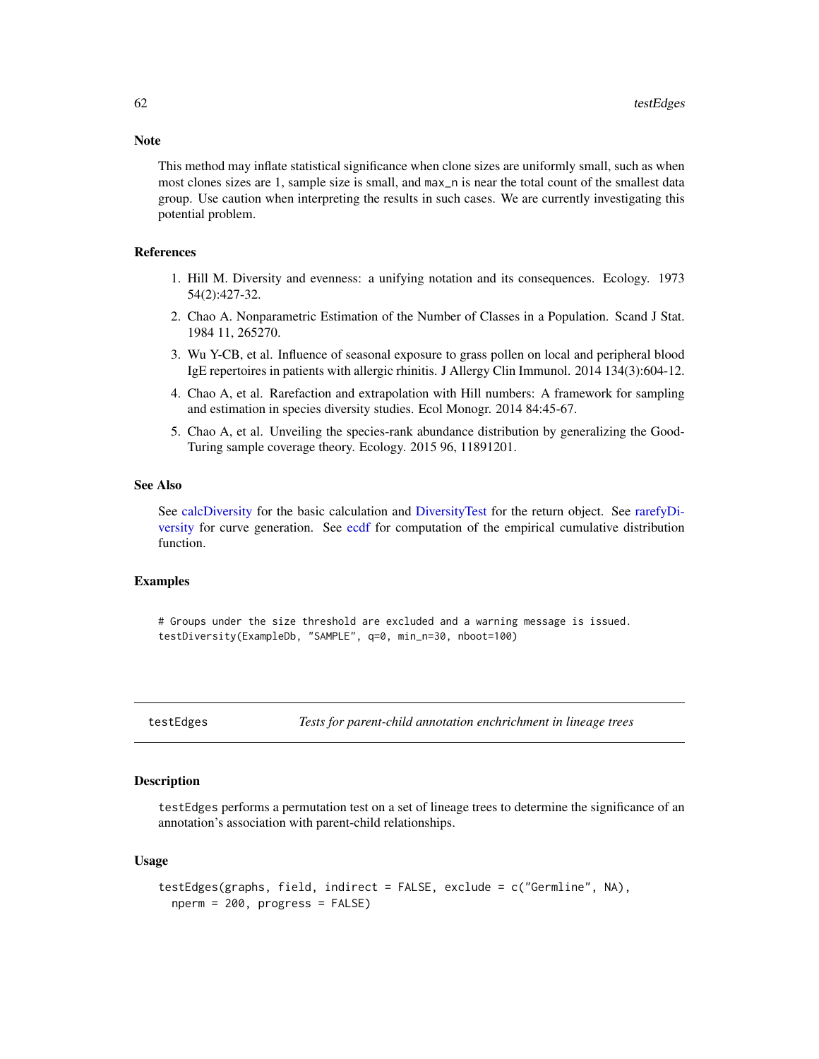### Note

This method may inflate statistical significance when clone sizes are uniformly small, such as when most clones sizes are 1, sample size is small, and `max_n` is near the total count of the smallest data group. Use caution when interpreting the results in such cases. We are currently investigating this potential problem.

### References

1. Hill M. Diversity and evenness: a unifying notation and its consequences. Ecology. 1973 54(2):427-32.
2. Chao A. Nonparametric Estimation of the Number of Classes in a Population. Scand J Stat. 1984 11, 265270.
3. Wu Y-CB, et al. Influence of seasonal exposure to grass pollen on local and peripheral blood IgE repertoires in patients with allergic rhinitis. J Allergy Clin Immunol. 2014 134(3):604-12.
4. Chao A, et al. Rarefaction and extrapolation with Hill numbers: A framework for sampling and estimation in species diversity studies. Ecol Monogr. 2014 84:45-67.
5. Chao A, et al. Unveiling the species-rank abundance distribution by generalizing the Good-Turing sample coverage theory. Ecology. 2015 96, 11891201.

### See Also

See calcDiversity for the basic calculation and DiversityTest for the return object. See rarefyDiversity for curve generation. See ecdf for computation of the empirical cumulative distribution function.

### Examples

```
# Groups under the size threshold are excluded and a warning message is issued.
testDiversity(ExampleDb, "SAMPLE", q=0, min_n=30, nboot=100)
```

---

## testEdges — *Tests for parent-child annotation enchrichment in lineage trees*

---

### Description

`testEdges` performs a permutation test on a set of lineage trees to determine the significance of an annotation's association with parent-child relationships.

### Usage

```
testEdges(graphs, field, indirect = FALSE, exclude = c("Germline", NA),
  nperm = 200, progress = FALSE)
```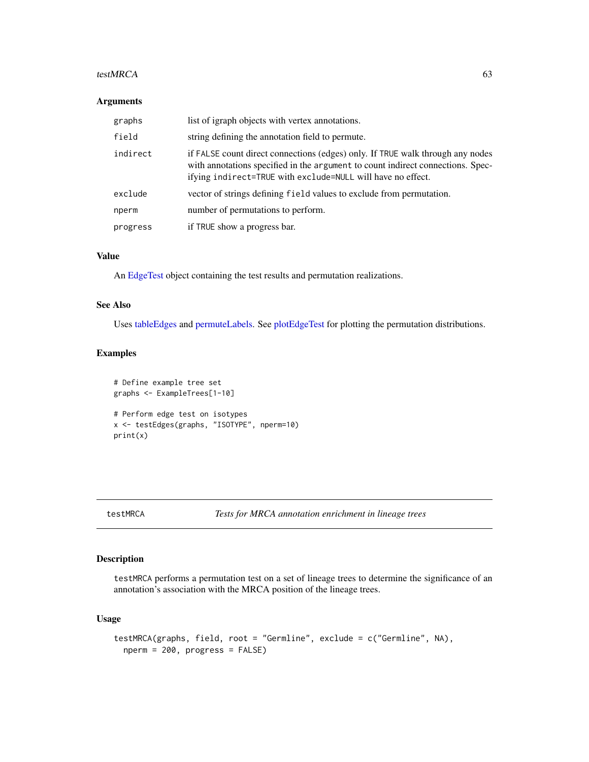### Arguments

| | |
|---|---|
| graphs | list of igraph objects with vertex annotations. |
| field | string defining the annotation field to permute. |
| indirect | if FALSE count direct connections (edges) only. If TRUE walk through any nodes with annotations specified in the argument to count indirect connections. Specifying indirect=TRUE with exclude=NULL will have no effect. |
| exclude | vector of strings defining field values to exclude from permutation. |
| nperm | number of permutations to perform. |
| progress | if TRUE show a progress bar. |

### Value

An EdgeTest object containing the test results and permutation realizations.

### See Also

Uses tableEdges and permuteLabels. See plotEdgeTest for plotting the permutation distributions.

### Examples

```
# Define example tree set
graphs <- ExampleTrees[1-10]

# Perform edge test on isotypes
x <- testEdges(graphs, "ISOTYPE", nperm=10)
print(x)
```

---

## testMRCA — *Tests for MRCA annotation enrichment in lineage trees*

### Description

testMRCA performs a permutation test on a set of lineage trees to determine the significance of an annotation's association with the MRCA position of the lineage trees.

### Usage

```
testMRCA(graphs, field, root = "Germline", exclude = c("Germline", NA),
  nperm = 200, progress = FALSE)
```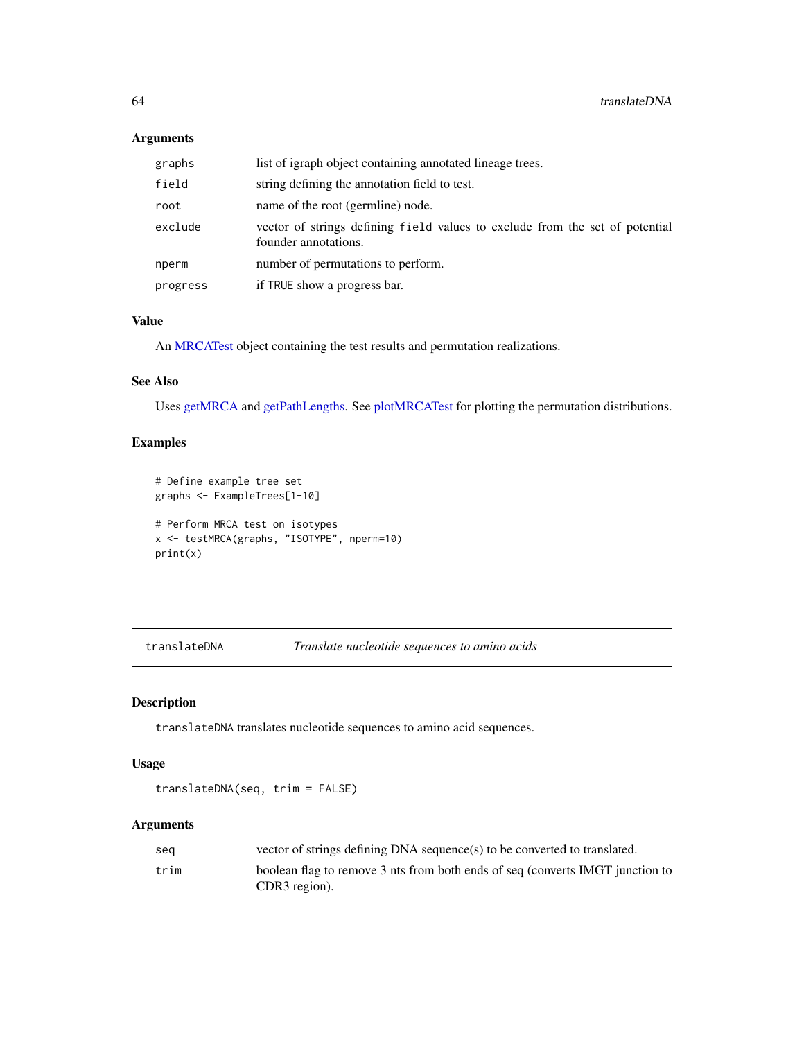### Arguments

| | |
|---|---|
| graphs | list of igraph object containing annotated lineage trees. |
| field | string defining the annotation field to test. |
| root | name of the root (germline) node. |
| exclude | vector of strings defining `field` values to exclude from the set of potential founder annotations. |
| nperm | number of permutations to perform. |
| progress | if `TRUE` show a progress bar. |

### Value

An MRCATest object containing the test results and permutation realizations.

### See Also

Uses getMRCA and getPathLengths. See plotMRCATest for plotting the permutation distributions.

### Examples

```
# Define example tree set
graphs <- ExampleTrees[1-10]

# Perform MRCA test on isotypes
x <- testMRCA(graphs, "ISOTYPE", nperm=10)
print(x)
```

---

## translateDNA — *Translate nucleotide sequences to amino acids*

### Description

`translateDNA` translates nucleotide sequences to amino acid sequences.

### Usage

```
translateDNA(seq, trim = FALSE)
```

### Arguments

| | |
|---|---|
| seq | vector of strings defining DNA sequence(s) to be converted to translated. |
| trim | boolean flag to remove 3 nts from both ends of seq (converts IMGT junction to CDR3 region). |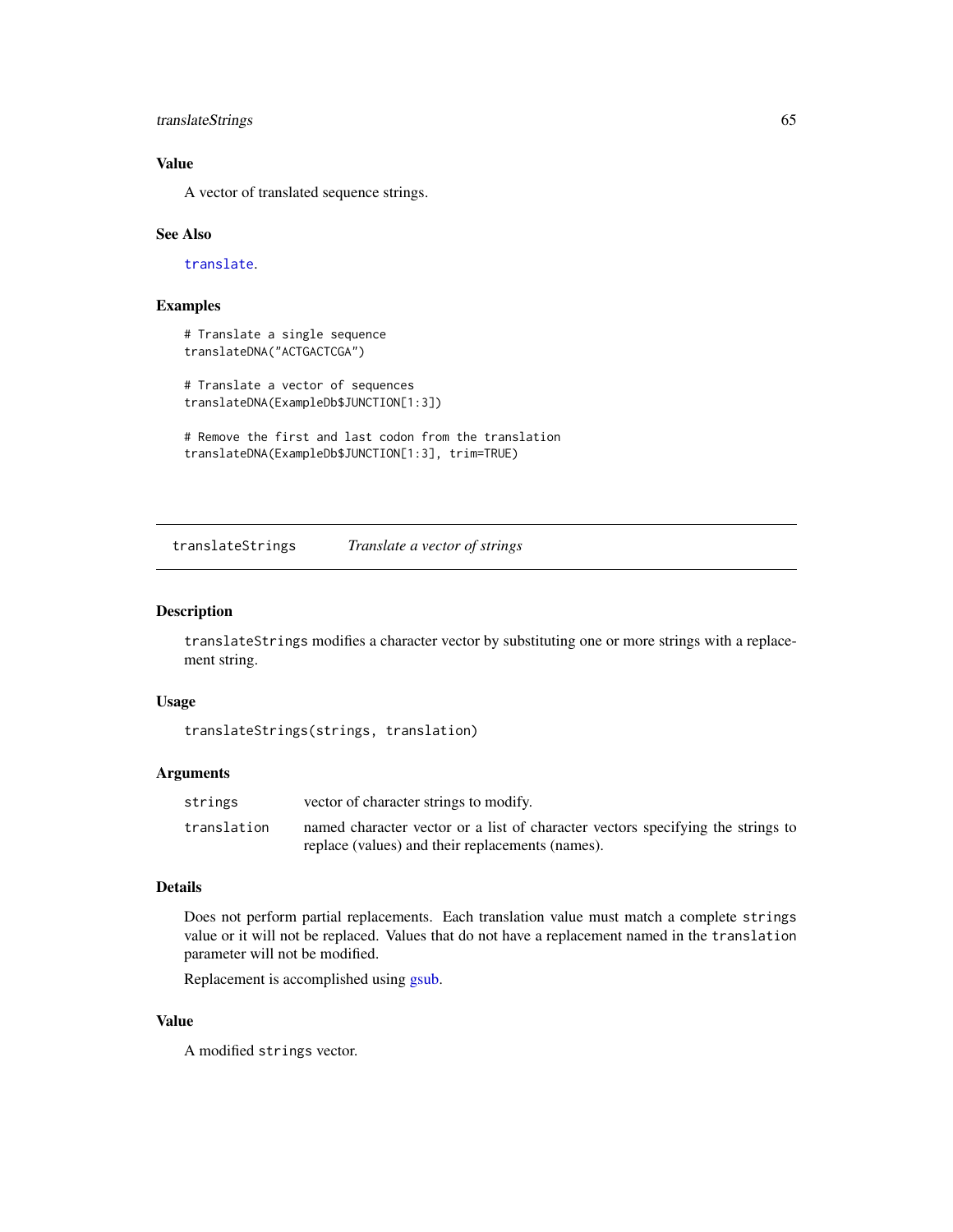### Value

A vector of translated sequence strings.

### See Also

translate.

### Examples

```
# Translate a single sequence
translateDNA("ACTGACTCGA")

# Translate a vector of sequences
translateDNA(ExampleDb$JUNCTION[1:3])

# Remove the first and last codon from the translation
translateDNA(ExampleDb$JUNCTION[1:3], trim=TRUE)
```

---

## translateStrings *Translate a vector of strings*

---

### Description

translateStrings modifies a character vector by substituting one or more strings with a replacement string.

### Usage

```
translateStrings(strings, translation)
```

### Arguments

| | |
|---|---|
| strings | vector of character strings to modify. |
| translation | named character vector or a list of character vectors specifying the strings to replace (values) and their replacements (names). |

### Details

Does not perform partial replacements. Each translation value must match a complete strings value or it will not be replaced. Values that do not have a replacement named in the translation parameter will not be modified.

Replacement is accomplished using gsub.

### Value

A modified strings vector.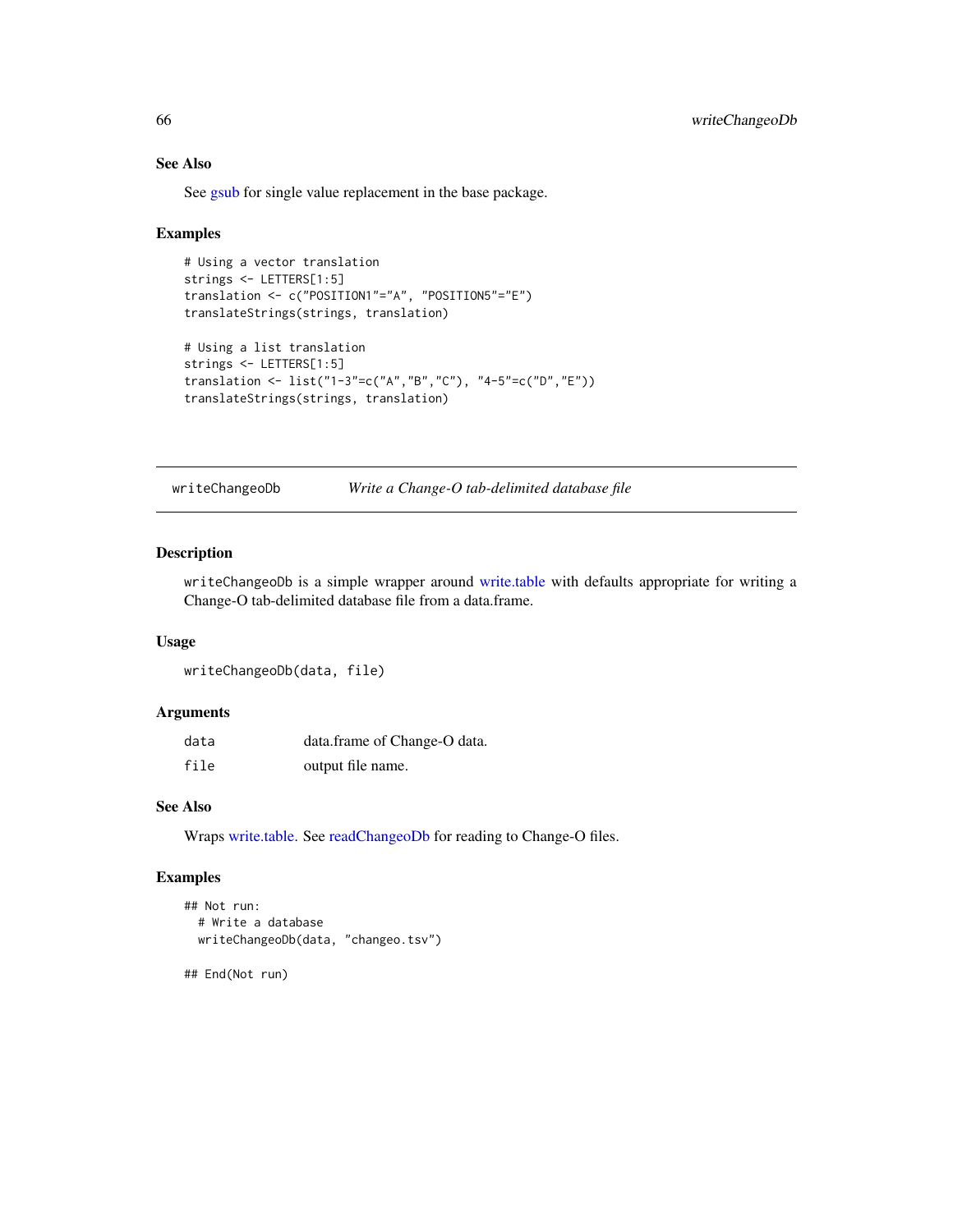### See Also

See gsub for single value replacement in the base package.

### Examples

```
# Using a vector translation
strings <- LETTERS[1:5]
translation <- c("POSITION1"="A", "POSITION5"="E")
translateStrings(strings, translation)

# Using a list translation
strings <- LETTERS[1:5]
translation <- list("1-3"=c("A","B","C"), "4-5"=c("D","E"))
translateStrings(strings, translation)
```

## writeChangeoDb — *Write a Change-O tab-delimited database file*

### Description

`writeChangeoDb` is a simple wrapper around write.table with defaults appropriate for writing a Change-O tab-delimited database file from a data.frame.

### Usage

```
writeChangeoDb(data, file)
```

### Arguments

| | |
|---|---|
| `data` | data.frame of Change-O data. |
| `file` | output file name. |

### See Also

Wraps write.table. See readChangeoDb for reading to Change-O files.

### Examples

```
## Not run:
  # Write a database
  writeChangeoDb(data, "changeo.tsv")

## End(Not run)
```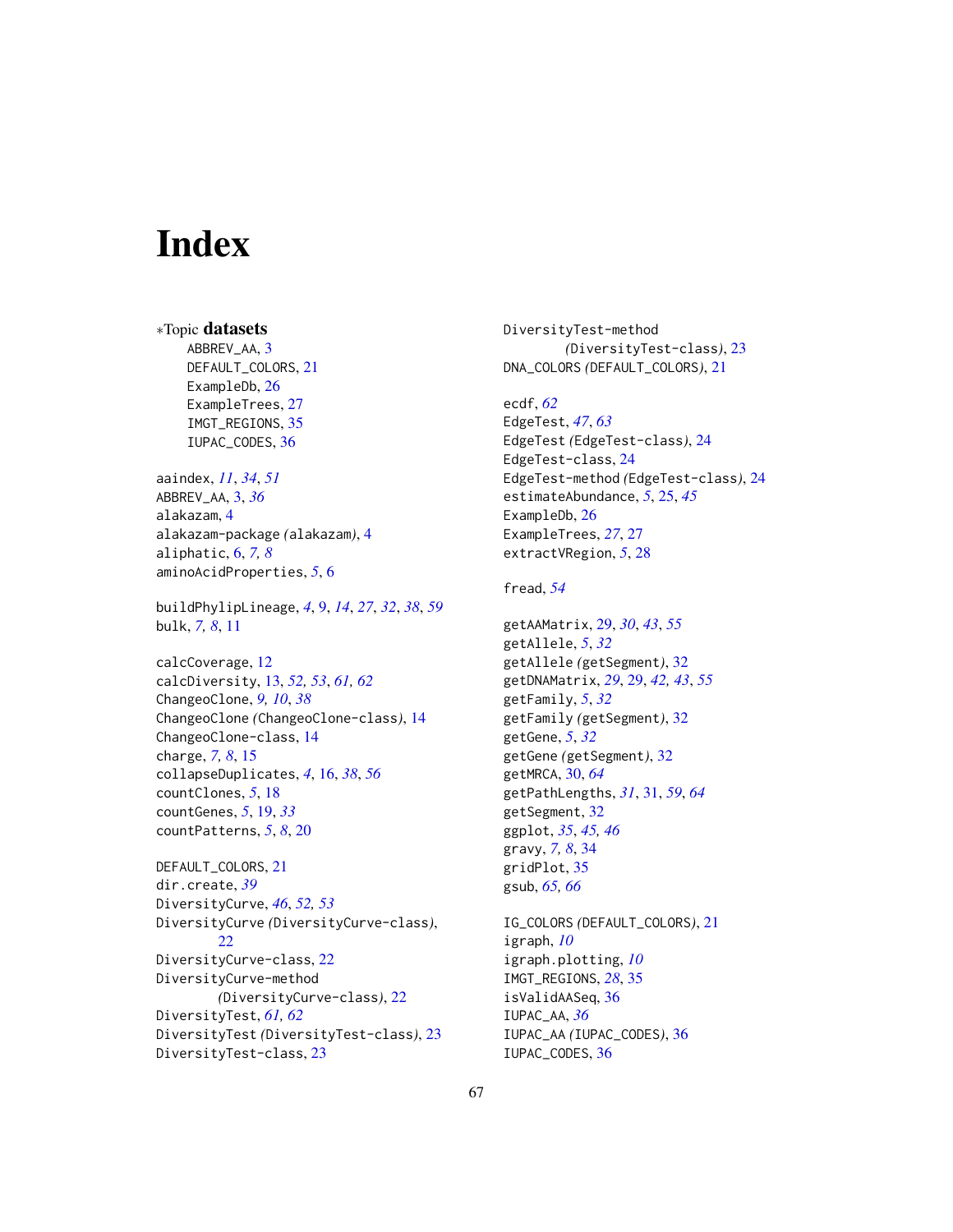# Index

∗Topic **datasets**

- ABBREV_AA, 3
- DEFAULT_COLORS, 21
- ExampleDb, 26
- ExampleTrees, 27
- IMGT_REGIONS, 35
- IUPAC_CODES, 36

aaindex, *11*, *34*, *51*
ABBREV_AA, 3, *36*
alakazam, 4
alakazam-package *(*alakazam*)*, 4
aliphatic, 6, *7, 8*
aminoAcidProperties, *5*, 6

buildPhylipLineage, *4*, 9, *14*, *27*, *32*, *38*, *59*
bulk, *7, 8*, 11

calcCoverage, 12
calcDiversity, 13, *52, 53*, *61, 62*
ChangeoClone, *9, 10*, *38*
ChangeoClone *(*ChangeoClone-class*)*, 14
ChangeoClone-class, 14
charge, *7, 8*, 15
collapseDuplicates, *4*, 16, *38*, *56*
countClones, *5*, 18
countGenes, *5*, 19, *33*
countPatterns, *5*, *8*, 20

DEFAULT_COLORS, 21
dir.create, *39*
DiversityCurve, *46*, *52, 53*
DiversityCurve *(*DiversityCurve-class*)*, 22
DiversityCurve-class, 22
DiversityCurve-method *(*DiversityCurve-class*)*, 22
DiversityTest, *61, 62*
DiversityTest *(*DiversityTest-class*)*, 23
DiversityTest-class, 23
DiversityTest-method *(*DiversityTest-class*)*, 23
DNA_COLORS *(*DEFAULT_COLORS*)*, 21

ecdf, *62*
EdgeTest, *47*, *63*
EdgeTest *(*EdgeTest-class*)*, 24
EdgeTest-class, 24
EdgeTest-method *(*EdgeTest-class*)*, 24
estimateAbundance, *5*, 25, *45*
ExampleDb, 26
ExampleTrees, *27*, 27
extractVRegion, *5*, 28

fread, *54*

getAAMatrix, 29, *30*, *43*, *55*
getAllele, *5*, *32*
getAllele *(*getSegment*)*, 32
getDNAMatrix, *29*, 29, *42, 43*, *55*
getFamily, *5*, *32*
getFamily *(*getSegment*)*, 32
getGene, *5*, *32*
getGene *(*getSegment*)*, 32
getMRCA, 30, *64*
getPathLengths, *31*, 31, *59*, *64*
getSegment, 32
ggplot, *35*, *45, 46*
gravy, *7, 8*, 34
gridPlot, 35
gsub, *65, 66*

IG_COLORS *(*DEFAULT_COLORS*)*, 21
igraph, *10*
igraph.plotting, *10*
IMGT_REGIONS, *28*, 35
isValidAASeq, 36
IUPAC_AA, *36*
IUPAC_AA *(*IUPAC_CODES*)*, 36
IUPAC_CODES, 36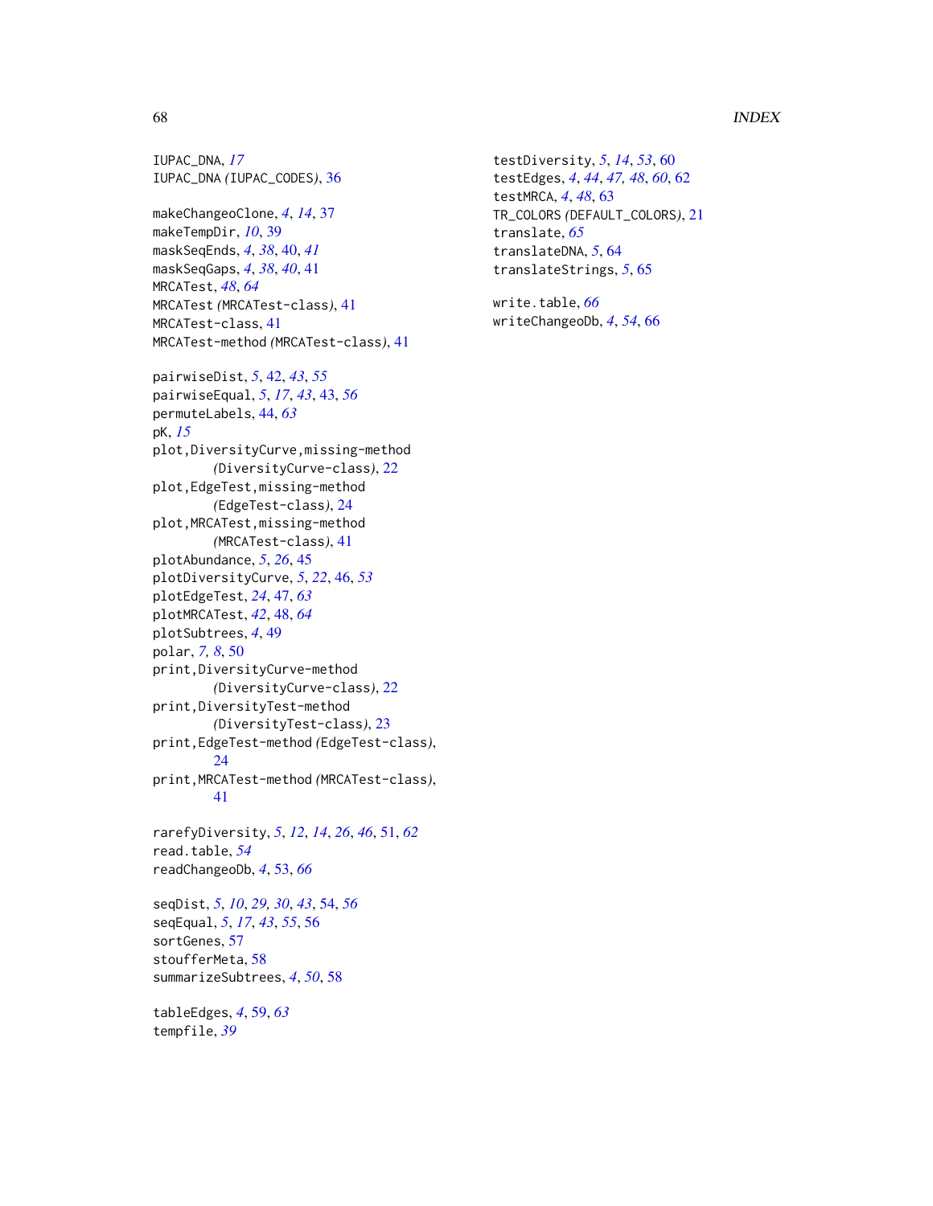IUPAC_DNA, *17*
IUPAC_DNA *(*IUPAC_CODES*)*, 36

makeChangeoClone, *4*, *14*, 37
makeTempDir, *10*, 39
maskSeqEnds, *4*, *38*, 40, *41*
maskSeqGaps, *4*, *38*, *40*, 41
MRCATest, *48*, *64*
MRCATest *(*MRCATest-class*)*, 41
MRCATest-class, 41
MRCATest-method *(*MRCATest-class*)*, 41

pairwiseDist, *5*, 42, *43*, *55*
pairwiseEqual, *5*, *17*, *43*, 43, *56*
permuteLabels, 44, *63*
pK, *15*
plot,DiversityCurve,missing-method
    *(*DiversityCurve-class*)*, 22
plot,EdgeTest,missing-method
    *(*EdgeTest-class*)*, 24
plot,MRCATest,missing-method
    *(*MRCATest-class*)*, 41
plotAbundance, *5*, *26*, 45
plotDiversityCurve, *5*, *22*, 46, *53*
plotEdgeTest, *24*, 47, *63*
plotMRCATest, *42*, 48, *64*
plotSubtrees, *4*, 49
polar, *7*, *8*, 50
print,DiversityCurve-method
    *(*DiversityCurve-class*)*, 22
print,DiversityTest-method
    *(*DiversityTest-class*)*, 23
print,EdgeTest-method *(*EdgeTest-class*)*,
    24
print,MRCATest-method *(*MRCATest-class*)*,
    41

rarefyDiversity, *5*, *12*, *14*, *26*, *46*, 51, *62*
read.table, *54*
readChangeoDb, *4*, 53, *66*

seqDist, *5*, *10*, *29*, *30*, *43*, 54, *56*
seqEqual, *5*, *17*, *43*, *55*, 56
sortGenes, 57
stoufferMeta, 58
summarizeSubtrees, *4*, *50*, 58

tableEdges, *4*, 59, *63*
tempfile, *39*
testDiversity, *5*, *14*, *53*, 60
testEdges, *4*, *44*, *47*, *48*, *60*, 62
testMRCA, *4*, *48*, 63
TR_COLORS *(*DEFAULT_COLORS*)*, 21
translate, *65*
translateDNA, *5*, 64
translateStrings, *5*, 65

write.table, *66*
writeChangeoDb, *4*, *54*, 66